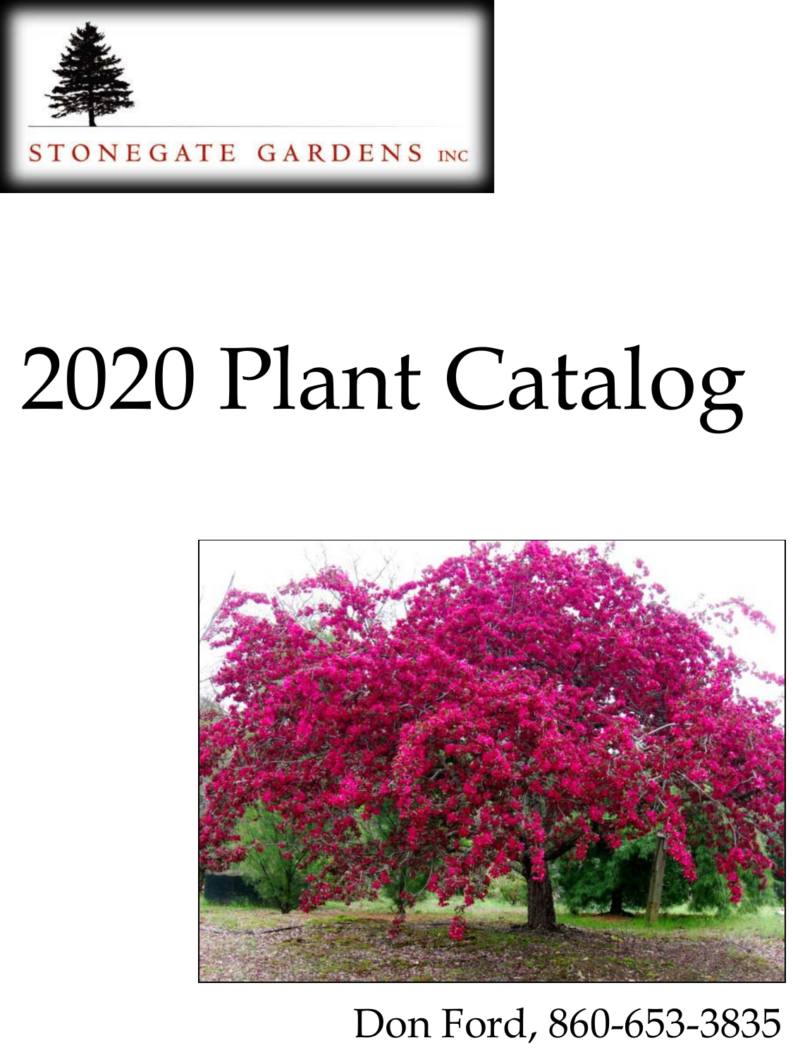STONEGATE GARDENS INC

# 2020 Plant Catalog

Don Ford, 860-653-3835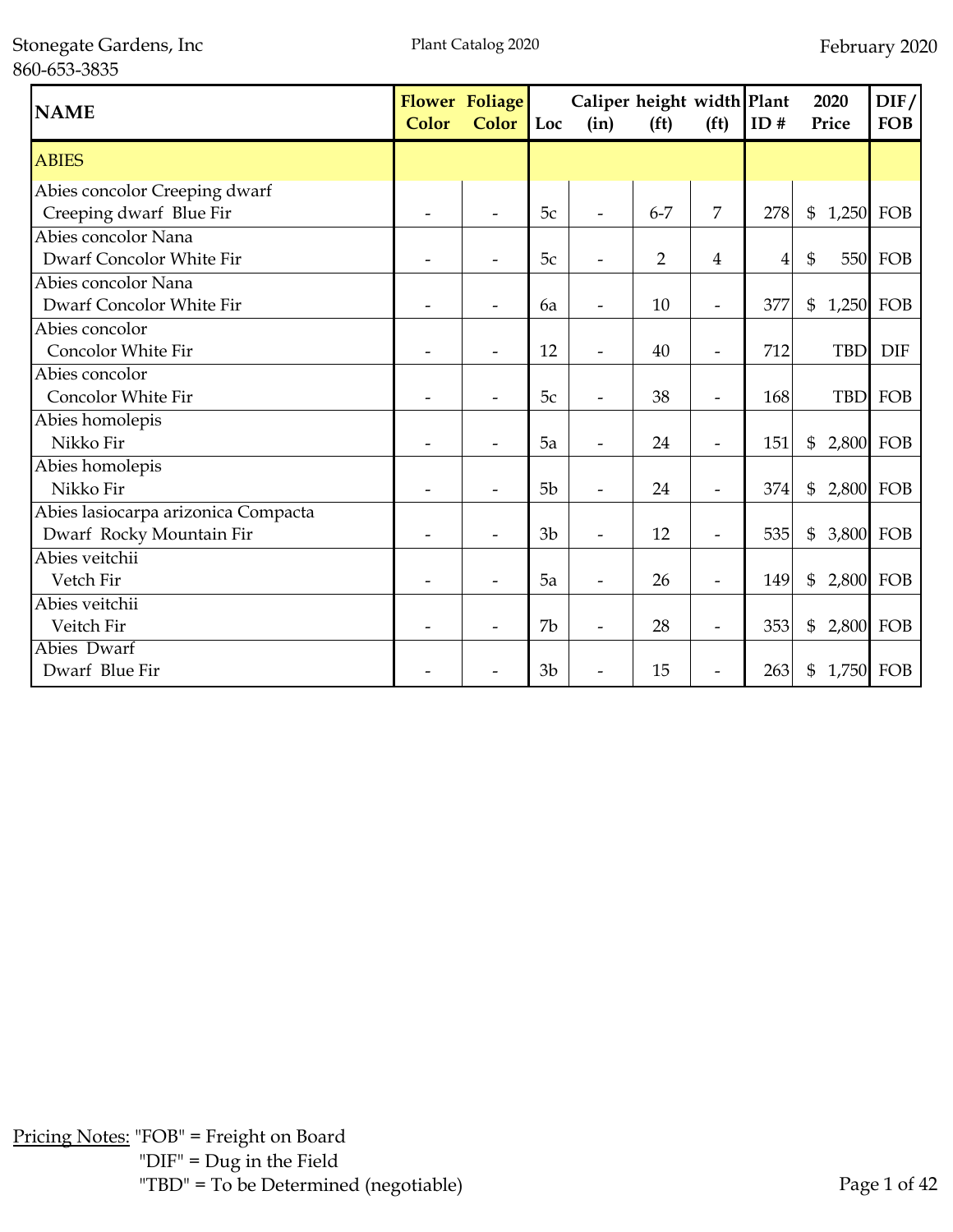Stonegate Gardens, Inc
860-653-3835

Plant Catalog 2020

February 2020

| NAME | Flower Color | Foliage Color | Loc | Caliper (in) | height (ft) | width (ft) | Plant ID # | 2020 Price | DIF/FOB |
|---|---|---|---|---|---|---|---|---|---|
| ABIES | | | | | | | | | |
| Abies concolor Creeping dwarf<br>Creeping dwarf Blue Fir | - | - | 5c | - | 6-7 | 7 | 278 | $ 1,250 | FOB |
| Abies concolor Nana<br>Dwarf Concolor White Fir | - | - | 5c | - | 2 | 4 | 4 | $ 550 | FOB |
| Abies concolor Nana<br>Dwarf Concolor White Fir | - | - | 6a | - | 10 | - | 377 | $ 1,250 | FOB |
| Abies concolor<br>Concolor White Fir | - | - | 12 | - | 40 | - | 712 | TBD | DIF |
| Abies concolor<br>Concolor White Fir | - | - | 5c | - | 38 | - | 168 | TBD | FOB |
| Abies homolepis<br>Nikko Fir | - | - | 5a | - | 24 | - | 151 | $ 2,800 | FOB |
| Abies homolepis<br>Nikko Fir | - | - | 5b | - | 24 | - | 374 | $ 2,800 | FOB |
| Abies lasiocarpa arizonica Compacta<br>Dwarf Rocky Mountain Fir | - | - | 3b | - | 12 | - | 535 | $ 3,800 | FOB |
| Abies veitchii<br>Vetch Fir | - | - | 5a | - | 26 | - | 149 | $ 2,800 | FOB |
| Abies veitchii<br>Veitch Fir | - | - | 7b | - | 28 | - | 353 | $ 2,800 | FOB |
| Abies Dwarf<br>Dwarf Blue Fir | - | - | 3b | - | 15 | - | 263 | $ 1,750 | FOB |

Pricing Notes: "FOB" = Freight on Board
"DIF" = Dug in the Field
"TBD" = To be Determined (negotiable)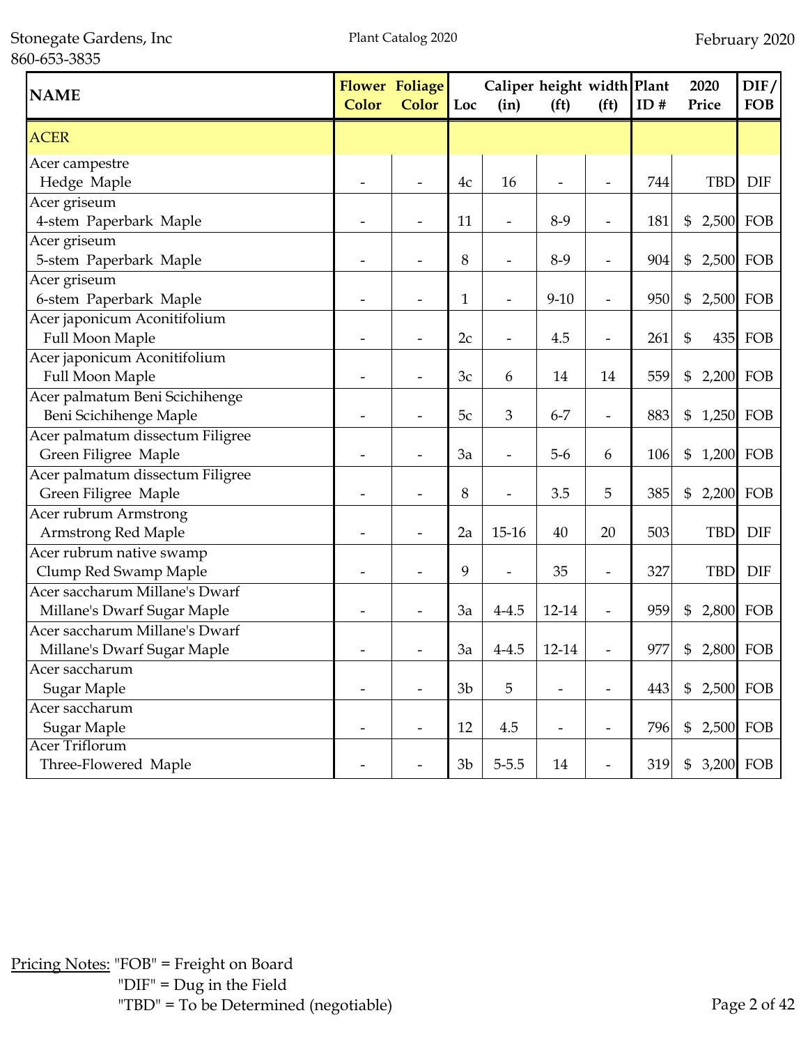| NAME | Flower Color | Foliage Color | Loc | Caliper (in) | height (ft) | width (ft) | Plant ID # | 2020 Price | DIF/ FOB |
|---|---|---|---|---|---|---|---|---|---|
| ACER | | | | | | | | | |
| Acer campestre<br>Hedge Maple | - | - | 4c | 16 | - | - | 744 | TBD | DIF |
| Acer griseum<br>4-stem Paperbark Maple | - | - | 11 | - | 8-9 | - | 181 | $ 2,500 | FOB |
| Acer griseum<br>5-stem Paperbark Maple | - | - | 8 | - | 8-9 | - | 904 | $ 2,500 | FOB |
| Acer griseum<br>6-stem Paperbark Maple | - | - | 1 | - | 9-10 | - | 950 | $ 2,500 | FOB |
| Acer japonicum Aconitifolium<br>Full Moon Maple | - | - | 2c | - | 4.5 | - | 261 | $ 435 | FOB |
| Acer japonicum Aconitifolium<br>Full Moon Maple | - | - | 3c | 6 | 14 | 14 | 559 | $ 2,200 | FOB |
| Acer palmatum Beni Scichihenge<br>Beni Scichihenge Maple | - | - | 5c | 3 | 6-7 | - | 883 | $ 1,250 | FOB |
| Acer palmatum dissectum Filigree<br>Green Filigree Maple | - | - | 3a | - | 5-6 | 6 | 106 | $ 1,200 | FOB |
| Acer palmatum dissectum Filigree<br>Green Filigree Maple | - | - | 8 | - | 3.5 | 5 | 385 | $ 2,200 | FOB |
| Acer rubrum Armstrong<br>Armstrong Red Maple | - | - | 2a | 15-16 | 40 | 20 | 503 | TBD | DIF |
| Acer rubrum native swamp<br>Clump Red Swamp Maple | - | - | 9 | - | 35 | - | 327 | TBD | DIF |
| Acer saccharum Millane's Dwarf<br>Millane's Dwarf Sugar Maple | - | - | 3a | 4-4.5 | 12-14 | - | 959 | $ 2,800 | FOB |
| Acer saccharum Millane's Dwarf<br>Millane's Dwarf Sugar Maple | - | - | 3a | 4-4.5 | 12-14 | - | 977 | $ 2,800 | FOB |
| Acer saccharum<br>Sugar Maple | - | - | 3b | 5 | - | - | 443 | $ 2,500 | FOB |
| Acer saccharum<br>Sugar Maple | - | - | 12 | 4.5 | - | - | 796 | $ 2,500 | FOB |
| Acer Triflorum<br>Three-Flowered Maple | - | - | 3b | 5-5.5 | 14 | - | 319 | $ 3,200 | FOB |

Pricing Notes: "FOB" = Freight on Board
"DIF" = Dug in the Field
"TBD" = To be Determined (negotiable)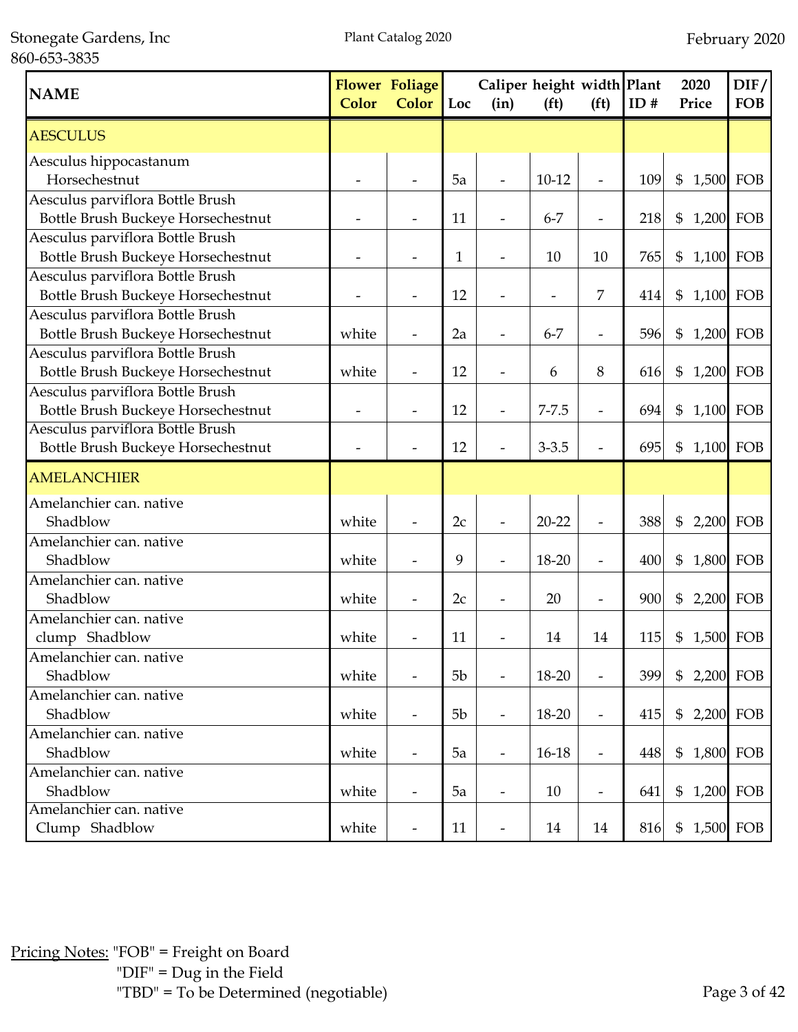Stonegate Gardens, Inc
860-653-3835

Plant Catalog 2020

February 2020

| NAME | Flower Color | Foliage Color | Loc | Caliper (in) | height (ft) | width (ft) | Plant ID # | 2020 Price | DIF/ FOB |
|---|---|---|---|---|---|---|---|---|---|
| **AESCULUS** | | | | | | | | | |
| Aesculus hippocastanum Horsechestnut | - | - | 5a | - | 10-12 | - | 109 | $ 1,500 | FOB |
| Aesculus parviflora Bottle Brush Bottle Brush Buckeye Horsechestnut | - | - | 11 | - | 6-7 | - | 218 | $ 1,200 | FOB |
| Aesculus parviflora Bottle Brush Bottle Brush Buckeye Horsechestnut | - | - | 1 | - | 10 | 10 | 765 | $ 1,100 | FOB |
| Aesculus parviflora Bottle Brush Bottle Brush Buckeye Horsechestnut | - | - | 12 | - | - | 7 | 414 | $ 1,100 | FOB |
| Aesculus parviflora Bottle Brush Bottle Brush Buckeye Horsechestnut | white | - | 2a | - | 6-7 | - | 596 | $ 1,200 | FOB |
| Aesculus parviflora Bottle Brush Bottle Brush Buckeye Horsechestnut | white | - | 12 | - | 6 | 8 | 616 | $ 1,200 | FOB |
| Aesculus parviflora Bottle Brush Bottle Brush Buckeye Horsechestnut | - | - | 12 | - | 7-7.5 | - | 694 | $ 1,100 | FOB |
| Aesculus parviflora Bottle Brush Bottle Brush Buckeye Horsechestnut | - | - | 12 | - | 3-3.5 | - | 695 | $ 1,100 | FOB |
| **AMELANCHIER** | | | | | | | | | |
| Amelanchier can. native Shadblow | white | - | 2c | - | 20-22 | - | 388 | $ 2,200 | FOB |
| Amelanchier can. native Shadblow | white | - | 9 | - | 18-20 | - | 400 | $ 1,800 | FOB |
| Amelanchier can. native Shadblow | white | - | 2c | - | 20 | - | 900 | $ 2,200 | FOB |
| Amelanchier can. native clump Shadblow | white | - | 11 | - | 14 | 14 | 115 | $ 1,500 | FOB |
| Amelanchier can. native Shadblow | white | - | 5b | - | 18-20 | - | 399 | $ 2,200 | FOB |
| Amelanchier can. native Shadblow | white | - | 5b | - | 18-20 | - | 415 | $ 2,200 | FOB |
| Amelanchier can. native Shadblow | white | - | 5a | - | 16-18 | - | 448 | $ 1,800 | FOB |
| Amelanchier can. native Shadblow | white | - | 5a | - | 10 | - | 641 | $ 1,200 | FOB |
| Amelanchier can. native Clump Shadblow | white | - | 11 | - | 14 | 14 | 816 | $ 1,500 | FOB |

Pricing Notes: "FOB" = Freight on Board
"DIF" = Dug in the Field
"TBD" = To be Determined (negotiable)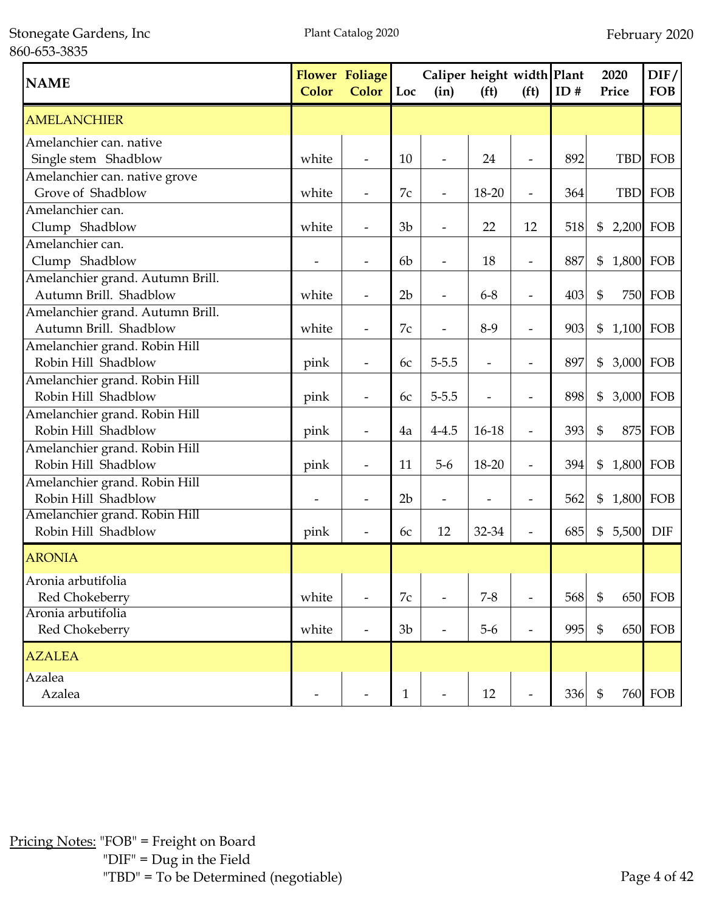| NAME | Flower Color | Foliage Color | Loc | Caliper (in) | height (ft) | width (ft) | Plant ID # | 2020 Price | DIF/ FOB |
|---|---|---|---|---|---|---|---|---|---|
| AMELANCHIER | | | | | | | | | |
| Amelanchier can. native Single stem Shadblow | white | - | 10 | - | 24 | - | 892 | TBD | FOB |
| Amelanchier can. native grove Grove of Shadblow | white | - | 7c | - | 18-20 | - | 364 | TBD | FOB |
| Amelanchier can. Clump Shadblow | white | - | 3b | - | 22 | 12 | 518 | $ 2,200 | FOB |
| Amelanchier can. Clump Shadblow | - | - | 6b | - | 18 | - | 887 | $ 1,800 | FOB |
| Amelanchier grand. Autumn Brill. Autumn Brill. Shadblow | white | - | 2b | - | 6-8 | - | 403 | $ 750 | FOB |
| Amelanchier grand. Autumn Brill. Autumn Brill. Shadblow | white | - | 7c | - | 8-9 | - | 903 | $ 1,100 | FOB |
| Amelanchier grand. Robin Hill Robin Hill Shadblow | pink | - | 6c | 5-5.5 | - | - | 897 | $ 3,000 | FOB |
| Amelanchier grand. Robin Hill Robin Hill Shadblow | pink | - | 6c | 5-5.5 | - | - | 898 | $ 3,000 | FOB |
| Amelanchier grand. Robin Hill Robin Hill Shadblow | pink | - | 4a | 4-4.5 | 16-18 | - | 393 | $ 875 | FOB |
| Amelanchier grand. Robin Hill Robin Hill Shadblow | pink | - | 11 | 5-6 | 18-20 | - | 394 | $ 1,800 | FOB |
| Amelanchier grand. Robin Hill Robin Hill Shadblow | - | - | 2b | - | - | - | 562 | $ 1,800 | FOB |
| Amelanchier grand. Robin Hill Robin Hill Shadblow | pink | - | 6c | 12 | 32-34 | - | 685 | $ 5,500 | DIF |
| ARONIA | | | | | | | | | |
| Aronia arbutifolia Red Chokeberry | white | - | 7c | - | 7-8 | - | 568 | $ 650 | FOB |
| Aronia arbutifolia Red Chokeberry | white | - | 3b | - | 5-6 | - | 995 | $ 650 | FOB |
| AZALEA | | | | | | | | | |
| Azalea Azalea | - | - | 1 | - | 12 | - | 336 | $ 760 | FOB |

Pricing Notes: "FOB" = Freight on Board
"DIF" = Dug in the Field
"TBD" = To be Determined (negotiable)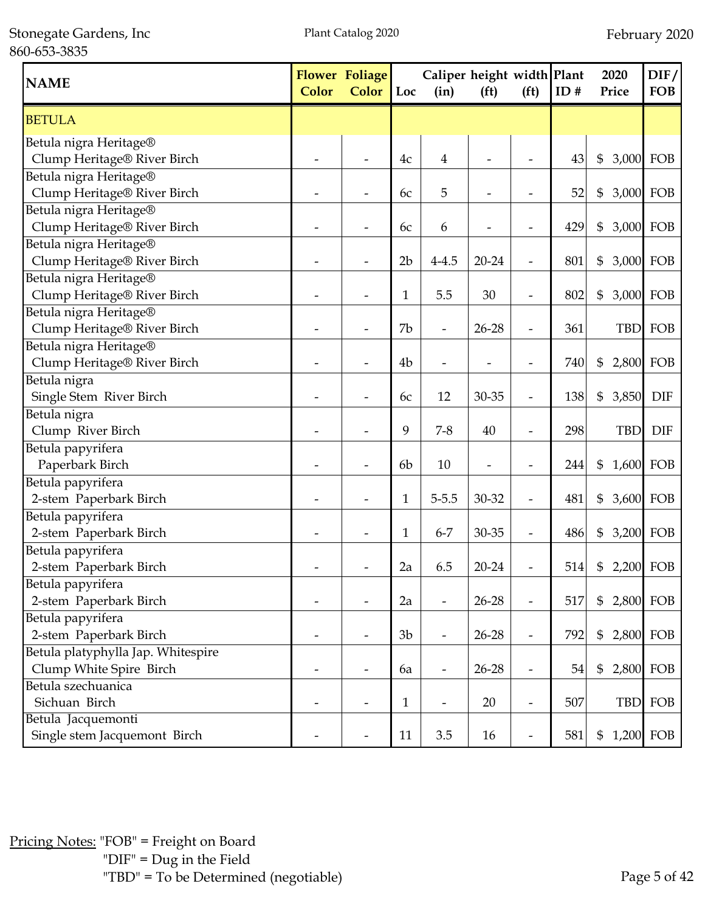| NAME | Flower Color | Foliage Color | Loc | Caliper (in) | height (ft) | width (ft) | Plant ID # | 2020 Price | DIF/ FOB |
|---|---|---|---|---|---|---|---|---|---|
| BETULA | | | | | | | | | |
| Betula nigra Heritage® Clump Heritage® River Birch | - | - | 4c | 4 | - | - | 43 | $ 3,000 | FOB |
| Betula nigra Heritage® Clump Heritage® River Birch | - | - | 6c | 5 | - | - | 52 | $ 3,000 | FOB |
| Betula nigra Heritage® Clump Heritage® River Birch | - | - | 6c | 6 | - | - | 429 | $ 3,000 | FOB |
| Betula nigra Heritage® Clump Heritage® River Birch | - | - | 2b | 4-4.5 | 20-24 | - | 801 | $ 3,000 | FOB |
| Betula nigra Heritage® Clump Heritage® River Birch | - | - | 1 | 5.5 | 30 | - | 802 | $ 3,000 | FOB |
| Betula nigra Heritage® Clump Heritage® River Birch | - | - | 7b | - | 26-28 | - | 361 | TBD | FOB |
| Betula nigra Heritage® Clump Heritage® River Birch | - | - | 4b | - | - | - | 740 | $ 2,800 | FOB |
| Betula nigra Single Stem River Birch | - | - | 6c | 12 | 30-35 | - | 138 | $ 3,850 | DIF |
| Betula nigra Clump River Birch | - | - | 9 | 7-8 | 40 | - | 298 | TBD | DIF |
| Betula papyrifera Paperbark Birch | - | - | 6b | 10 | - | - | 244 | $ 1,600 | FOB |
| Betula papyrifera 2-stem Paperbark Birch | - | - | 1 | 5-5.5 | 30-32 | - | 481 | $ 3,600 | FOB |
| Betula papyrifera 2-stem Paperbark Birch | - | - | 1 | 6-7 | 30-35 | - | 486 | $ 3,200 | FOB |
| Betula papyrifera 2-stem Paperbark Birch | - | - | 2a | 6.5 | 20-24 | - | 514 | $ 2,200 | FOB |
| Betula papyrifera 2-stem Paperbark Birch | - | - | 2a | - | 26-28 | - | 517 | $ 2,800 | FOB |
| Betula papyrifera 2-stem Paperbark Birch | - | - | 3b | - | 26-28 | - | 792 | $ 2,800 | FOB |
| Betula platyphylla Jap. Whitespire Clump White Spire Birch | - | - | 6a | - | 26-28 | - | 54 | $ 2,800 | FOB |
| Betula szechuanica Sichuan Birch | - | - | 1 | - | 20 | - | 507 | TBD | FOB |
| Betula Jacquemonti Single stem Jacquemont Birch | - | - | 11 | 3.5 | 16 | - | 581 | $ 1,200 | FOB |

Pricing Notes: "FOB" = Freight on Board
"DIF" = Dug in the Field
"TBD" = To be Determined (negotiable)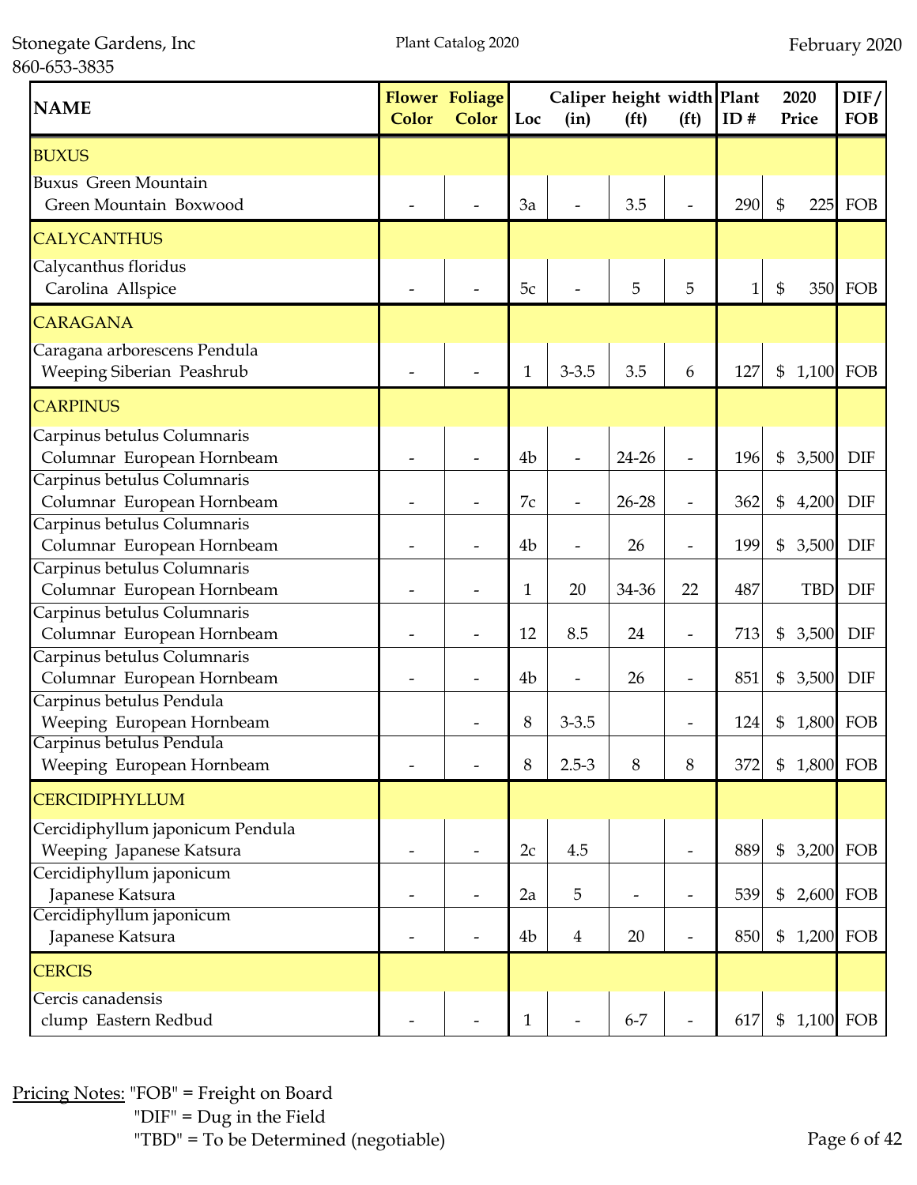Stonegate Gardens, Inc
860-653-3835

Plant Catalog 2020

February 2020

| NAME | Flower Color | Foliage Color | Loc | Caliper (in) | height (ft) | width (ft) | Plant ID # | 2020 Price | DIF/ FOB |
|---|---|---|---|---|---|---|---|---|---|
| **BUXUS** | | | | | | | | | |
| Buxus Green Mountain Green Mountain Boxwood | - | - | 3a | - | 3.5 | - | 290 | $ 225 | FOB |
| **CALYCANTHUS** | | | | | | | | | |
| Calycanthus floridus Carolina Allspice | - | - | 5c | - | 5 | 5 | 1 | $ 350 | FOB |
| **CARAGANA** | | | | | | | | | |
| Caragana arborescens Pendula Weeping Siberian Peashrub | - | - | 1 | 3-3.5 | 3.5 | 6 | 127 | $ 1,100 | FOB |
| **CARPINUS** | | | | | | | | | |
| Carpinus betulus Columnaris Columnar European Hornbeam | - | - | 4b | - | 24-26 | - | 196 | $ 3,500 | DIF |
| Carpinus betulus Columnaris Columnar European Hornbeam | - | - | 7c | - | 26-28 | - | 362 | $ 4,200 | DIF |
| Carpinus betulus Columnaris Columnar European Hornbeam | - | - | 4b | - | 26 | - | 199 | $ 3,500 | DIF |
| Carpinus betulus Columnaris Columnar European Hornbeam | - | - | 1 | 20 | 34-36 | 22 | 487 | TBD | DIF |
| Carpinus betulus Columnaris Columnar European Hornbeam | - | - | 12 | 8.5 | 24 | - | 713 | $ 3,500 | DIF |
| Carpinus betulus Columnaris Columnar European Hornbeam | - | - | 4b | - | 26 | - | 851 | $ 3,500 | DIF |
| Carpinus betulus Pendula Weeping European Hornbeam | | - | 8 | 3-3.5 | | - | 124 | $ 1,800 | FOB |
| Carpinus betulus Pendula Weeping European Hornbeam | - | - | 8 | 2.5-3 | 8 | 8 | 372 | $ 1,800 | FOB |
| **CERCIDIPHYLLUM** | | | | | | | | | |
| Cercidiphyllum japonicum Pendula Weeping Japanese Katsura | - | - | 2c | 4.5 | | - | 889 | $ 3,200 | FOB |
| Cercidiphyllum japonicum Japanese Katsura | - | - | 2a | 5 | - | - | 539 | $ 2,600 | FOB |
| Cercidiphyllum japonicum Japanese Katsura | - | - | 4b | 4 | 20 | - | 850 | $ 1,200 | FOB |
| **CERCIS** | | | | | | | | | |
| Cercis canadensis clump Eastern Redbud | - | - | 1 | - | 6-7 | - | 617 | $ 1,100 | FOB |

Pricing Notes: "FOB" = Freight on Board
"DIF" = Dug in the Field
"TBD" = To be Determined (negotiable)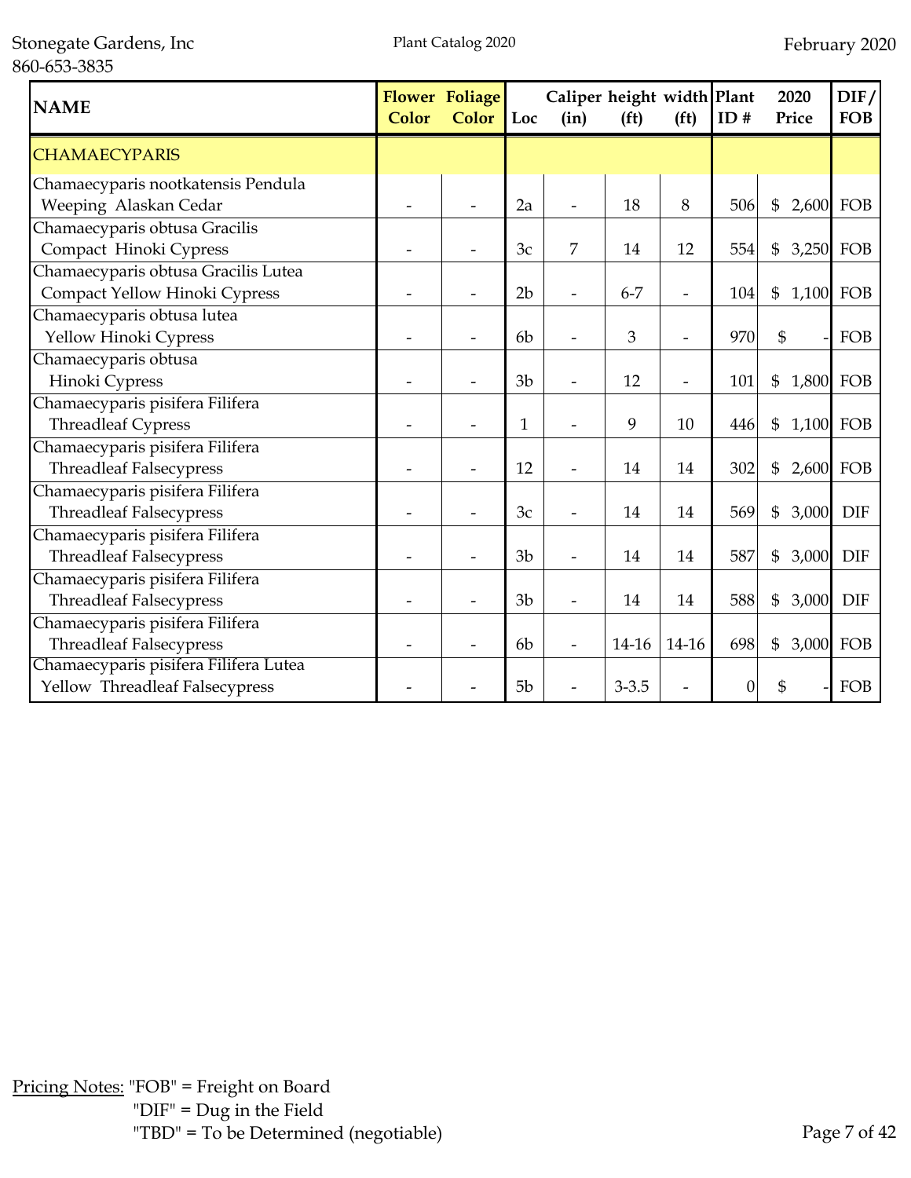| NAME | Flower Color | Foliage Color | Loc | Caliper (in) | height (ft) | width (ft) | Plant ID # | 2020 Price | DIF/ FOB |
|---|---|---|---|---|---|---|---|---|---|
| CHAMAECYPARIS | | | | | | | | | |
| Chamaecyparis nootkatensis Pendula Weeping Alaskan Cedar | - | - | 2a | - | 18 | 8 | 506 | $ 2,600 | FOB |
| Chamaecyparis obtusa Gracilis Compact Hinoki Cypress | - | - | 3c | 7 | 14 | 12 | 554 | $ 3,250 | FOB |
| Chamaecyparis obtusa Gracilis Lutea Compact Yellow Hinoki Cypress | - | - | 2b | - | 6-7 | - | 104 | $ 1,100 | FOB |
| Chamaecyparis obtusa lutea Yellow Hinoki Cypress | - | - | 6b | - | 3 | - | 970 | $ - | FOB |
| Chamaecyparis obtusa Hinoki Cypress | - | - | 3b | - | 12 | - | 101 | $ 1,800 | FOB |
| Chamaecyparis pisifera Filifera Threadleaf Cypress | - | - | 1 | - | 9 | 10 | 446 | $ 1,100 | FOB |
| Chamaecyparis pisifera Filifera Threadleaf Falsecypress | - | - | 12 | - | 14 | 14 | 302 | $ 2,600 | FOB |
| Chamaecyparis pisifera Filifera Threadleaf Falsecypress | - | - | 3c | - | 14 | 14 | 569 | $ 3,000 | DIF |
| Chamaecyparis pisifera Filifera Threadleaf Falsecypress | - | - | 3b | - | 14 | 14 | 587 | $ 3,000 | DIF |
| Chamaecyparis pisifera Filifera Threadleaf Falsecypress | - | - | 3b | - | 14 | 14 | 588 | $ 3,000 | DIF |
| Chamaecyparis pisifera Filifera Threadleaf Falsecypress | - | - | 6b | - | 14-16 | 14-16 | 698 | $ 3,000 | FOB |
| Chamaecyparis pisifera Filifera Lutea Yellow Threadleaf Falsecypress | - | - | 5b | - | 3-3.5 | - | 0 | $ - | FOB |

Pricing Notes: "FOB" = Freight on Board
"DIF" = Dug in the Field
"TBD" = To be Determined (negotiable)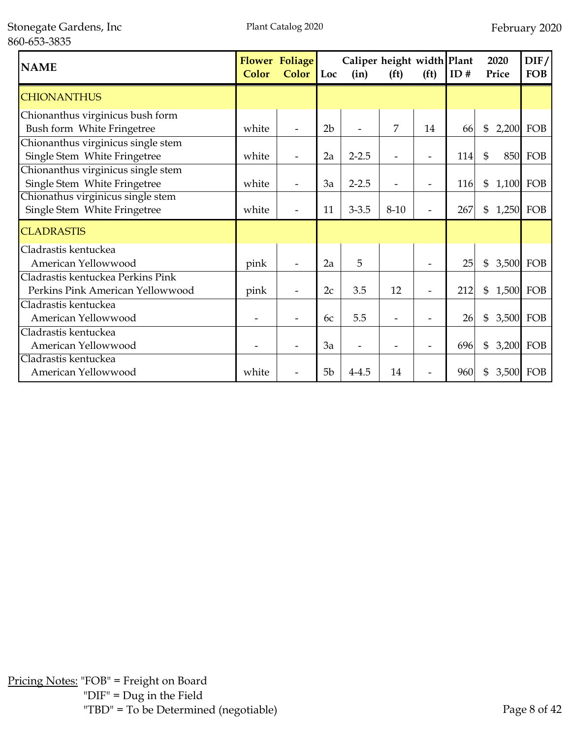Stonegate Gardens, Inc
860-653-3835

Plant Catalog 2020

February 2020

| NAME | Flower Color | Foliage Color | Loc | Caliper (in) | height (ft) | width (ft) | Plant ID # | 2020 Price | DIF/ FOB |
|---|---|---|---|---|---|---|---|---|---|
| CHIONANTHUS | | | | | | | | | |
| Chionanthus virginicus bush form Bush form White Fringetree | white | - | 2b | - | 7 | 14 | 66 | $ 2,200 | FOB |
| Chionanthus virginicus single stem Single Stem White Fringetree | white | - | 2a | 2-2.5 | - | - | 114 | $ 850 | FOB |
| Chionanthus virginicus single stem Single Stem White Fringetree | white | - | 3a | 2-2.5 | - | - | 116 | $ 1,100 | FOB |
| Chionathus virginicus single stem Single Stem White Fringetree | white | - | 11 | 3-3.5 | 8-10 | - | 267 | $ 1,250 | FOB |
| CLADRASTIS | | | | | | | | | |
| Cladrastis kentuckea American Yellowwood | pink | - | 2a | 5 | | - | 25 | $ 3,500 | FOB |
| Cladrastis kentuckea Perkins Pink Perkins Pink American Yellowwood | pink | - | 2c | 3.5 | 12 | - | 212 | $ 1,500 | FOB |
| Cladrastis kentuckea American Yellowwood | - | - | 6c | 5.5 | - | - | 26 | $ 3,500 | FOB |
| Cladrastis kentuckea American Yellowwood | - | - | 3a | - | - | - | 696 | $ 3,200 | FOB |
| Cladrastis kentuckea American Yellowwood | white | - | 5b | 4-4.5 | 14 | - | 960 | $ 3,500 | FOB |

Pricing Notes: "FOB" = Freight on Board
"DIF" = Dug in the Field
"TBD" = To be Determined (negotiable)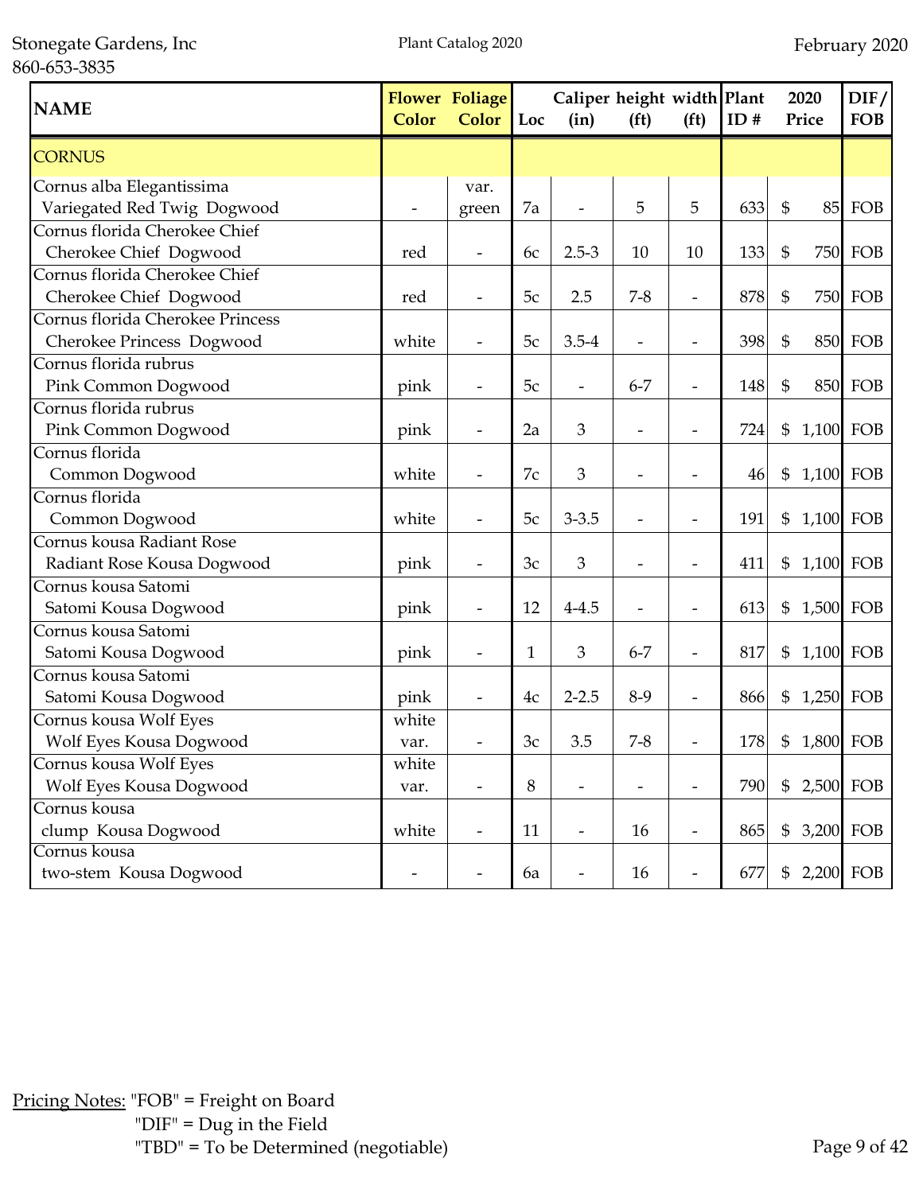| NAME | Flower Color | Foliage Color | Loc | Caliper (in) | height (ft) | width (ft) | Plant ID # | 2020 Price | DIF/FOB |
|---|---|---|---|---|---|---|---|---|---|
| CORNUS | | | | | | | | | |
| Cornus alba Elegantissima Variegated Red Twig Dogwood | - | var. green | 7a | - | 5 | 5 | 633 | $ 85 | FOB |
| Cornus florida Cherokee Chief Cherokee Chief Dogwood | red | - | 6c | 2.5-3 | 10 | 10 | 133 | $ 750 | FOB |
| Cornus florida Cherokee Chief Cherokee Chief Dogwood | red | - | 5c | 2.5 | 7-8 | - | 878 | $ 750 | FOB |
| Cornus florida Cherokee Princess Cherokee Princess Dogwood | white | - | 5c | 3.5-4 | - | - | 398 | $ 850 | FOB |
| Cornus florida rubrus Pink Common Dogwood | pink | - | 5c | - | 6-7 | - | 148 | $ 850 | FOB |
| Cornus florida rubrus Pink Common Dogwood | pink | - | 2a | 3 | - | - | 724 | $ 1,100 | FOB |
| Cornus florida Common Dogwood | white | - | 7c | 3 | - | - | 46 | $ 1,100 | FOB |
| Cornus florida Common Dogwood | white | - | 5c | 3-3.5 | - | - | 191 | $ 1,100 | FOB |
| Cornus kousa Radiant Rose Radiant Rose Kousa Dogwood | pink | - | 3c | 3 | - | - | 411 | $ 1,100 | FOB |
| Cornus kousa Satomi Satomi Kousa Dogwood | pink | - | 12 | 4-4.5 | - | - | 613 | $ 1,500 | FOB |
| Cornus kousa Satomi Satomi Kousa Dogwood | pink | - | 1 | 3 | 6-7 | - | 817 | $ 1,100 | FOB |
| Cornus kousa Satomi Satomi Kousa Dogwood | pink | - | 4c | 2-2.5 | 8-9 | - | 866 | $ 1,250 | FOB |
| Cornus kousa Wolf Eyes Wolf Eyes Kousa Dogwood | white var. | - | 3c | 3.5 | 7-8 | - | 178 | $ 1,800 | FOB |
| Cornus kousa Wolf Eyes Wolf Eyes Kousa Dogwood | white var. | - | 8 | - | - | - | 790 | $ 2,500 | FOB |
| Cornus kousa clump Kousa Dogwood | white | - | 11 | - | 16 | - | 865 | $ 3,200 | FOB |
| Cornus kousa two-stem Kousa Dogwood | - | - | 6a | - | 16 | - | 677 | $ 2,200 | FOB |

Pricing Notes: "FOB" = Freight on Board
"DIF" = Dug in the Field
"TBD" = To be Determined (negotiable)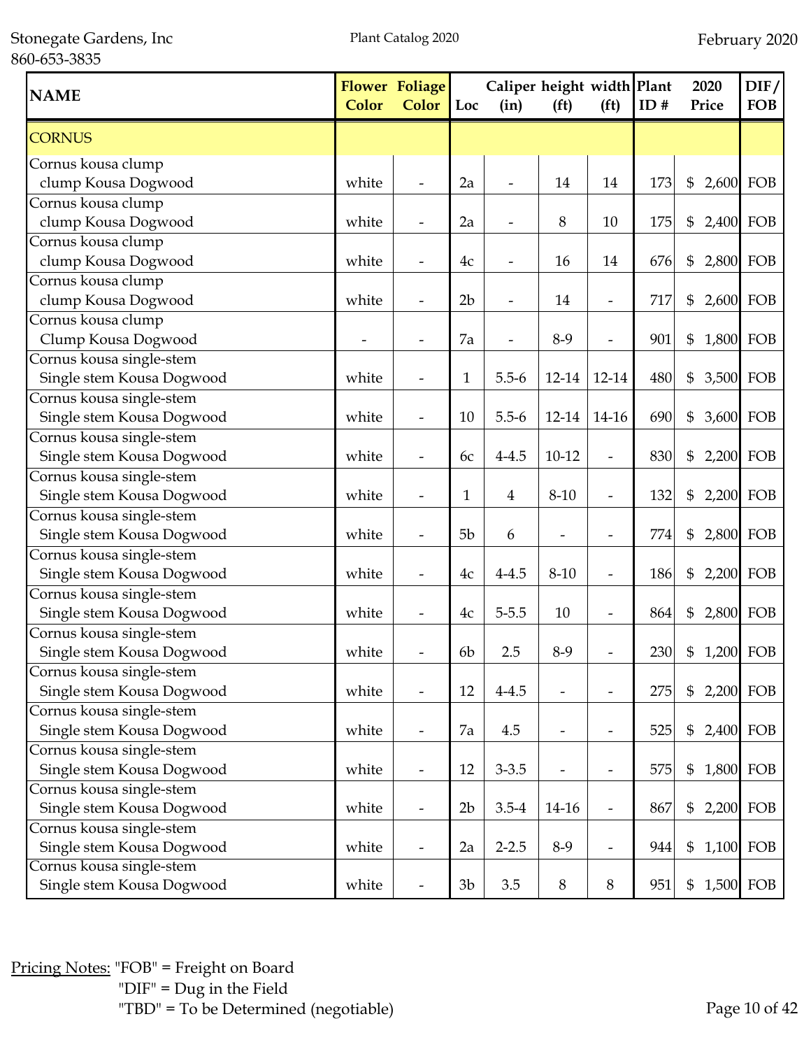| NAME | Flower Color | Foliage Color | Loc | Caliper (in) | height (ft) | width (ft) | Plant ID # | 2020 Price | DIF/ FOB |
|---|---|---|---|---|---|---|---|---|---|
| CORNUS | | | | | | | | | |
| Cornus kousa clump<br>clump Kousa Dogwood | white | - | 2a | - | 14 | 14 | 173 | $ 2,600 | FOB |
| Cornus kousa clump<br>clump Kousa Dogwood | white | - | 2a | - | 8 | 10 | 175 | $ 2,400 | FOB |
| Cornus kousa clump<br>clump Kousa Dogwood | white | - | 4c | - | 16 | 14 | 676 | $ 2,800 | FOB |
| Cornus kousa clump<br>clump Kousa Dogwood | white | - | 2b | - | 14 | - | 717 | $ 2,600 | FOB |
| Cornus kousa clump<br>Clump Kousa Dogwood | - | - | 7a | - | 8-9 | - | 901 | $ 1,800 | FOB |
| Cornus kousa single-stem<br>Single stem Kousa Dogwood | white | - | 1 | 5.5-6 | 12-14 | 12-14 | 480 | $ 3,500 | FOB |
| Cornus kousa single-stem<br>Single stem Kousa Dogwood | white | - | 10 | 5.5-6 | 12-14 | 14-16 | 690 | $ 3,600 | FOB |
| Cornus kousa single-stem<br>Single stem Kousa Dogwood | white | - | 6c | 4-4.5 | 10-12 | - | 830 | $ 2,200 | FOB |
| Cornus kousa single-stem<br>Single stem Kousa Dogwood | white | - | 1 | 4 | 8-10 | - | 132 | $ 2,200 | FOB |
| Cornus kousa single-stem<br>Single stem Kousa Dogwood | white | - | 5b | 6 | - | - | 774 | $ 2,800 | FOB |
| Cornus kousa single-stem<br>Single stem Kousa Dogwood | white | - | 4c | 4-4.5 | 8-10 | - | 186 | $ 2,200 | FOB |
| Cornus kousa single-stem<br>Single stem Kousa Dogwood | white | - | 4c | 5-5.5 | 10 | - | 864 | $ 2,800 | FOB |
| Cornus kousa single-stem<br>Single stem Kousa Dogwood | white | - | 6b | 2.5 | 8-9 | - | 230 | $ 1,200 | FOB |
| Cornus kousa single-stem<br>Single stem Kousa Dogwood | white | - | 12 | 4-4.5 | - | - | 275 | $ 2,200 | FOB |
| Cornus kousa single-stem<br>Single stem Kousa Dogwood | white | - | 7a | 4.5 | - | - | 525 | $ 2,400 | FOB |
| Cornus kousa single-stem<br>Single stem Kousa Dogwood | white | - | 12 | 3-3.5 | - | - | 575 | $ 1,800 | FOB |
| Cornus kousa single-stem<br>Single stem Kousa Dogwood | white | - | 2b | 3.5-4 | 14-16 | - | 867 | $ 2,200 | FOB |
| Cornus kousa single-stem<br>Single stem Kousa Dogwood | white | - | 2a | 2-2.5 | 8-9 | - | 944 | $ 1,100 | FOB |
| Cornus kousa single-stem<br>Single stem Kousa Dogwood | white | - | 3b | 3.5 | 8 | 8 | 951 | $ 1,500 | FOB |

Pricing Notes: "FOB" = Freight on Board
"DIF" = Dug in the Field
"TBD" = To be Determined (negotiable)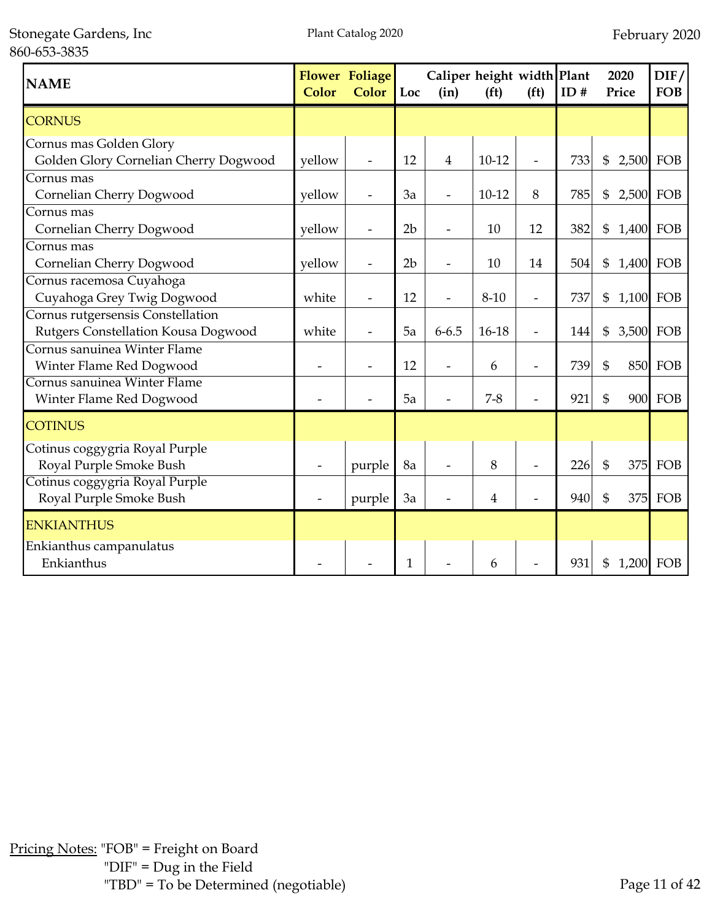Stonegate Gardens, Inc
860-653-3835

Plant Catalog 2020

February 2020

| NAME | Flower Color | Foliage Color | Loc | Caliper (in) | height (ft) | width (ft) | Plant ID # | 2020 Price | DIF/ FOB |
|---|---|---|---|---|---|---|---|---|---|
| CORNUS | | | | | | | | | |
| Cornus mas Golden Glory<br>Golden Glory Cornelian Cherry Dogwood | yellow | - | 12 | 4 | 10-12 | - | 733 | $ 2,500 | FOB |
| Cornus mas<br>Cornelian Cherry Dogwood | yellow | - | 3a | - | 10-12 | 8 | 785 | $ 2,500 | FOB |
| Cornus mas<br>Cornelian Cherry Dogwood | yellow | - | 2b | - | 10 | 12 | 382 | $ 1,400 | FOB |
| Cornus mas<br>Cornelian Cherry Dogwood | yellow | - | 2b | - | 10 | 14 | 504 | $ 1,400 | FOB |
| Cornus racemosa Cuyahoga<br>Cuyahoga Grey Twig Dogwood | white | - | 12 | - | 8-10 | - | 737 | $ 1,100 | FOB |
| Cornus rutgersensis Constellation<br>Rutgers Constellation Kousa Dogwood | white | - | 5a | 6-6.5 | 16-18 | - | 144 | $ 3,500 | FOB |
| Cornus sanuinea Winter Flame<br>Winter Flame Red Dogwood | - | - | 12 | - | 6 | - | 739 | $ 850 | FOB |
| Cornus sanuinea Winter Flame<br>Winter Flame Red Dogwood | - | - | 5a | - | 7-8 | - | 921 | $ 900 | FOB |
| COTINUS | | | | | | | | | |
| Cotinus coggygria Royal Purple<br>Royal Purple Smoke Bush | - | purple | 8a | - | 8 | - | 226 | $ 375 | FOB |
| Cotinus coggygria Royal Purple<br>Royal Purple Smoke Bush | - | purple | 3a | - | 4 | - | 940 | $ 375 | FOB |
| ENKIANTHUS | | | | | | | | | |
| Enkianthus campanulatus<br>Enkianthus | - | - | 1 | - | 6 | - | 931 | $ 1,200 | FOB |

Pricing Notes: "FOB" = Freight on Board
"DIF" = Dug in the Field
"TBD" = To be Determined (negotiable)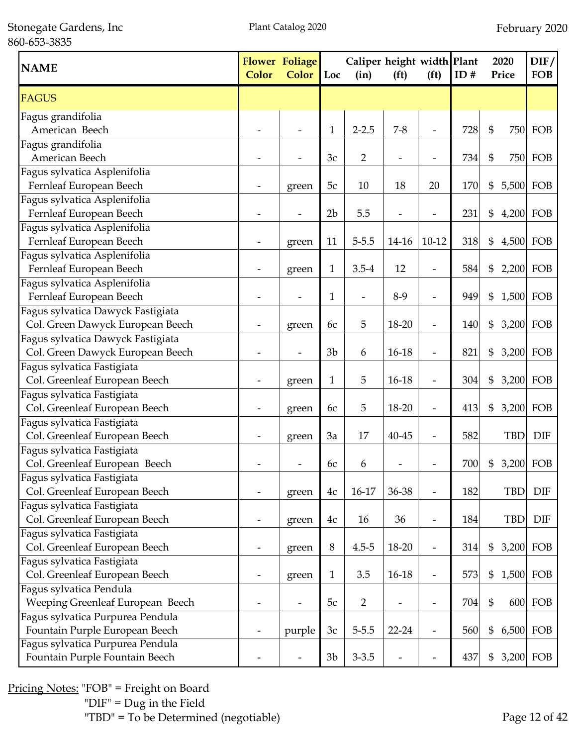| NAME | Flower Color | Foliage Color | Loc | Caliper (in) | height (ft) | width (ft) | Plant ID # | 2020 Price | DIF/ FOB |
|---|---|---|---|---|---|---|---|---|---|
| FAGUS | | | | | | | | | |
| Fagus grandifolia American Beech | - | - | 1 | 2-2.5 | 7-8 | - | 728 | $ 750 | FOB |
| Fagus grandifolia American Beech | - | - | 3c | 2 | - | - | 734 | $ 750 | FOB |
| Fagus sylvatica Asplenifolia Fernleaf European Beech | - | green | 5c | 10 | 18 | 20 | 170 | $ 5,500 | FOB |
| Fagus sylvatica Asplenifolia Fernleaf European Beech | - | - | 2b | 5.5 | - | - | 231 | $ 4,200 | FOB |
| Fagus sylvatica Asplenifolia Fernleaf European Beech | - | green | 11 | 5-5.5 | 14-16 | 10-12 | 318 | $ 4,500 | FOB |
| Fagus sylvatica Asplenifolia Fernleaf European Beech | - | green | 1 | 3.5-4 | 12 | - | 584 | $ 2,200 | FOB |
| Fagus sylvatica Asplenifolia Fernleaf European Beech | - | - | 1 | - | 8-9 | - | 949 | $ 1,500 | FOB |
| Fagus sylvatica Dawyck Fastigiata Col. Green Dawyck European Beech | - | green | 6c | 5 | 18-20 | - | 140 | $ 3,200 | FOB |
| Fagus sylvatica Dawyck Fastigiata Col. Green Dawyck European Beech | - | - | 3b | 6 | 16-18 | - | 821 | $ 3,200 | FOB |
| Fagus sylvatica Fastigiata Col. Greenleaf European Beech | - | green | 1 | 5 | 16-18 | - | 304 | $ 3,200 | FOB |
| Fagus sylvatica Fastigiata Col. Greenleaf European Beech | - | green | 6c | 5 | 18-20 | - | 413 | $ 3,200 | FOB |
| Fagus sylvatica Fastigiata Col. Greenleaf European Beech | - | green | 3a | 17 | 40-45 | - | 582 | TBD | DIF |
| Fagus sylvatica Fastigiata Col. Greenleaf European Beech | - | - | 6c | 6 | - | - | 700 | $ 3,200 | FOB |
| Fagus sylvatica Fastigiata Col. Greenleaf European Beech | - | green | 4c | 16-17 | 36-38 | - | 182 | TBD | DIF |
| Fagus sylvatica Fastigiata Col. Greenleaf European Beech | - | green | 4c | 16 | 36 | - | 184 | TBD | DIF |
| Fagus sylvatica Fastigiata Col. Greenleaf European Beech | - | green | 8 | 4.5-5 | 18-20 | - | 314 | $ 3,200 | FOB |
| Fagus sylvatica Fastigiata Col. Greenleaf European Beech | - | green | 1 | 3.5 | 16-18 | - | 573 | $ 1,500 | FOB |
| Fagus sylvatica Pendula Weeping Greenleaf European Beech | - | - | 5c | 2 | - | - | 704 | $ 600 | FOB |
| Fagus sylvatica Purpurea Pendula Fountain Purple European Beech | - | purple | 3c | 5-5.5 | 22-24 | - | 560 | $ 6,500 | FOB |
| Fagus sylvatica Purpurea Pendula Fountain Purple Fountain Beech | - | - | 3b | 3-3.5 | - | - | 437 | $ 3,200 | FOB |

Pricing Notes: "FOB" = Freight on Board
"DIF" = Dug in the Field
"TBD" = To be Determined (negotiable)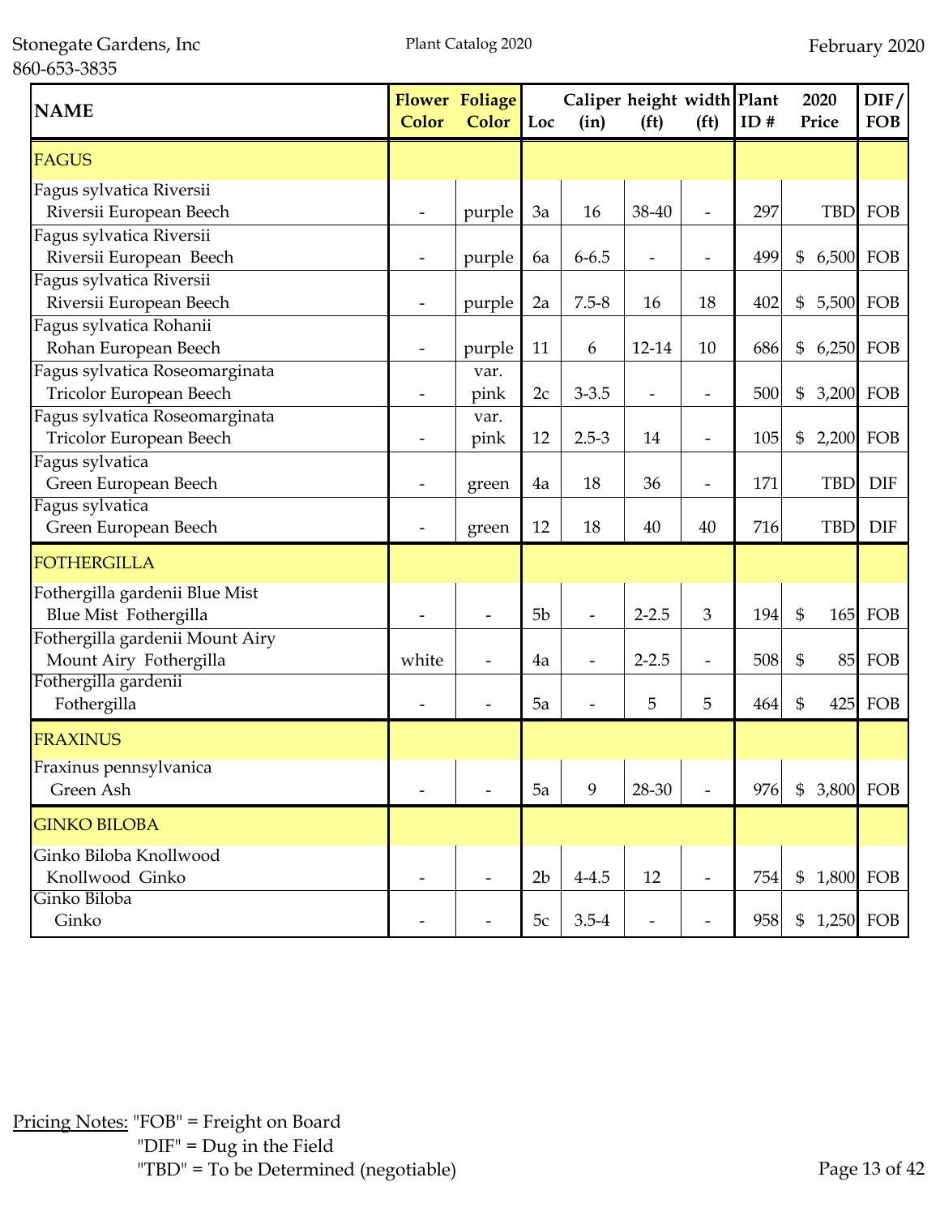| NAME | Flower Color | Foliage Color | Loc | Caliper (in) | height (ft) | width (ft) | Plant ID # | 2020 Price | DIF/ FOB |
|---|---|---|---|---|---|---|---|---|---|
| FAGUS | | | | | | | | | |
| Fagus sylvatica Riversii<br>Riversii European Beech | - | purple | 3a | 16 | 38-40 | - | 297 | TBD | FOB |
| Fagus sylvatica Riversii<br>Riversii European Beech | - | purple | 6a | 6-6.5 | - | - | 499 | $ 6,500 | FOB |
| Fagus sylvatica Riversii<br>Riversii European Beech | - | purple | 2a | 7.5-8 | 16 | 18 | 402 | $ 5,500 | FOB |
| Fagus sylvatica Rohanii<br>Rohan European Beech | - | purple | 11 | 6 | 12-14 | 10 | 686 | $ 6,250 | FOB |
| Fagus sylvatica Roseomarginata<br>Tricolor European Beech | - | var. pink | 2c | 3-3.5 | - | - | 500 | $ 3,200 | FOB |
| Fagus sylvatica Roseomarginata<br>Tricolor European Beech | - | var. pink | 12 | 2.5-3 | 14 | - | 105 | $ 2,200 | FOB |
| Fagus sylvatica<br>Green European Beech | - | green | 4a | 18 | 36 | - | 171 | TBD | DIF |
| Fagus sylvatica<br>Green European Beech | - | green | 12 | 18 | 40 | 40 | 716 | TBD | DIF |
| FOTHERGILLA | | | | | | | | | |
| Fothergilla gardenii Blue Mist<br>Blue Mist Fothergilla | - | - | 5b | - | 2-2.5 | 3 | 194 | $ 165 | FOB |
| Fothergilla gardenii Mount Airy<br>Mount Airy Fothergilla | white | - | 4a | - | 2-2.5 | - | 508 | $ 85 | FOB |
| Fothergilla gardenii<br>Fothergilla | - | - | 5a | - | 5 | 5 | 464 | $ 425 | FOB |
| FRAXINUS | | | | | | | | | |
| Fraxinus pennsylvanica<br>Green Ash | - | - | 5a | 9 | 28-30 | - | 976 | $ 3,800 | FOB |
| GINKO BILOBA | | | | | | | | | |
| Ginko Biloba Knollwood<br>Knollwood Ginko | - | - | 2b | 4-4.5 | 12 | - | 754 | $ 1,800 | FOB |
| Ginko Biloba<br>Ginko | - | - | 5c | 3.5-4 | - | - | 958 | $ 1,250 | FOB |

Pricing Notes: "FOB" = Freight on Board
"DIF" = Dug in the Field
"TBD" = To be Determined (negotiable)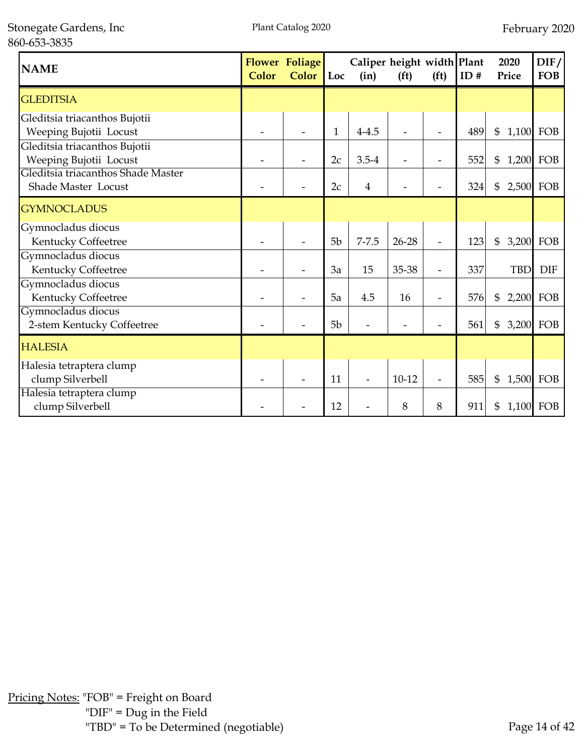| NAME | Flower Color | Foliage Color | Loc | Caliper (in) | height (ft) | width (ft) | Plant ID # | 2020 Price | DIF/ FOB |
|---|---|---|---|---|---|---|---|---|---|
| GLEDITSIA | | | | | | | | | |
| Gleditsia triacanthos Bujotii<br>Weeping Bujotii Locust | - | - | 1 | 4-4.5 | - | - | 489 | $ 1,100 | FOB |
| Gleditsia triacanthos Bujotii<br>Weeping Bujotii Locust | - | - | 2c | 3.5-4 | - | - | 552 | $ 1,200 | FOB |
| Gleditsia triacanthos Shade Master<br>Shade Master Locust | - | - | 2c | 4 | - | - | 324 | $ 2,500 | FOB |
| GYMNOCLADUS | | | | | | | | | |
| Gymnocladus diocus<br>Kentucky Coffeetree | - | - | 5b | 7-7.5 | 26-28 | - | 123 | $ 3,200 | FOB |
| Gymnocladus diocus<br>Kentucky Coffeetree | - | - | 3a | 15 | 35-38 | - | 337 | TBD | DIF |
| Gymnocladus diocus<br>Kentucky Coffeetree | - | - | 5a | 4.5 | 16 | - | 576 | $ 2,200 | FOB |
| Gymnocladus diocus<br>2-stem Kentucky Coffeetree | - | - | 5b | - | - | - | 561 | $ 3,200 | FOB |
| HALESIA | | | | | | | | | |
| Halesia tetraptera clump<br>clump Silverbell | - | - | 11 | - | 10-12 | - | 585 | $ 1,500 | FOB |
| Halesia tetraptera clump<br>clump Silverbell | - | - | 12 | - | 8 | 8 | 911 | $ 1,100 | FOB |

Pricing Notes: "FOB" = Freight on Board
"DIF" = Dug in the Field
"TBD" = To be Determined (negotiable)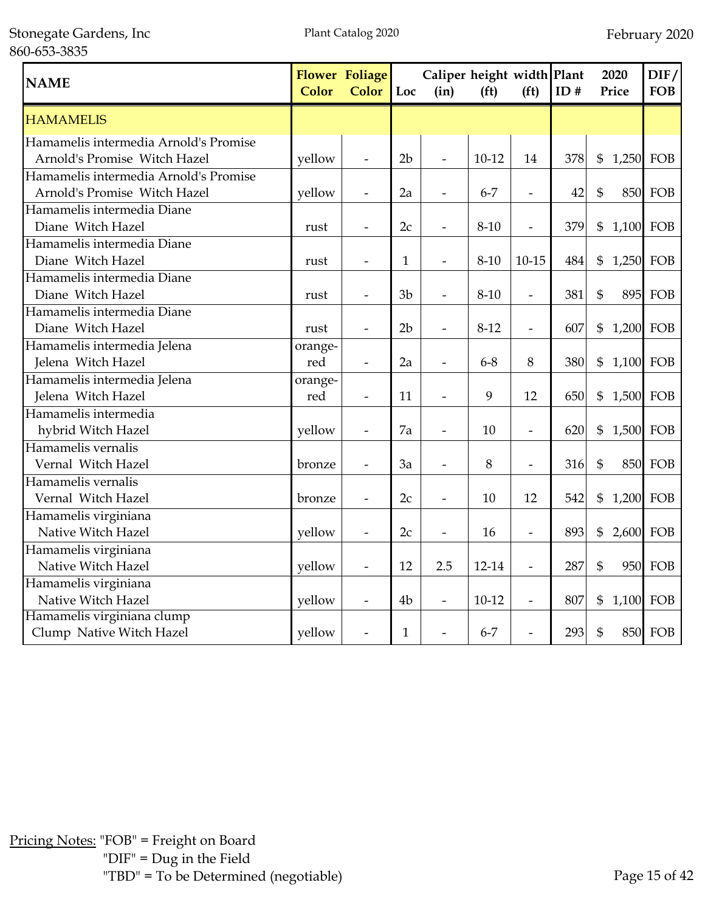| NAME | Flower Color | Foliage Color | Loc | Caliper (in) | height (ft) | width (ft) | Plant ID # | 2020 Price | DIF/ FOB |
|---|---|---|---|---|---|---|---|---|---|
| HAMAMELIS | | | | | | | | | |
| Hamamelis intermedia Arnold's Promise Arnold's Promise Witch Hazel | yellow | - | 2b | - | 10-12 | 14 | 378 | $ 1,250 | FOB |
| Hamamelis intermedia Arnold's Promise Arnold's Promise Witch Hazel | yellow | - | 2a | - | 6-7 | - | 42 | $ 850 | FOB |
| Hamamelis intermedia Diane Diane Witch Hazel | rust | - | 2c | - | 8-10 | - | 379 | $ 1,100 | FOB |
| Hamamelis intermedia Diane Diane Witch Hazel | rust | - | 1 | - | 8-10 | 10-15 | 484 | $ 1,250 | FOB |
| Hamamelis intermedia Diane Diane Witch Hazel | rust | - | 3b | - | 8-10 | - | 381 | $ 895 | FOB |
| Hamamelis intermedia Diane Diane Witch Hazel | rust | - | 2b | - | 8-12 | - | 607 | $ 1,200 | FOB |
| Hamamelis intermedia Jelena Jelena Witch Hazel | orange-red | - | 2a | - | 6-8 | 8 | 380 | $ 1,100 | FOB |
| Hamamelis intermedia Jelena Jelena Witch Hazel | orange-red | - | 11 | - | 9 | 12 | 650 | $ 1,500 | FOB |
| Hamamelis intermedia hybrid Witch Hazel | yellow | - | 7a | - | 10 | - | 620 | $ 1,500 | FOB |
| Hamamelis vernalis Vernal Witch Hazel | bronze | - | 3a | - | 8 | - | 316 | $ 850 | FOB |
| Hamamelis vernalis Vernal Witch Hazel | bronze | - | 2c | - | 10 | 12 | 542 | $ 1,200 | FOB |
| Hamamelis virginiana Native Witch Hazel | yellow | - | 2c | - | 16 | - | 893 | $ 2,600 | FOB |
| Hamamelis virginiana Native Witch Hazel | yellow | - | 12 | 2.5 | 12-14 | - | 287 | $ 950 | FOB |
| Hamamelis virginiana Native Witch Hazel | yellow | - | 4b | - | 10-12 | - | 807 | $ 1,100 | FOB |
| Hamamelis virginiana clump Clump Native Witch Hazel | yellow | - | 1 | - | 6-7 | - | 293 | $ 850 | FOB |

Pricing Notes: "FOB" = Freight on Board
"DIF" = Dug in the Field
"TBD" = To be Determined (negotiable)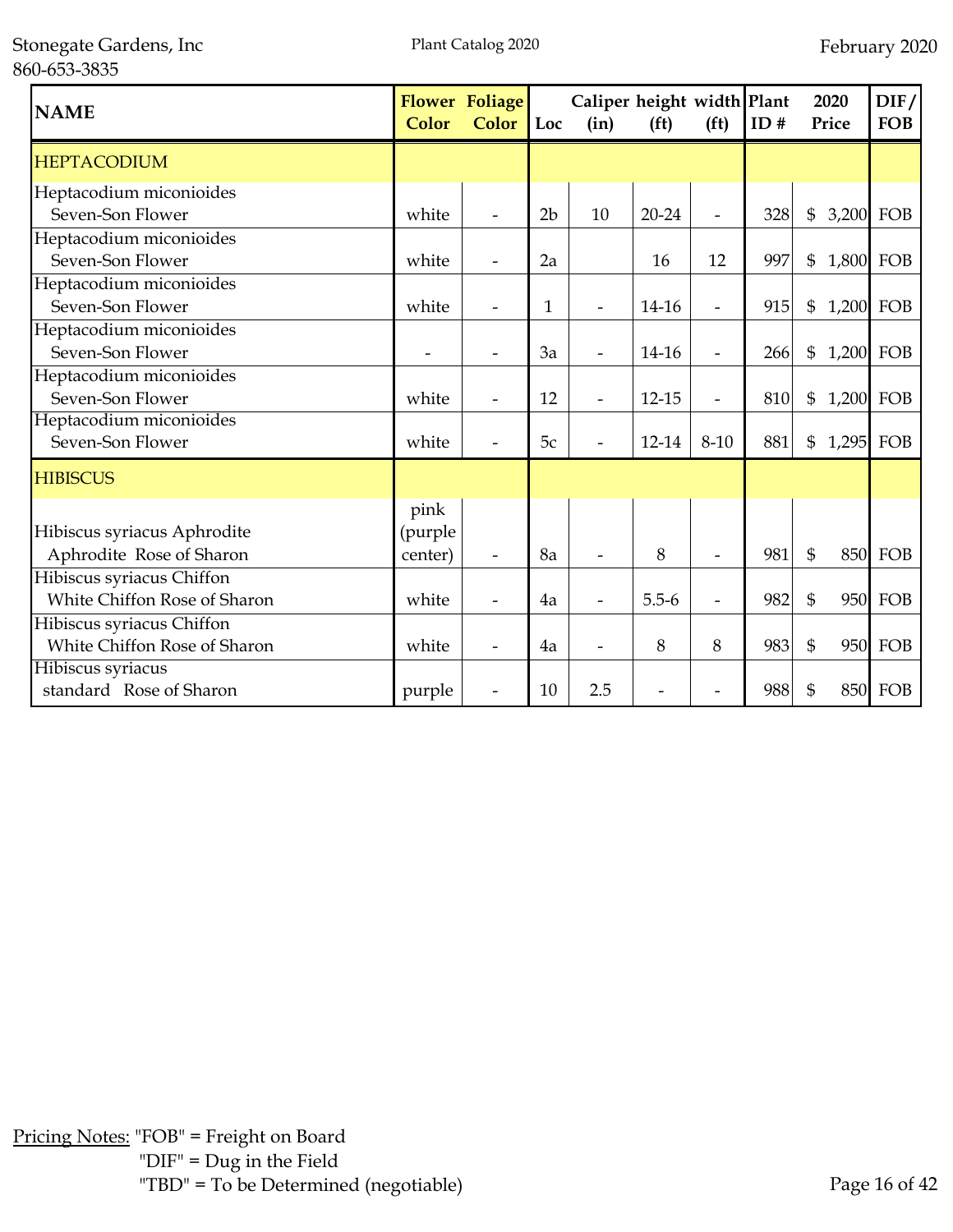| NAME | Flower Color | Foliage Color | Loc | Caliper (in) | height (ft) | width (ft) | Plant ID # | 2020 Price | DIF/ FOB |
|---|---|---|---|---|---|---|---|---|---|
| HEPTACODIUM | | | | | | | | | |
| Heptacodium miconioides Seven-Son Flower | white | - | 2b | 10 | 20-24 | - | 328 | $ 3,200 | FOB |
| Heptacodium miconioides Seven-Son Flower | white | - | 2a | | 16 | 12 | 997 | $ 1,800 | FOB |
| Heptacodium miconioides Seven-Son Flower | white | - | 1 | - | 14-16 | - | 915 | $ 1,200 | FOB |
| Heptacodium miconioides Seven-Son Flower | - | - | 3a | - | 14-16 | - | 266 | $ 1,200 | FOB |
| Heptacodium miconioides Seven-Son Flower | white | - | 12 | - | 12-15 | - | 810 | $ 1,200 | FOB |
| Heptacodium miconioides Seven-Son Flower | white | - | 5c | - | 12-14 | 8-10 | 881 | $ 1,295 | FOB |
| HIBISCUS | | | | | | | | | |
| Hibiscus syriacus Aphrodite Aphrodite Rose of Sharon | pink (purple center) | - | 8a | - | 8 | - | 981 | $ 850 | FOB |
| Hibiscus syriacus Chiffon White Chiffon Rose of Sharon | white | - | 4a | - | 5.5-6 | - | 982 | $ 950 | FOB |
| Hibiscus syriacus Chiffon White Chiffon Rose of Sharon | white | - | 4a | - | 8 | 8 | 983 | $ 950 | FOB |
| Hibiscus syriacus standard Rose of Sharon | purple | - | 10 | 2.5 | - | - | 988 | $ 850 | FOB |

Pricing Notes: "FOB" = Freight on Board
"DIF" = Dug in the Field
"TBD" = To be Determined (negotiable)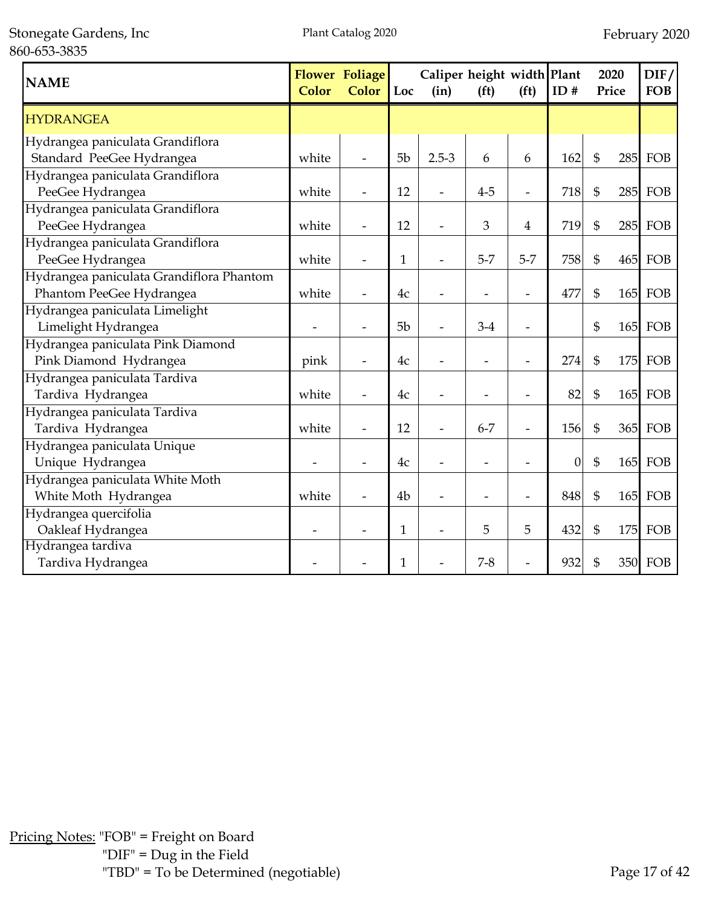| NAME | Flower Color | Foliage Color | Loc | Caliper (in) | height (ft) | width (ft) | Plant ID # | 2020 Price | DIF/ FOB |
|---|---|---|---|---|---|---|---|---|---|
| HYDRANGEA | | | | | | | | | |
| Hydrangea paniculata Grandiflora Standard PeeGee Hydrangea | white | - | 5b | 2.5-3 | 6 | 6 | 162 | $ 285 | FOB |
| Hydrangea paniculata Grandiflora PeeGee Hydrangea | white | - | 12 | - | 4-5 | - | 718 | $ 285 | FOB |
| Hydrangea paniculata Grandiflora PeeGee Hydrangea | white | - | 12 | - | 3 | 4 | 719 | $ 285 | FOB |
| Hydrangea paniculata Grandiflora PeeGee Hydrangea | white | - | 1 | - | 5-7 | 5-7 | 758 | $ 465 | FOB |
| Hydrangea paniculata Grandiflora Phantom Phantom PeeGee Hydrangea | white | - | 4c | - | - | - | 477 | $ 165 | FOB |
| Hydrangea paniculata Limelight Limelight Hydrangea | - | - | 5b | - | 3-4 | - | | $ 165 | FOB |
| Hydrangea paniculata Pink Diamond Pink Diamond Hydrangea | pink | - | 4c | - | - | - | 274 | $ 175 | FOB |
| Hydrangea paniculata Tardiva Tardiva Hydrangea | white | - | 4c | - | - | - | 82 | $ 165 | FOB |
| Hydrangea paniculata Tardiva Tardiva Hydrangea | white | - | 12 | - | 6-7 | - | 156 | $ 365 | FOB |
| Hydrangea paniculata Unique Unique Hydrangea | - | - | 4c | - | - | - | 0 | $ 165 | FOB |
| Hydrangea paniculata White Moth White Moth Hydrangea | white | - | 4b | - | - | - | 848 | $ 165 | FOB |
| Hydrangea quercifolia Oakleaf Hydrangea | - | - | 1 | - | 5 | 5 | 432 | $ 175 | FOB |
| Hydrangea tardiva Tardiva Hydrangea | - | - | 1 | - | 7-8 | - | 932 | $ 350 | FOB |

Pricing Notes: "FOB" = Freight on Board
"DIF" = Dug in the Field
"TBD" = To be Determined (negotiable)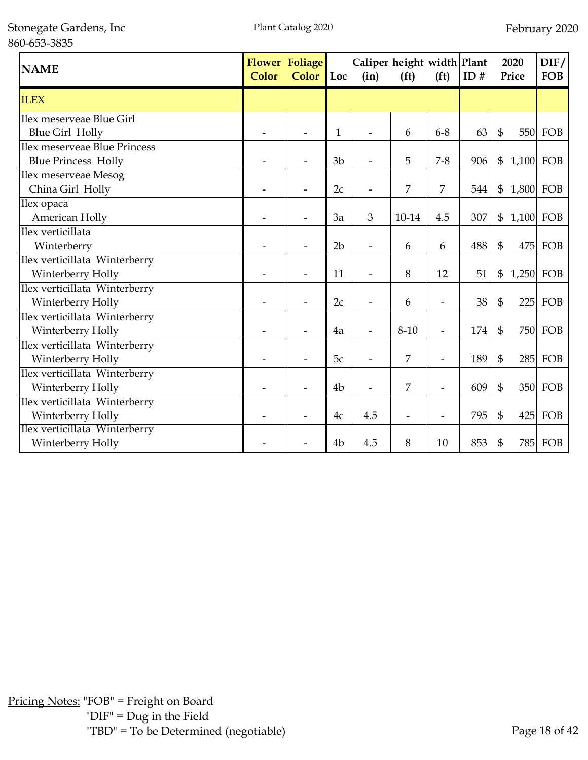| NAME | Flower Color | Foliage Color | Loc | Caliper (in) | height (ft) | width (ft) | Plant ID # | 2020 Price | DIF/ FOB |
|---|---|---|---|---|---|---|---|---|---|
| ILEX | | | | | | | | | |
| Ilex meserveae Blue Girl<br>Blue Girl Holly | - | - | 1 | - | 6 | 6-8 | 63 | $ 550 | FOB |
| Ilex meserveae Blue Princess<br>Blue Princess Holly | - | - | 3b | - | 5 | 7-8 | 906 | $ 1,100 | FOB |
| Ilex meserveae Mesog<br>China Girl Holly | - | - | 2c | - | 7 | 7 | 544 | $ 1,800 | FOB |
| Ilex opaca<br>American Holly | - | - | 3a | 3 | 10-14 | 4.5 | 307 | $ 1,100 | FOB |
| Ilex verticillata<br>Winterberry | - | - | 2b | - | 6 | 6 | 488 | $ 475 | FOB |
| Ilex verticillata Winterberry<br>Winterberry Holly | - | - | 11 | - | 8 | 12 | 51 | $ 1,250 | FOB |
| Ilex verticillata Winterberry<br>Winterberry Holly | - | - | 2c | - | 6 | - | 38 | $ 225 | FOB |
| Ilex verticillata Winterberry<br>Winterberry Holly | - | - | 4a | - | 8-10 | - | 174 | $ 750 | FOB |
| Ilex verticillata Winterberry<br>Winterberry Holly | - | - | 5c | - | 7 | - | 189 | $ 285 | FOB |
| Ilex verticillata Winterberry<br>Winterberry Holly | - | - | 4b | - | 7 | - | 609 | $ 350 | FOB |
| Ilex verticillata Winterberry<br>Winterberry Holly | - | - | 4c | 4.5 | - | - | 795 | $ 425 | FOB |
| Ilex verticillata Winterberry<br>Winterberry Holly | - | - | 4b | 4.5 | 8 | 10 | 853 | $ 785 | FOB |

Pricing Notes: "FOB" = Freight on Board
"DIF" = Dug in the Field
"TBD" = To be Determined (negotiable)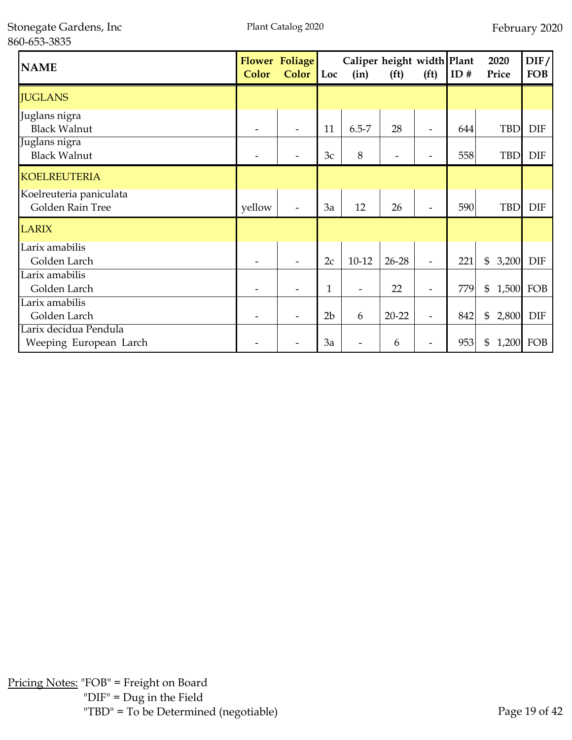| NAME | Flower Color | Foliage Color | Loc | Caliper (in) | height (ft) | width (ft) | Plant ID # | 2020 Price | DIF/ FOB |
|---|---|---|---|---|---|---|---|---|---|
| JUGLANS | | | | | | | | | |
| Juglans nigra<br>Black Walnut | - | - | 11 | 6.5-7 | 28 | - | 644 | TBD | DIF |
| Juglans nigra<br>Black Walnut | - | - | 3c | 8 | - | - | 558 | TBD | DIF |
| KOELREUTERIA | | | | | | | | | |
| Koelreuteria paniculata<br>Golden Rain Tree | yellow | - | 3a | 12 | 26 | - | 590 | TBD | DIF |
| LARIX | | | | | | | | | |
| Larix amabilis<br>Golden Larch | - | - | 2c | 10-12 | 26-28 | - | 221 | $ 3,200 | DIF |
| Larix amabilis<br>Golden Larch | - | - | 1 | - | 22 | - | 779 | $ 1,500 | FOB |
| Larix amabilis<br>Golden Larch | - | - | 2b | 6 | 20-22 | - | 842 | $ 2,800 | DIF |
| Larix decidua Pendula<br>Weeping European Larch | - | - | 3a | - | 6 | - | 953 | $ 1,200 | FOB |

Pricing Notes: "FOB" = Freight on Board
"DIF" = Dug in the Field
"TBD" = To be Determined (negotiable)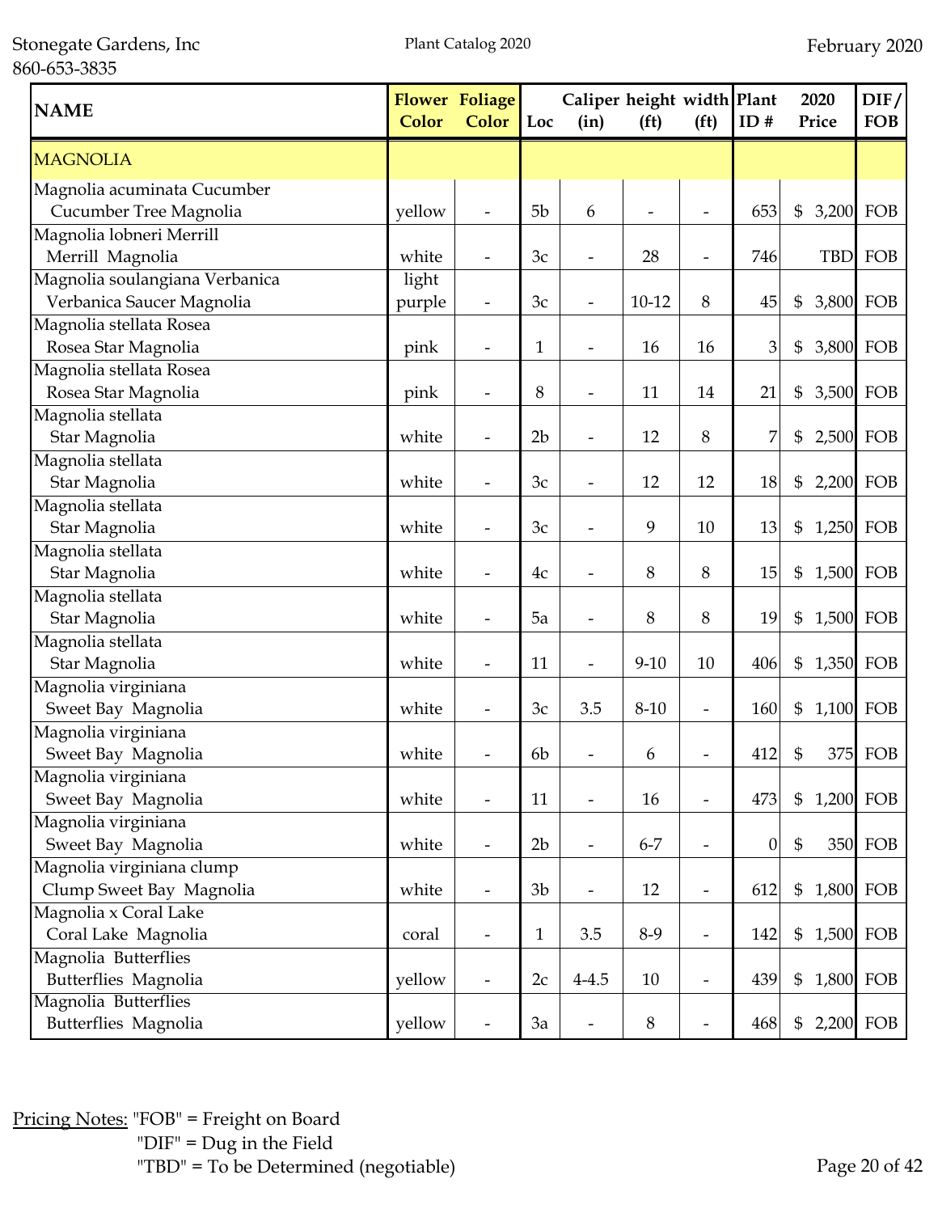Stonegate Gardens, Inc
860-653-3835

Plant Catalog 2020

February 2020

| NAME | Flower Color | Foliage Color | Loc | Caliper (in) | height (ft) | width (ft) | Plant ID # | 2020 Price | DIF/ FOB |
|---|---|---|---|---|---|---|---|---|---|
| MAGNOLIA | | | | | | | | | |
| Magnolia acuminata Cucumber<br>Cucumber Tree Magnolia | yellow | - | 5b | 6 | - | - | 653 | $ 3,200 | FOB |
| Magnolia lobneri Merrill<br>Merrill Magnolia | white | - | 3c | - | 28 | - | 746 | TBD | FOB |
| Magnolia soulangiana Verbanica<br>Verbanica Saucer Magnolia | light purple | - | 3c | - | 10-12 | 8 | 45 | $ 3,800 | FOB |
| Magnolia stellata Rosea<br>Rosea Star Magnolia | pink | - | 1 | - | 16 | 16 | 3 | $ 3,800 | FOB |
| Magnolia stellata Rosea<br>Rosea Star Magnolia | pink | - | 8 | - | 11 | 14 | 21 | $ 3,500 | FOB |
| Magnolia stellata<br>Star Magnolia | white | - | 2b | - | 12 | 8 | 7 | $ 2,500 | FOB |
| Magnolia stellata<br>Star Magnolia | white | - | 3c | - | 12 | 12 | 18 | $ 2,200 | FOB |
| Magnolia stellata<br>Star Magnolia | white | - | 3c | - | 9 | 10 | 13 | $ 1,250 | FOB |
| Magnolia stellata<br>Star Magnolia | white | - | 4c | - | 8 | 8 | 15 | $ 1,500 | FOB |
| Magnolia stellata<br>Star Magnolia | white | - | 5a | - | 8 | 8 | 19 | $ 1,500 | FOB |
| Magnolia stellata<br>Star Magnolia | white | - | 11 | - | 9-10 | 10 | 406 | $ 1,350 | FOB |
| Magnolia virginiana<br>Sweet Bay Magnolia | white | - | 3c | 3.5 | 8-10 | - | 160 | $ 1,100 | FOB |
| Magnolia virginiana<br>Sweet Bay Magnolia | white | - | 6b | - | 6 | - | 412 | $ 375 | FOB |
| Magnolia virginiana<br>Sweet Bay Magnolia | white | - | 11 | - | 16 | - | 473 | $ 1,200 | FOB |
| Magnolia virginiana<br>Sweet Bay Magnolia | white | - | 2b | - | 6-7 | - | 0 | $ 350 | FOB |
| Magnolia virginiana clump<br>Clump Sweet Bay Magnolia | white | - | 3b | - | 12 | - | 612 | $ 1,800 | FOB |
| Magnolia x Coral Lake<br>Coral Lake Magnolia | coral | - | 1 | 3.5 | 8-9 | - | 142 | $ 1,500 | FOB |
| Magnolia Butterflies<br>Butterflies Magnolia | yellow | - | 2c | 4-4.5 | 10 | - | 439 | $ 1,800 | FOB |
| Magnolia Butterflies<br>Butterflies Magnolia | yellow | - | 3a | - | 8 | - | 468 | $ 2,200 | FOB |

Pricing Notes: "FOB" = Freight on Board
"DIF" = Dug in the Field
"TBD" = To be Determined (negotiable)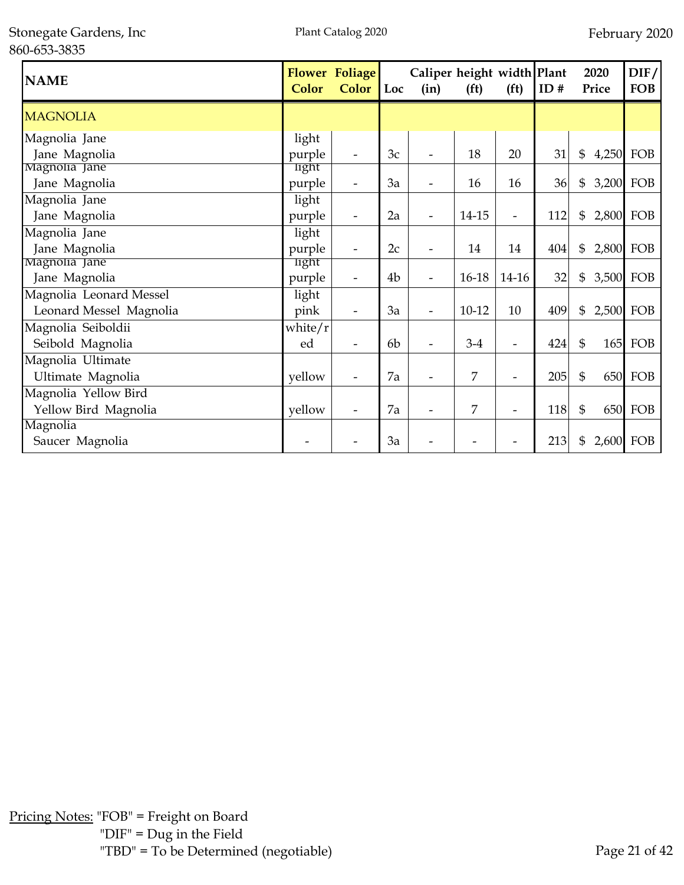| NAME | Flower Color | Foliage Color | Loc | Caliper (in) | height (ft) | width (ft) | Plant ID # | 2020 Price | DIF/ FOB |
|---|---|---|---|---|---|---|---|---|---|
| MAGNOLIA | | | | | | | | | |
| Magnolia Jane<br>Jane Magnolia | light purple | - | 3c | - | 18 | 20 | 31 | $ 4,250 | FOB |
| Magnolia Jane<br>Jane Magnolia | light purple | - | 3a | - | 16 | 16 | 36 | $ 3,200 | FOB |
| Magnolia Jane<br>Jane Magnolia | light purple | - | 2a | - | 14-15 | - | 112 | $ 2,800 | FOB |
| Magnolia Jane<br>Jane Magnolia | light purple | - | 2c | - | 14 | 14 | 404 | $ 2,800 | FOB |
| Magnolia Jane<br>Jane Magnolia | light purple | - | 4b | - | 16-18 | 14-16 | 32 | $ 3,500 | FOB |
| Magnolia Leonard Messel<br>Leonard Messel Magnolia | light pink | - | 3a | - | 10-12 | 10 | 409 | $ 2,500 | FOB |
| Magnolia Seiboldii<br>Seibold Magnolia | white/red | - | 6b | - | 3-4 | - | 424 | $ 165 | FOB |
| Magnolia Ultimate<br>Ultimate Magnolia | yellow | - | 7a | - | 7 | - | 205 | $ 650 | FOB |
| Magnolia Yellow Bird<br>Yellow Bird Magnolia | yellow | - | 7a | - | 7 | - | 118 | $ 650 | FOB |
| Magnolia<br>Saucer Magnolia | - | - | 3a | - | - | - | 213 | $ 2,600 | FOB |

Pricing Notes: "FOB" = Freight on Board
"DIF" = Dug in the Field
"TBD" = To be Determined (negotiable)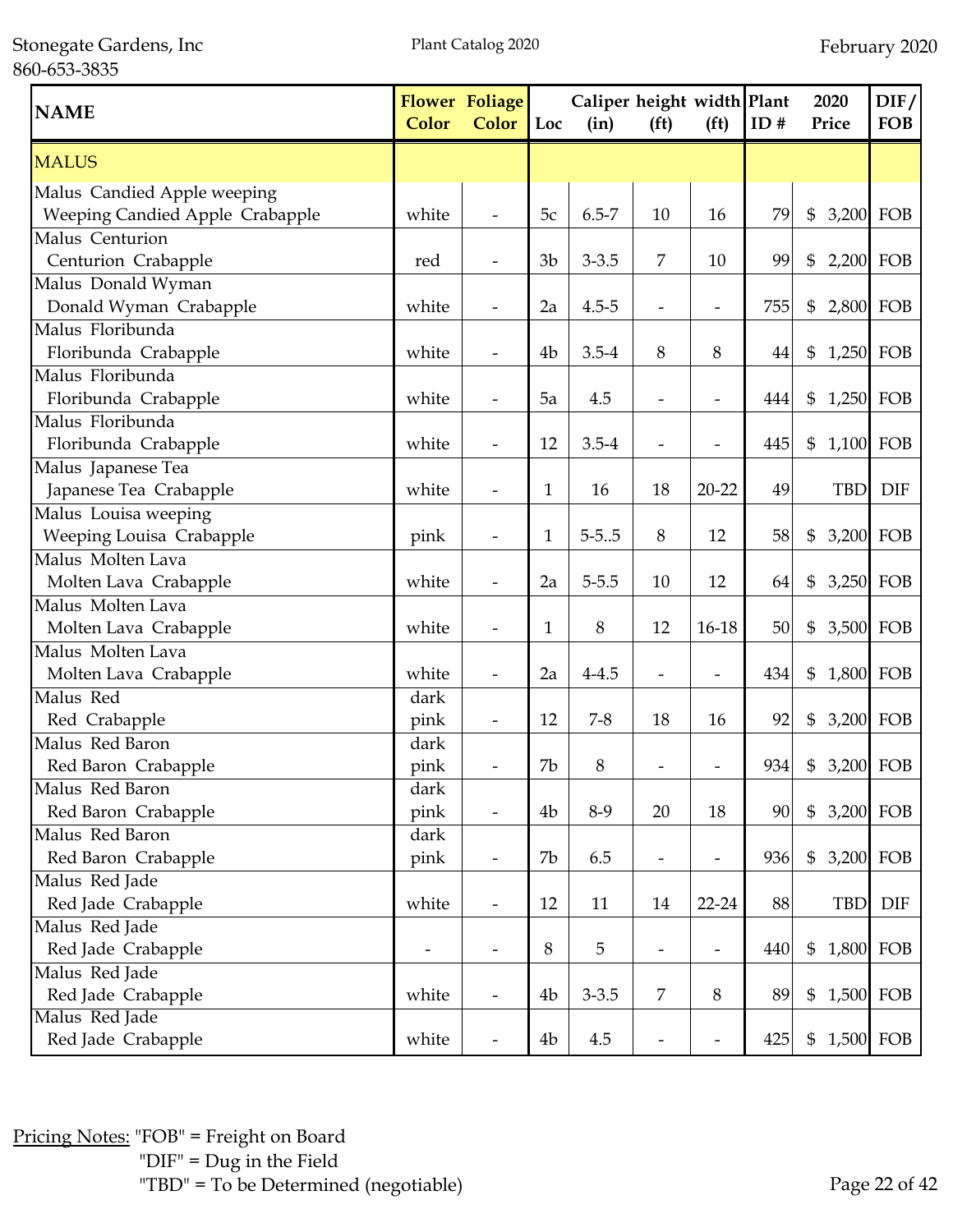Stonegate Gardens, Inc
860-653-3835

Plant Catalog 2020

February 2020

| NAME | Flower Color | Foliage Color | Loc | Caliper (in) | height (ft) | width (ft) | Plant ID # | 2020 Price | DIF/ FOB |
|---|---|---|---|---|---|---|---|---|---|
| MALUS | | | | | | | | | |
| Malus Candied Apple weeping<br>Weeping Candied Apple Crabapple | white | - | 5c | 6.5-7 | 10 | 16 | 79 | $ 3,200 | FOB |
| Malus Centurion<br>Centurion Crabapple | red | - | 3b | 3-3.5 | 7 | 10 | 99 | $ 2,200 | FOB |
| Malus Donald Wyman<br>Donald Wyman Crabapple | white | - | 2a | 4.5-5 | - | - | 755 | $ 2,800 | FOB |
| Malus Floribunda<br>Floribunda Crabapple | white | - | 4b | 3.5-4 | 8 | 8 | 44 | $ 1,250 | FOB |
| Malus Floribunda<br>Floribunda Crabapple | white | - | 5a | 4.5 | - | - | 444 | $ 1,250 | FOB |
| Malus Floribunda<br>Floribunda Crabapple | white | - | 12 | 3.5-4 | - | - | 445 | $ 1,100 | FOB |
| Malus Japanese Tea<br>Japanese Tea Crabapple | white | - | 1 | 16 | 18 | 20-22 | 49 | TBD | DIF |
| Malus Louisa weeping<br>Weeping Louisa Crabapple | pink | - | 1 | 5-5..5 | 8 | 12 | 58 | $ 3,200 | FOB |
| Malus Molten Lava<br>Molten Lava Crabapple | white | - | 2a | 5-5.5 | 10 | 12 | 64 | $ 3,250 | FOB |
| Malus Molten Lava<br>Molten Lava Crabapple | white | - | 1 | 8 | 12 | 16-18 | 50 | $ 3,500 | FOB |
| Malus Molten Lava<br>Molten Lava Crabapple | white | - | 2a | 4-4.5 | - | - | 434 | $ 1,800 | FOB |
| Malus Red<br>Red Crabapple | dark pink | - | 12 | 7-8 | 18 | 16 | 92 | $ 3,200 | FOB |
| Malus Red Baron<br>Red Baron Crabapple | dark pink | - | 7b | 8 | - | - | 934 | $ 3,200 | FOB |
| Malus Red Baron<br>Red Baron Crabapple | dark pink | - | 4b | 8-9 | 20 | 18 | 90 | $ 3,200 | FOB |
| Malus Red Baron<br>Red Baron Crabapple | dark pink | - | 7b | 6.5 | - | - | 936 | $ 3,200 | FOB |
| Malus Red Jade<br>Red Jade Crabapple | white | - | 12 | 11 | 14 | 22-24 | 88 | TBD | DIF |
| Malus Red Jade<br>Red Jade Crabapple | - | - | 8 | 5 | - | - | 440 | $ 1,800 | FOB |
| Malus Red Jade<br>Red Jade Crabapple | white | - | 4b | 3-3.5 | 7 | 8 | 89 | $ 1,500 | FOB |
| Malus Red Jade<br>Red Jade Crabapple | white | - | 4b | 4.5 | - | - | 425 | $ 1,500 | FOB |

Pricing Notes: "FOB" = Freight on Board
"DIF" = Dug in the Field
"TBD" = To be Determined (negotiable)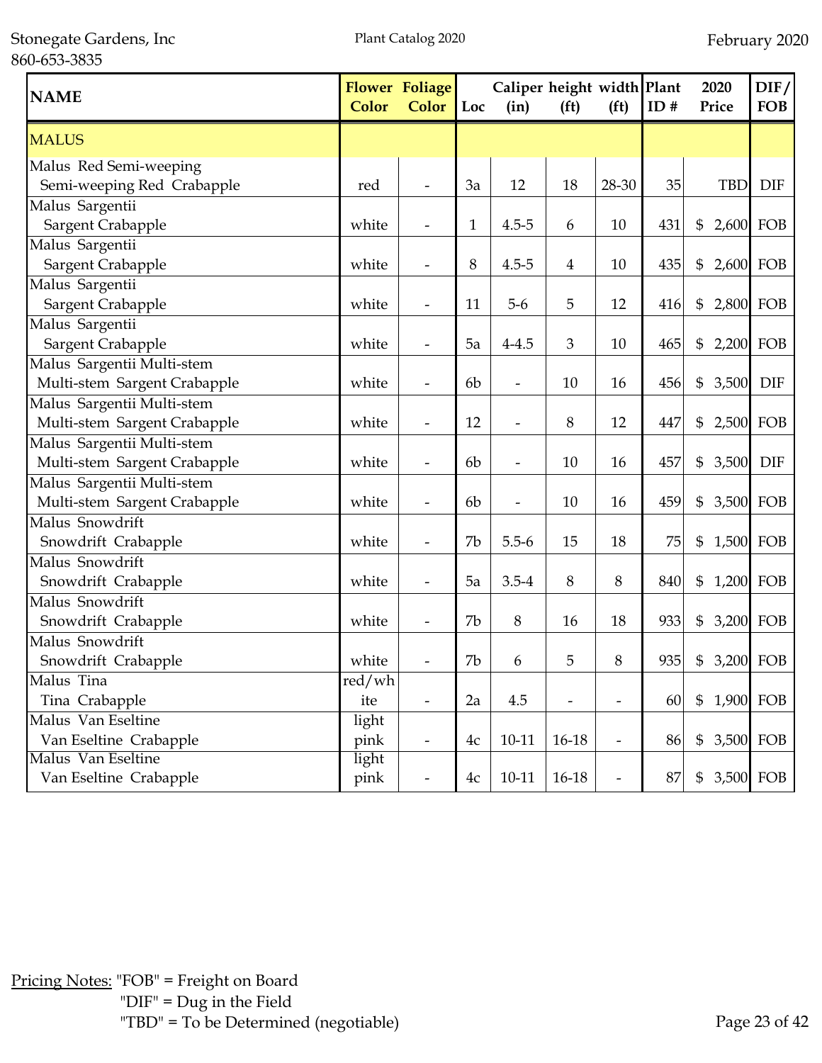Stonegate Gardens, Inc
860-653-3835

Plant Catalog 2020

February 2020

| NAME | Flower Color | Foliage Color | Loc | Caliper (in) | height (ft) | width (ft) | Plant ID # | 2020 Price | DIF/ FOB |
|---|---|---|---|---|---|---|---|---|---|
| MALUS | | | | | | | | | |
| Malus Red Semi-weeping<br>Semi-weeping Red Crabapple | red | - | 3a | 12 | 18 | 28-30 | 35 | TBD | DIF |
| Malus Sargentii<br>Sargent Crabapple | white | - | 1 | 4.5-5 | 6 | 10 | 431 | $ 2,600 | FOB |
| Malus Sargentii<br>Sargent Crabapple | white | - | 8 | 4.5-5 | 4 | 10 | 435 | $ 2,600 | FOB |
| Malus Sargentii<br>Sargent Crabapple | white | - | 11 | 5-6 | 5 | 12 | 416 | $ 2,800 | FOB |
| Malus Sargentii<br>Sargent Crabapple | white | - | 5a | 4-4.5 | 3 | 10 | 465 | $ 2,200 | FOB |
| Malus Sargentii Multi-stem<br>Multi-stem Sargent Crabapple | white | - | 6b | - | 10 | 16 | 456 | $ 3,500 | DIF |
| Malus Sargentii Multi-stem<br>Multi-stem Sargent Crabapple | white | - | 12 | - | 8 | 12 | 447 | $ 2,500 | FOB |
| Malus Sargentii Multi-stem<br>Multi-stem Sargent Crabapple | white | - | 6b | - | 10 | 16 | 457 | $ 3,500 | DIF |
| Malus Sargentii Multi-stem<br>Multi-stem Sargent Crabapple | white | - | 6b | - | 10 | 16 | 459 | $ 3,500 | FOB |
| Malus Snowdrift<br>Snowdrift Crabapple | white | - | 7b | 5.5-6 | 15 | 18 | 75 | $ 1,500 | FOB |
| Malus Snowdrift<br>Snowdrift Crabapple | white | - | 5a | 3.5-4 | 8 | 8 | 840 | $ 1,200 | FOB |
| Malus Snowdrift<br>Snowdrift Crabapple | white | - | 7b | 8 | 16 | 18 | 933 | $ 3,200 | FOB |
| Malus Snowdrift<br>Snowdrift Crabapple | white | - | 7b | 6 | 5 | 8 | 935 | $ 3,200 | FOB |
| Malus Tina<br>Tina Crabapple | red/white | - | 2a | 4.5 | - | - | 60 | $ 1,900 | FOB |
| Malus Van Eseltine<br>Van Eseltine Crabapple | light pink | - | 4c | 10-11 | 16-18 | - | 86 | $ 3,500 | FOB |
| Malus Van Eseltine<br>Van Eseltine Crabapple | light pink | - | 4c | 10-11 | 16-18 | - | 87 | $ 3,500 | FOB |

Pricing Notes: "FOB" = Freight on Board
"DIF" = Dug in the Field
"TBD" = To be Determined (negotiable)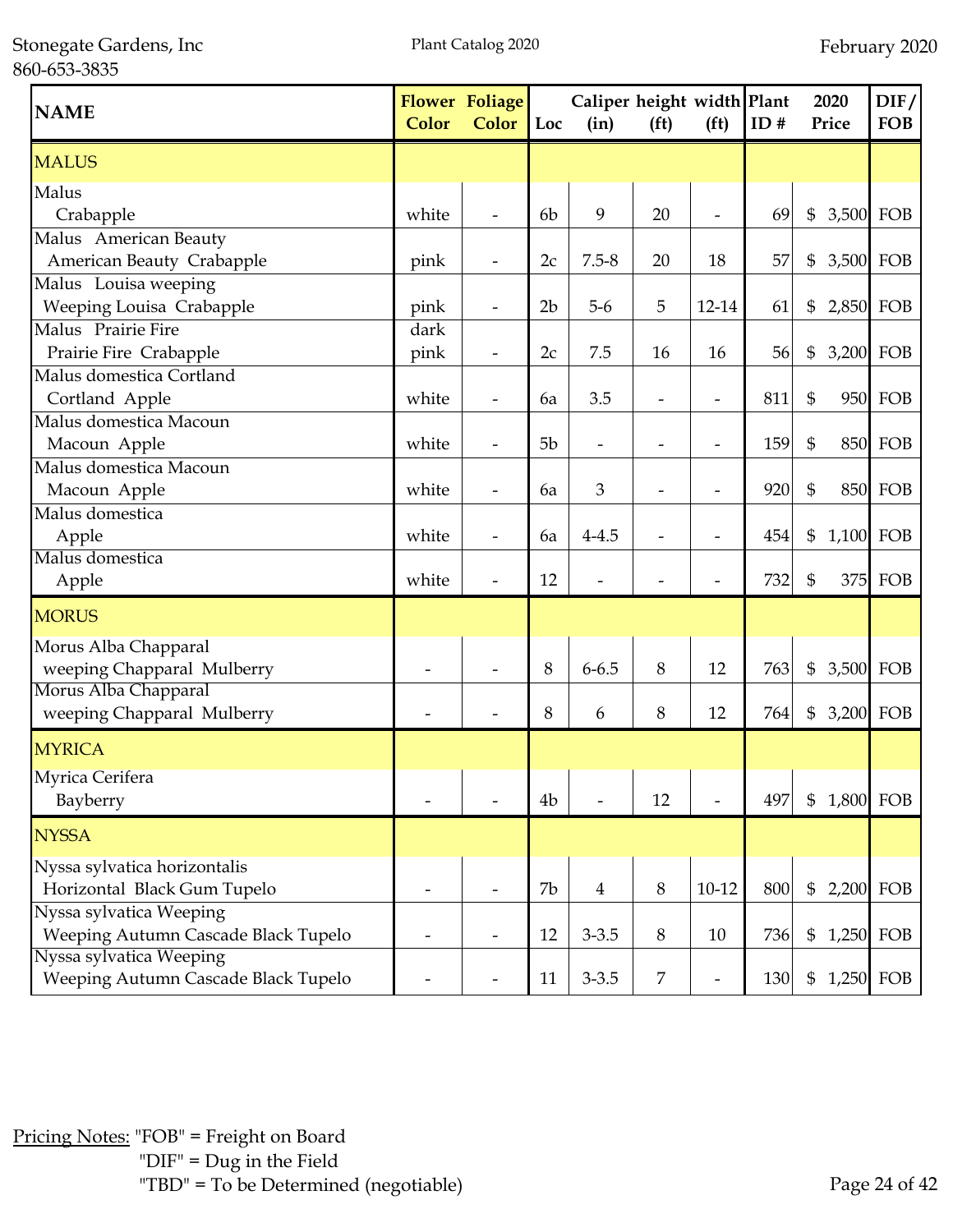Stonegate Gardens, Inc
860-653-3835

Plant Catalog 2020

February 2020

| NAME | Flower Color | Foliage Color | Loc | Caliper (in) | height (ft) | width (ft) | Plant ID # | 2020 Price | DIF/ FOB |
|---|---|---|---|---|---|---|---|---|---|
| MALUS | | | | | | | | | |
| Malus<br>Crabapple | white | - | 6b | 9 | 20 | - | 69 | $ 3,500 | FOB |
| Malus American Beauty<br>American Beauty Crabapple | pink | - | 2c | 7.5-8 | 20 | 18 | 57 | $ 3,500 | FOB |
| Malus Louisa weeping<br>Weeping Louisa Crabapple | pink | - | 2b | 5-6 | 5 | 12-14 | 61 | $ 2,850 | FOB |
| Malus Prairie Fire<br>Prairie Fire Crabapple | dark pink | - | 2c | 7.5 | 16 | 16 | 56 | $ 3,200 | FOB |
| Malus domestica Cortland<br>Cortland Apple | white | - | 6a | 3.5 | - | - | 811 | $ 950 | FOB |
| Malus domestica Macoun<br>Macoun Apple | white | - | 5b | - | - | - | 159 | $ 850 | FOB |
| Malus domestica Macoun<br>Macoun Apple | white | - | 6a | 3 | - | - | 920 | $ 850 | FOB |
| Malus domestica<br>Apple | white | - | 6a | 4-4.5 | - | - | 454 | $ 1,100 | FOB |
| Malus domestica<br>Apple | white | - | 12 | - | - | - | 732 | $ 375 | FOB |
| MORUS | | | | | | | | | |
| Morus Alba Chapparal<br>weeping Chapparal Mulberry | - | - | 8 | 6-6.5 | 8 | 12 | 763 | $ 3,500 | FOB |
| Morus Alba Chapparal<br>weeping Chapparal Mulberry | - | - | 8 | 6 | 8 | 12 | 764 | $ 3,200 | FOB |
| MYRICA | | | | | | | | | |
| Myrica Cerifera<br>Bayberry | - | - | 4b | - | 12 | - | 497 | $ 1,800 | FOB |
| NYSSA | | | | | | | | | |
| Nyssa sylvatica horizontalis<br>Horizontal Black Gum Tupelo | - | - | 7b | 4 | 8 | 10-12 | 800 | $ 2,200 | FOB |
| Nyssa sylvatica Weeping<br>Weeping Autumn Cascade Black Tupelo | - | - | 12 | 3-3.5 | 8 | 10 | 736 | $ 1,250 | FOB |
| Nyssa sylvatica Weeping<br>Weeping Autumn Cascade Black Tupelo | - | - | 11 | 3-3.5 | 7 | - | 130 | $ 1,250 | FOB |

Pricing Notes: "FOB" = Freight on Board
"DIF" = Dug in the Field
"TBD" = To be Determined (negotiable)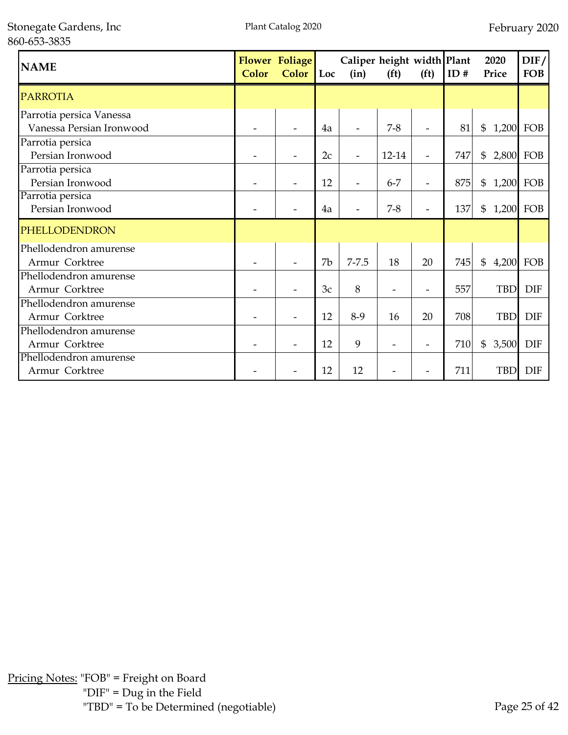| NAME | Flower Color | Foliage Color | Loc | Caliper (in) | height (ft) | width (ft) | Plant ID # | 2020 Price | DIF/ FOB |
|---|---|---|---|---|---|---|---|---|---|
| PARROTIA | | | | | | | | | |
| Parrotia persica Vanessa<br>Vanessa Persian Ironwood | - | - | 4a | - | 7-8 | - | 81 | $ 1,200 | FOB |
| Parrotia persica<br>Persian Ironwood | - | - | 2c | - | 12-14 | - | 747 | $ 2,800 | FOB |
| Parrotia persica<br>Persian Ironwood | - | - | 12 | - | 6-7 | - | 875 | $ 1,200 | FOB |
| Parrotia persica<br>Persian Ironwood | - | - | 4a | - | 7-8 | - | 137 | $ 1,200 | FOB |
| PHELLODENDRON | | | | | | | | | |
| Phellodendron amurense<br>Armur Corktree | - | - | 7b | 7-7.5 | 18 | 20 | 745 | $ 4,200 | FOB |
| Phellodendron amurense<br>Armur Corktree | - | - | 3c | 8 | - | - | 557 | TBD | DIF |
| Phellodendron amurense<br>Armur Corktree | - | - | 12 | 8-9 | 16 | 20 | 708 | TBD | DIF |
| Phellodendron amurense<br>Armur Corktree | - | - | 12 | 9 | - | - | 710 | $ 3,500 | DIF |
| Phellodendron amurense<br>Armur Corktree | - | - | 12 | 12 | - | - | 711 | TBD | DIF |

Pricing Notes: "FOB" = Freight on Board
"DIF" = Dug in the Field
"TBD" = To be Determined (negotiable)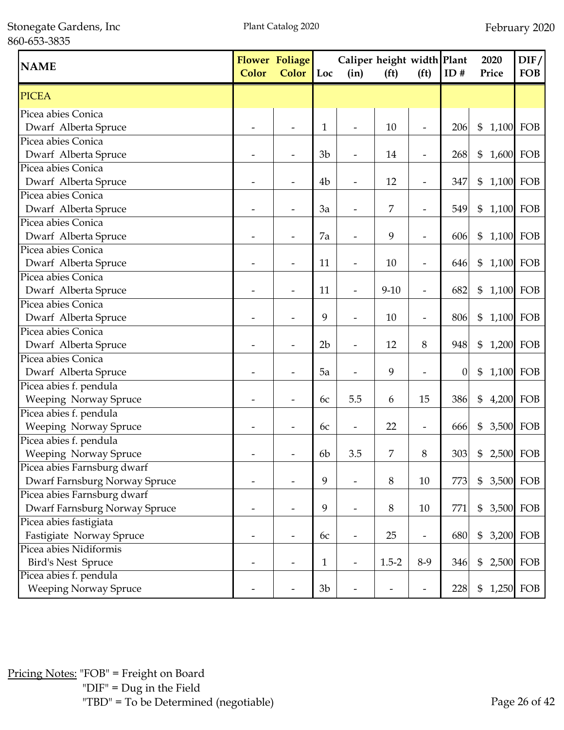| NAME | Flower Color | Foliage Color | Loc | Caliper (in) | height (ft) | width (ft) | Plant ID # | 2020 Price | DIF/ FOB |
|---|---|---|---|---|---|---|---|---|---|
| PICEA | | | | | | | | | |
| Picea abies Conica<br>Dwarf Alberta Spruce | - | - | 1 | - | 10 | - | 206 | $ 1,100 | FOB |
| Picea abies Conica<br>Dwarf Alberta Spruce | - | - | 3b | - | 14 | - | 268 | $ 1,600 | FOB |
| Picea abies Conica<br>Dwarf Alberta Spruce | - | - | 4b | - | 12 | - | 347 | $ 1,100 | FOB |
| Picea abies Conica<br>Dwarf Alberta Spruce | - | - | 3a | - | 7 | - | 549 | $ 1,100 | FOB |
| Picea abies Conica<br>Dwarf Alberta Spruce | - | - | 7a | - | 9 | - | 606 | $ 1,100 | FOB |
| Picea abies Conica<br>Dwarf Alberta Spruce | - | - | 11 | - | 10 | - | 646 | $ 1,100 | FOB |
| Picea abies Conica<br>Dwarf Alberta Spruce | - | - | 11 | - | 9-10 | - | 682 | $ 1,100 | FOB |
| Picea abies Conica<br>Dwarf Alberta Spruce | - | - | 9 | - | 10 | - | 806 | $ 1,100 | FOB |
| Picea abies Conica<br>Dwarf Alberta Spruce | - | - | 2b | - | 12 | 8 | 948 | $ 1,200 | FOB |
| Picea abies Conica<br>Dwarf Alberta Spruce | - | - | 5a | - | 9 | - | 0 | $ 1,100 | FOB |
| Picea abies f. pendula<br>Weeping Norway Spruce | - | - | 6c | 5.5 | 6 | 15 | 386 | $ 4,200 | FOB |
| Picea abies f. pendula<br>Weeping Norway Spruce | - | - | 6c | - | 22 | - | 666 | $ 3,500 | FOB |
| Picea abies f. pendula<br>Weeping Norway Spruce | - | - | 6b | 3.5 | 7 | 8 | 303 | $ 2,500 | FOB |
| Picea abies Farnsburg dwarf<br>Dwarf Farnsburg Norway Spruce | - | - | 9 | - | 8 | 10 | 773 | $ 3,500 | FOB |
| Picea abies Farnsburg dwarf<br>Dwarf Farnsburg Norway Spruce | - | - | 9 | - | 8 | 10 | 771 | $ 3,500 | FOB |
| Picea abies fastigiata<br>Fastigiate Norway Spruce | - | - | 6c | - | 25 | - | 680 | $ 3,200 | FOB |
| Picea abies Nidiformis<br>Bird's Nest Spruce | - | - | 1 | - | 1.5-2 | 8-9 | 346 | $ 2,500 | FOB |
| Picea abies f. pendula<br>Weeping Norway Spruce | - | - | 3b | - | - | - | 228 | $ 1,250 | FOB |

Pricing Notes: "FOB" = Freight on Board
"DIF" = Dug in the Field
"TBD" = To be Determined (negotiable)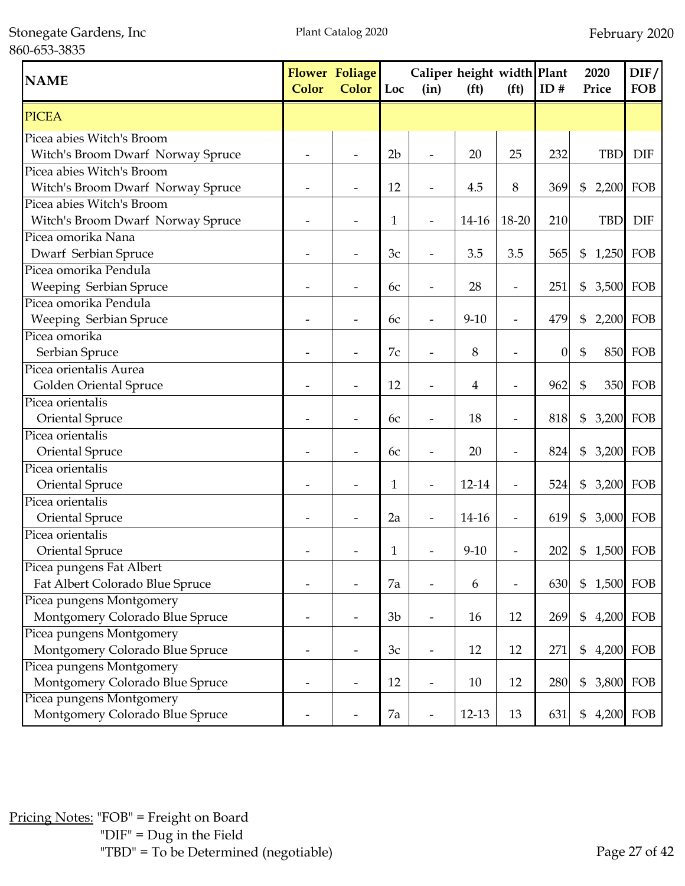Stonegate Gardens, Inc
860-653-3835

Plant Catalog 2020

February 2020

| NAME | Flower Color | Foliage Color | Loc | Caliper (in) | height (ft) | width (ft) | Plant ID # | 2020 Price | DIF/ FOB |
|---|---|---|---|---|---|---|---|---|---|
| PICEA | | | | | | | | | |
| Picea abies Witch's Broom<br>Witch's Broom Dwarf Norway Spruce | - | - | 2b | - | 20 | 25 | 232 | TBD | DIF |
| Picea abies Witch's Broom<br>Witch's Broom Dwarf Norway Spruce | - | - | 12 | - | 4.5 | 8 | 369 | $ 2,200 | FOB |
| Picea abies Witch's Broom<br>Witch's Broom Dwarf Norway Spruce | - | - | 1 | - | 14-16 | 18-20 | 210 | TBD | DIF |
| Picea omorika Nana<br>Dwarf Serbian Spruce | - | - | 3c | - | 3.5 | 3.5 | 565 | $ 1,250 | FOB |
| Picea omorika Pendula<br>Weeping Serbian Spruce | - | - | 6c | - | 28 | - | 251 | $ 3,500 | FOB |
| Picea omorika Pendula<br>Weeping Serbian Spruce | - | - | 6c | - | 9-10 | - | 479 | $ 2,200 | FOB |
| Picea omorika<br>Serbian Spruce | - | - | 7c | - | 8 | - | 0 | $ 850 | FOB |
| Picea orientalis Aurea<br>Golden Oriental Spruce | - | - | 12 | - | 4 | - | 962 | $ 350 | FOB |
| Picea orientalis<br>Oriental Spruce | - | - | 6c | - | 18 | - | 818 | $ 3,200 | FOB |
| Picea orientalis<br>Oriental Spruce | - | - | 6c | - | 20 | - | 824 | $ 3,200 | FOB |
| Picea orientalis<br>Oriental Spruce | - | - | 1 | - | 12-14 | - | 524 | $ 3,200 | FOB |
| Picea orientalis<br>Oriental Spruce | - | - | 2a | - | 14-16 | - | 619 | $ 3,000 | FOB |
| Picea orientalis<br>Oriental Spruce | - | - | 1 | - | 9-10 | - | 202 | $ 1,500 | FOB |
| Picea pungens Fat Albert<br>Fat Albert Colorado Blue Spruce | - | - | 7a | - | 6 | - | 630 | $ 1,500 | FOB |
| Picea pungens Montgomery<br>Montgomery Colorado Blue Spruce | - | - | 3b | - | 16 | 12 | 269 | $ 4,200 | FOB |
| Picea pungens Montgomery<br>Montgomery Colorado Blue Spruce | - | - | 3c | - | 12 | 12 | 271 | $ 4,200 | FOB |
| Picea pungens Montgomery<br>Montgomery Colorado Blue Spruce | - | - | 12 | - | 10 | 12 | 280 | $ 3,800 | FOB |
| Picea pungens Montgomery<br>Montgomery Colorado Blue Spruce | - | - | 7a | - | 12-13 | 13 | 631 | $ 4,200 | FOB |

Pricing Notes: "FOB" = Freight on Board
"DIF" = Dug in the Field
"TBD" = To be Determined (negotiable)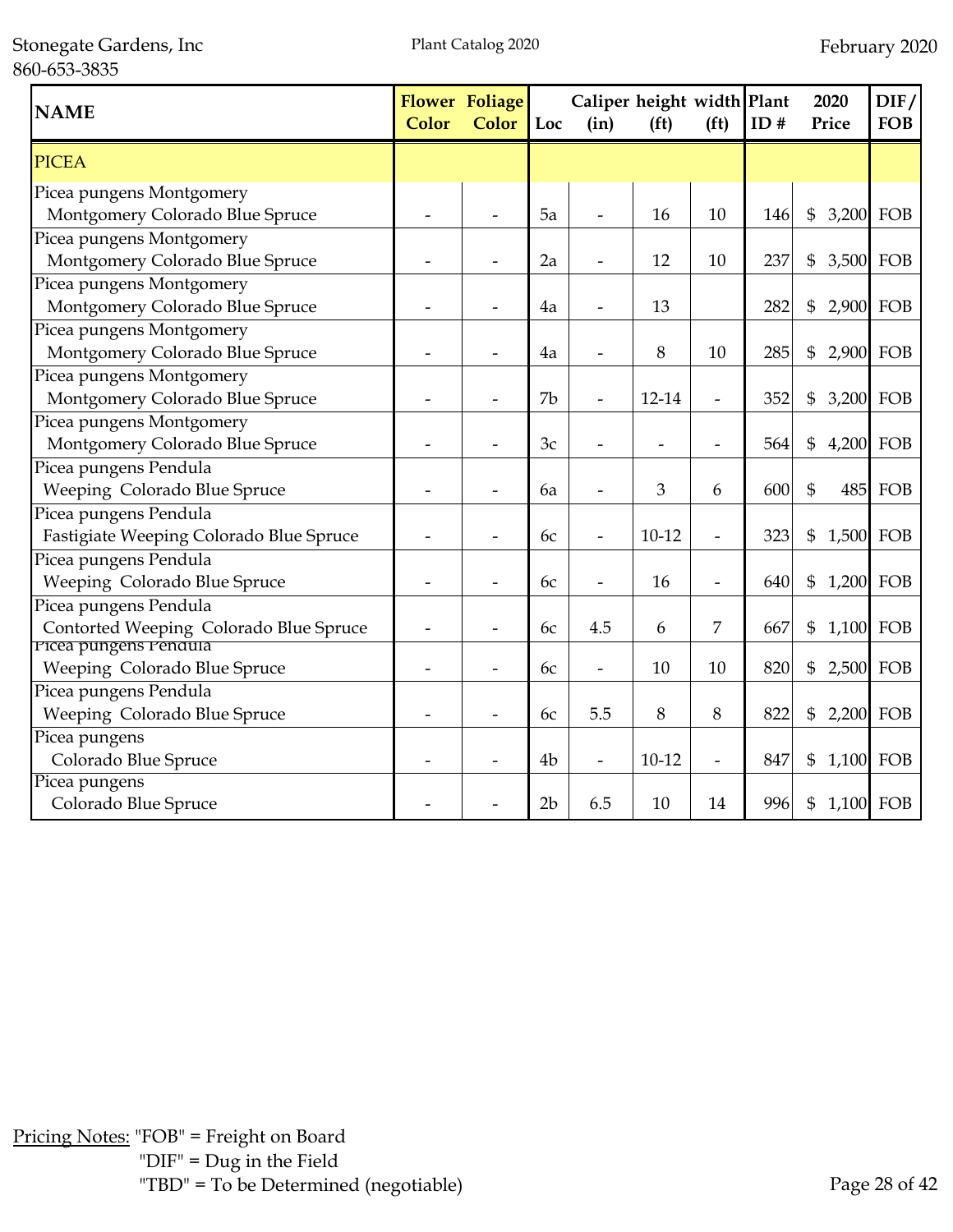Stonegate Gardens, Inc
860-653-3835

Plant Catalog 2020

February 2020

| NAME | Flower Color | Foliage Color | Loc | Caliper (in) | height (ft) | width (ft) | Plant ID # | 2020 Price | DIF/ FOB |
|---|---|---|---|---|---|---|---|---|---|
| PICEA | | | | | | | | | |
| Picea pungens Montgomery<br>Montgomery Colorado Blue Spruce | - | - | 5a | - | 16 | 10 | 146 | $ 3,200 | FOB |
| Picea pungens Montgomery<br>Montgomery Colorado Blue Spruce | - | - | 2a | - | 12 | 10 | 237 | $ 3,500 | FOB |
| Picea pungens Montgomery<br>Montgomery Colorado Blue Spruce | - | - | 4a | - | 13 | | 282 | $ 2,900 | FOB |
| Picea pungens Montgomery<br>Montgomery Colorado Blue Spruce | - | - | 4a | - | 8 | 10 | 285 | $ 2,900 | FOB |
| Picea pungens Montgomery<br>Montgomery Colorado Blue Spruce | - | - | 7b | - | 12-14 | - | 352 | $ 3,200 | FOB |
| Picea pungens Montgomery<br>Montgomery Colorado Blue Spruce | - | - | 3c | - | - | - | 564 | $ 4,200 | FOB |
| Picea pungens Pendula<br>Weeping Colorado Blue Spruce | - | - | 6a | - | 3 | 6 | 600 | $ 485 | FOB |
| Picea pungens Pendula<br>Fastigiate Weeping Colorado Blue Spruce | - | - | 6c | - | 10-12 | - | 323 | $ 1,500 | FOB |
| Picea pungens Pendula<br>Weeping Colorado Blue Spruce | - | - | 6c | - | 16 | - | 640 | $ 1,200 | FOB |
| Picea pungens Pendula<br>Contorted Weeping Colorado Blue Spruce | - | - | 6c | 4.5 | 6 | 7 | 667 | $ 1,100 | FOB |
| Picea pungens Pendula<br>Weeping Colorado Blue Spruce | - | - | 6c | - | 10 | 10 | 820 | $ 2,500 | FOB |
| Picea pungens Pendula<br>Weeping Colorado Blue Spruce | - | - | 6c | 5.5 | 8 | 8 | 822 | $ 2,200 | FOB |
| Picea pungens<br>Colorado Blue Spruce | - | - | 4b | - | 10-12 | - | 847 | $ 1,100 | FOB |
| Picea pungens<br>Colorado Blue Spruce | - | - | 2b | 6.5 | 10 | 14 | 996 | $ 1,100 | FOB |

Pricing Notes: "FOB" = Freight on Board
"DIF" = Dug in the Field
"TBD" = To be Determined (negotiable)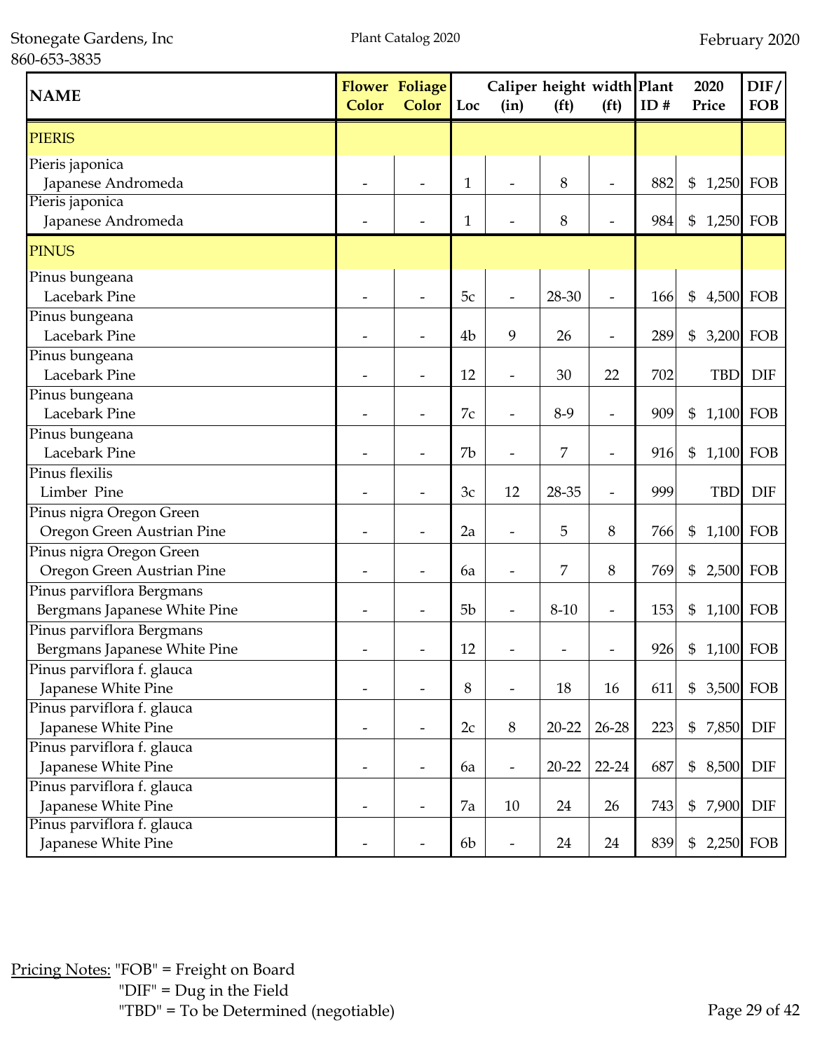| NAME | Flower Color | Foliage Color | Loc | Caliper (in) | height (ft) | width (ft) | Plant ID # | 2020 Price | DIF/ FOB |
|---|---|---|---|---|---|---|---|---|---|
| PIERIS | | | | | | | | | |
| Pieris japonica<br>Japanese Andromeda | - | - | 1 | - | 8 | - | 882 | $ 1,250 | FOB |
| Pieris japonica<br>Japanese Andromeda | - | - | 1 | - | 8 | - | 984 | $ 1,250 | FOB |
| PINUS | | | | | | | | | |
| Pinus bungeana<br>Lacebark Pine | - | - | 5c | - | 28-30 | - | 166 | $ 4,500 | FOB |
| Pinus bungeana<br>Lacebark Pine | - | - | 4b | 9 | 26 | - | 289 | $ 3,200 | FOB |
| Pinus bungeana<br>Lacebark Pine | - | - | 12 | - | 30 | 22 | 702 | TBD | DIF |
| Pinus bungeana<br>Lacebark Pine | - | - | 7c | - | 8-9 | - | 909 | $ 1,100 | FOB |
| Pinus bungeana<br>Lacebark Pine | - | - | 7b | - | 7 | - | 916 | $ 1,100 | FOB |
| Pinus flexilis<br>Limber Pine | - | - | 3c | 12 | 28-35 | - | 999 | TBD | DIF |
| Pinus nigra Oregon Green<br>Oregon Green Austrian Pine | - | - | 2a | - | 5 | 8 | 766 | $ 1,100 | FOB |
| Pinus nigra Oregon Green<br>Oregon Green Austrian Pine | - | - | 6a | - | 7 | 8 | 769 | $ 2,500 | FOB |
| Pinus parviflora Bergmans<br>Bergmans Japanese White Pine | - | - | 5b | - | 8-10 | - | 153 | $ 1,100 | FOB |
| Pinus parviflora Bergmans<br>Bergmans Japanese White Pine | - | - | 12 | - | - | - | 926 | $ 1,100 | FOB |
| Pinus parviflora f. glauca<br>Japanese White Pine | - | - | 8 | - | 18 | 16 | 611 | $ 3,500 | FOB |
| Pinus parviflora f. glauca<br>Japanese White Pine | - | - | 2c | 8 | 20-22 | 26-28 | 223 | $ 7,850 | DIF |
| Pinus parviflora f. glauca<br>Japanese White Pine | - | - | 6a | - | 20-22 | 22-24 | 687 | $ 8,500 | DIF |
| Pinus parviflora f. glauca<br>Japanese White Pine | - | - | 7a | 10 | 24 | 26 | 743 | $ 7,900 | DIF |
| Pinus parviflora f. glauca<br>Japanese White Pine | - | - | 6b | - | 24 | 24 | 839 | $ 2,250 | FOB |

Pricing Notes: "FOB" = Freight on Board
"DIF" = Dug in the Field
"TBD" = To be Determined (negotiable)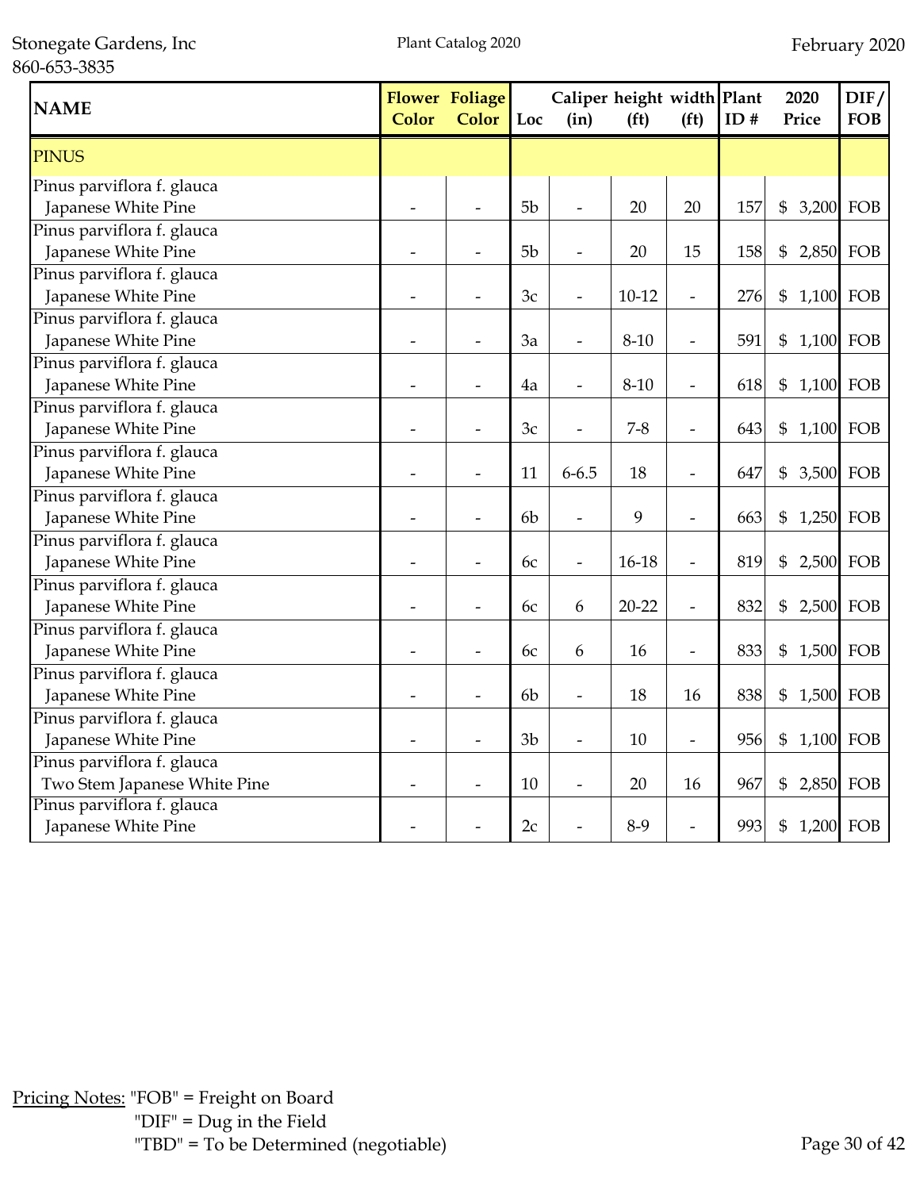| NAME | Flower Color | Foliage Color | Loc | Caliper (in) | height (ft) | width (ft) | Plant ID # | 2020 Price | DIF/ FOB |
|---|---|---|---|---|---|---|---|---|---|
| PINUS | | | | | | | | | |
| Pinus parviflora f. glauca<br>Japanese White Pine | - | - | 5b | - | 20 | 20 | 157 | $ 3,200 | FOB |
| Pinus parviflora f. glauca<br>Japanese White Pine | - | - | 5b | - | 20 | 15 | 158 | $ 2,850 | FOB |
| Pinus parviflora f. glauca<br>Japanese White Pine | - | - | 3c | - | 10-12 | - | 276 | $ 1,100 | FOB |
| Pinus parviflora f. glauca<br>Japanese White Pine | - | - | 3a | - | 8-10 | - | 591 | $ 1,100 | FOB |
| Pinus parviflora f. glauca<br>Japanese White Pine | - | - | 4a | - | 8-10 | - | 618 | $ 1,100 | FOB |
| Pinus parviflora f. glauca<br>Japanese White Pine | - | - | 3c | - | 7-8 | - | 643 | $ 1,100 | FOB |
| Pinus parviflora f. glauca<br>Japanese White Pine | - | - | 11 | 6-6.5 | 18 | - | 647 | $ 3,500 | FOB |
| Pinus parviflora f. glauca<br>Japanese White Pine | - | - | 6b | - | 9 | - | 663 | $ 1,250 | FOB |
| Pinus parviflora f. glauca<br>Japanese White Pine | - | - | 6c | - | 16-18 | - | 819 | $ 2,500 | FOB |
| Pinus parviflora f. glauca<br>Japanese White Pine | - | - | 6c | 6 | 20-22 | - | 832 | $ 2,500 | FOB |
| Pinus parviflora f. glauca<br>Japanese White Pine | - | - | 6c | 6 | 16 | - | 833 | $ 1,500 | FOB |
| Pinus parviflora f. glauca<br>Japanese White Pine | - | - | 6b | - | 18 | 16 | 838 | $ 1,500 | FOB |
| Pinus parviflora f. glauca<br>Japanese White Pine | - | - | 3b | - | 10 | - | 956 | $ 1,100 | FOB |
| Pinus parviflora f. glauca<br>Two Stem Japanese White Pine | - | - | 10 | - | 20 | 16 | 967 | $ 2,850 | FOB |
| Pinus parviflora f. glauca<br>Japanese White Pine | - | - | 2c | - | 8-9 | - | 993 | $ 1,200 | FOB |

Pricing Notes: "FOB" = Freight on Board
"DIF" = Dug in the Field
"TBD" = To be Determined (negotiable)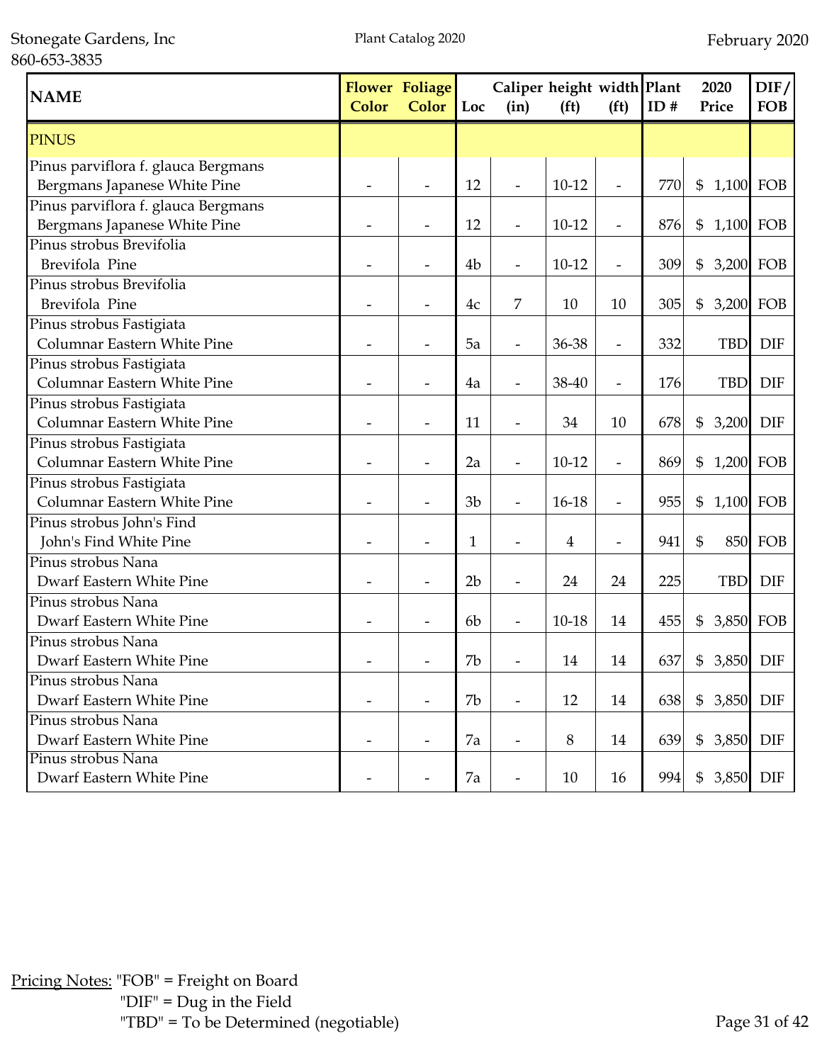| NAME | Flower Color | Foliage Color | Loc | Caliper (in) | height (ft) | width (ft) | Plant ID # | 2020 Price | DIF/ FOB |
|---|---|---|---|---|---|---|---|---|---|
| PINUS | | | | | | | | | |
| Pinus parviflora f. glauca Bergmans<br>Bergmans Japanese White Pine | - | - | 12 | - | 10-12 | - | 770 | $ 1,100 | FOB |
| Pinus parviflora f. glauca Bergmans<br>Bergmans Japanese White Pine | - | - | 12 | - | 10-12 | - | 876 | $ 1,100 | FOB |
| Pinus strobus Brevifolia<br>Brevifola Pine | - | - | 4b | - | 10-12 | - | 309 | $ 3,200 | FOB |
| Pinus strobus Brevifolia<br>Brevifola Pine | - | - | 4c | 7 | 10 | 10 | 305 | $ 3,200 | FOB |
| Pinus strobus Fastigiata<br>Columnar Eastern White Pine | - | - | 5a | - | 36-38 | - | 332 | TBD | DIF |
| Pinus strobus Fastigiata<br>Columnar Eastern White Pine | - | - | 4a | - | 38-40 | - | 176 | TBD | DIF |
| Pinus strobus Fastigiata<br>Columnar Eastern White Pine | - | - | 11 | - | 34 | 10 | 678 | $ 3,200 | DIF |
| Pinus strobus Fastigiata<br>Columnar Eastern White Pine | - | - | 2a | - | 10-12 | - | 869 | $ 1,200 | FOB |
| Pinus strobus Fastigiata<br>Columnar Eastern White Pine | - | - | 3b | - | 16-18 | - | 955 | $ 1,100 | FOB |
| Pinus strobus John's Find<br>John's Find White Pine | - | - | 1 | - | 4 | - | 941 | $ 850 | FOB |
| Pinus strobus Nana<br>Dwarf Eastern White Pine | - | - | 2b | - | 24 | 24 | 225 | TBD | DIF |
| Pinus strobus Nana<br>Dwarf Eastern White Pine | - | - | 6b | - | 10-18 | 14 | 455 | $ 3,850 | FOB |
| Pinus strobus Nana<br>Dwarf Eastern White Pine | - | - | 7b | - | 14 | 14 | 637 | $ 3,850 | DIF |
| Pinus strobus Nana<br>Dwarf Eastern White Pine | - | - | 7b | - | 12 | 14 | 638 | $ 3,850 | DIF |
| Pinus strobus Nana<br>Dwarf Eastern White Pine | - | - | 7a | - | 8 | 14 | 639 | $ 3,850 | DIF |
| Pinus strobus Nana<br>Dwarf Eastern White Pine | - | - | 7a | - | 10 | 16 | 994 | $ 3,850 | DIF |

Pricing Notes: "FOB" = Freight on Board
"DIF" = Dug in the Field
"TBD" = To be Determined (negotiable)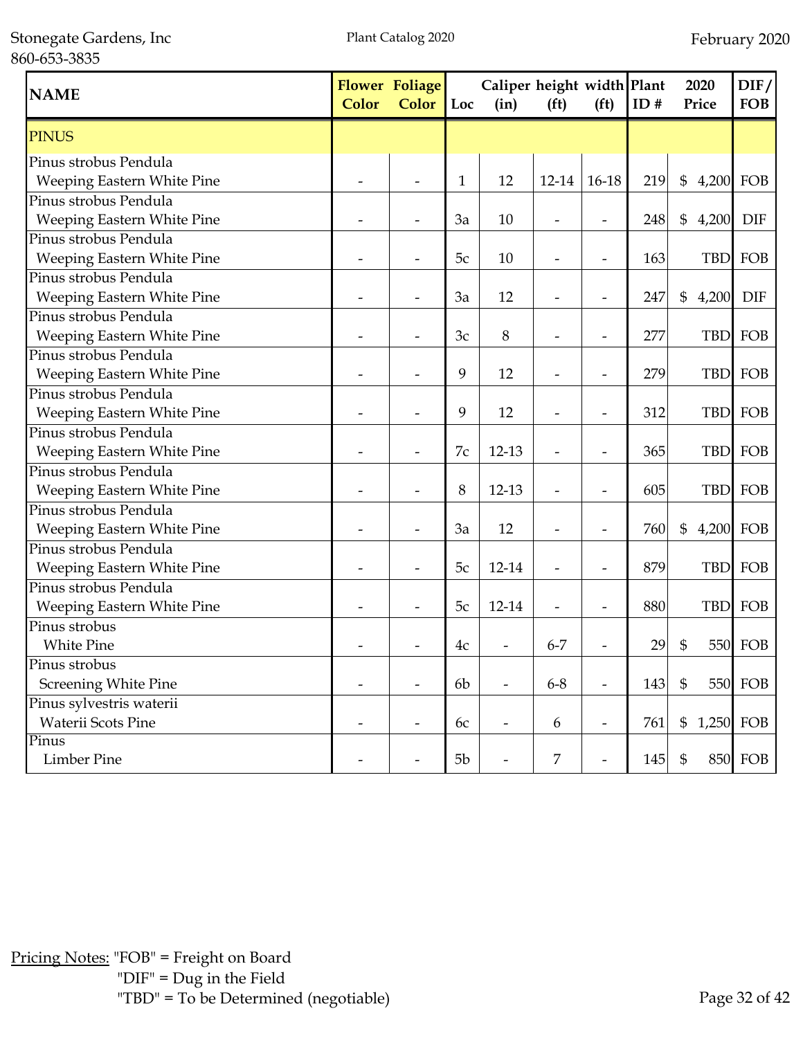| NAME | Flower Color | Foliage Color | Loc | Caliper (in) | height (ft) | width (ft) | Plant ID # | 2020 Price | DIF/ FOB |
|---|---|---|---|---|---|---|---|---|---|
| PINUS | | | | | | | | | |
| Pinus strobus Pendula Weeping Eastern White Pine | - | - | 1 | 12 | 12-14 | 16-18 | 219 | $ 4,200 | FOB |
| Pinus strobus Pendula Weeping Eastern White Pine | - | - | 3a | 10 | - | - | 248 | $ 4,200 | DIF |
| Pinus strobus Pendula Weeping Eastern White Pine | - | - | 5c | 10 | - | - | 163 | TBD | FOB |
| Pinus strobus Pendula Weeping Eastern White Pine | - | - | 3a | 12 | - | - | 247 | $ 4,200 | DIF |
| Pinus strobus Pendula Weeping Eastern White Pine | - | - | 3c | 8 | - | - | 277 | TBD | FOB |
| Pinus strobus Pendula Weeping Eastern White Pine | - | - | 9 | 12 | - | - | 279 | TBD | FOB |
| Pinus strobus Pendula Weeping Eastern White Pine | - | - | 9 | 12 | - | - | 312 | TBD | FOB |
| Pinus strobus Pendula Weeping Eastern White Pine | - | - | 7c | 12-13 | - | - | 365 | TBD | FOB |
| Pinus strobus Pendula Weeping Eastern White Pine | - | - | 8 | 12-13 | - | - | 605 | TBD | FOB |
| Pinus strobus Pendula Weeping Eastern White Pine | - | - | 3a | 12 | - | - | 760 | $ 4,200 | FOB |
| Pinus strobus Pendula Weeping Eastern White Pine | - | - | 5c | 12-14 | - | - | 879 | TBD | FOB |
| Pinus strobus Pendula Weeping Eastern White Pine | - | - | 5c | 12-14 | - | - | 880 | TBD | FOB |
| Pinus strobus White Pine | - | - | 4c | - | 6-7 | - | 29 | $ 550 | FOB |
| Pinus strobus Screening White Pine | - | - | 6b | - | 6-8 | - | 143 | $ 550 | FOB |
| Pinus sylvestris waterii Waterii Scots Pine | - | - | 6c | - | 6 | - | 761 | $ 1,250 | FOB |
| Pinus Limber Pine | - | - | 5b | - | 7 | - | 145 | $ 850 | FOB |

Pricing Notes: "FOB" = Freight on Board
"DIF" = Dug in the Field
"TBD" = To be Determined (negotiable)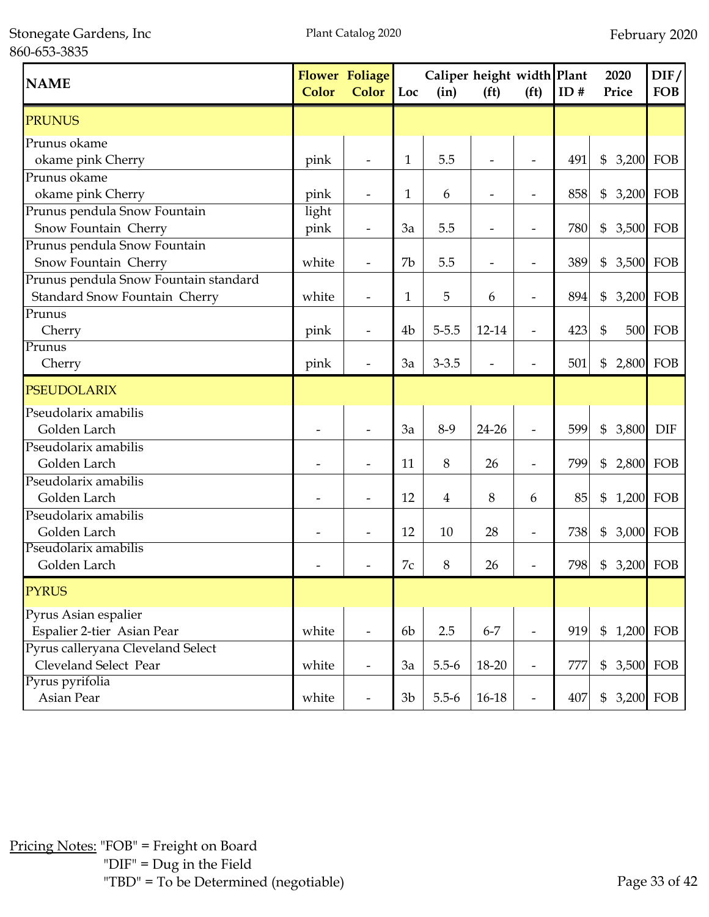Stonegate Gardens, Inc
860-653-3835

Plant Catalog 2020

February 2020

| NAME | Flower Color | Foliage Color | Loc | Caliper (in) | height (ft) | width (ft) | Plant ID # | 2020 Price | DIF/FOB |
|---|---|---|---|---|---|---|---|---|---|
| **PRUNUS** | | | | | | | | | |
| Prunus okame<br>okame pink Cherry | pink | - | 1 | 5.5 | - | - | 491 | $ 3,200 | FOB |
| Prunus okame<br>okame pink Cherry | pink | - | 1 | 6 | - | - | 858 | $ 3,200 | FOB |
| Prunus pendula Snow Fountain<br>Snow Fountain Cherry | light pink | - | 3a | 5.5 | - | - | 780 | $ 3,500 | FOB |
| Prunus pendula Snow Fountain<br>Snow Fountain Cherry | white | - | 7b | 5.5 | - | - | 389 | $ 3,500 | FOB |
| Prunus pendula Snow Fountain standard<br>Standard Snow Fountain Cherry | white | - | 1 | 5 | 6 | - | 894 | $ 3,200 | FOB |
| Prunus<br>Cherry | pink | - | 4b | 5-5.5 | 12-14 | - | 423 | $ 500 | FOB |
| Prunus<br>Cherry | pink | - | 3a | 3-3.5 | - | - | 501 | $ 2,800 | FOB |
| **PSEUDOLARIX** | | | | | | | | | |
| Pseudolarix amabilis<br>Golden Larch | - | - | 3a | 8-9 | 24-26 | - | 599 | $ 3,800 | DIF |
| Pseudolarix amabilis<br>Golden Larch | - | - | 11 | 8 | 26 | - | 799 | $ 2,800 | FOB |
| Pseudolarix amabilis<br>Golden Larch | - | - | 12 | 4 | 8 | 6 | 85 | $ 1,200 | FOB |
| Pseudolarix amabilis<br>Golden Larch | - | - | 12 | 10 | 28 | - | 738 | $ 3,000 | FOB |
| Pseudolarix amabilis<br>Golden Larch | - | - | 7c | 8 | 26 | - | 798 | $ 3,200 | FOB |
| **PYRUS** | | | | | | | | | |
| Pyrus Asian espalier<br>Espalier 2-tier Asian Pear | white | - | 6b | 2.5 | 6-7 | - | 919 | $ 1,200 | FOB |
| Pyrus calleryana Cleveland Select<br>Cleveland Select Pear | white | - | 3a | 5.5-6 | 18-20 | - | 777 | $ 3,500 | FOB |
| Pyrus pyrifolia<br>Asian Pear | white | - | 3b | 5.5-6 | 16-18 | - | 407 | $ 3,200 | FOB |

Pricing Notes: "FOB" = Freight on Board
"DIF" = Dug in the Field
"TBD" = To be Determined (negotiable)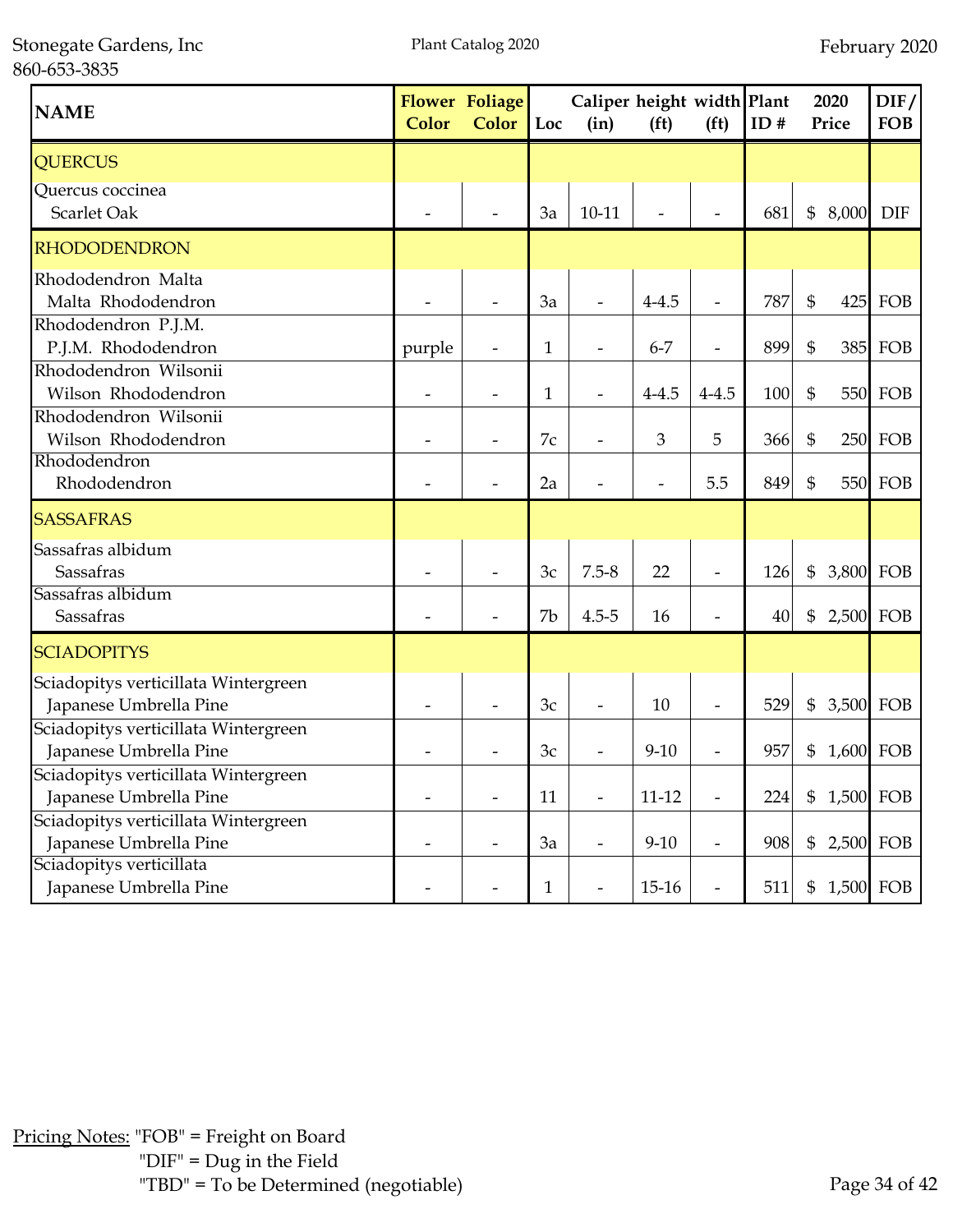Stonegate Gardens, Inc
860-653-3835

Plant Catalog 2020

February 2020

| NAME | Flower Color | Foliage Color | Loc | Caliper (in) | height (ft) | width (ft) | Plant ID # | 2020 Price | DIF/ FOB |
|---|---|---|---|---|---|---|---|---|---|
| QUERCUS | | | | | | | | | |
| Quercus coccinea<br>Scarlet Oak | - | - | 3a | 10-11 | - | - | 681 | $ 8,000 | DIF |
| RHODODENDRON | | | | | | | | | |
| Rhododendron Malta<br>Malta Rhododendron | - | - | 3a | - | 4-4.5 | - | 787 | $ 425 | FOB |
| Rhododendron P.J.M.<br>P.J.M. Rhododendron | purple | - | 1 | - | 6-7 | - | 899 | $ 385 | FOB |
| Rhododendron Wilsonii<br>Wilson Rhododendron | - | - | 1 | - | 4-4.5 | 4-4.5 | 100 | $ 550 | FOB |
| Rhododendron Wilsonii<br>Wilson Rhododendron | - | - | 7c | - | 3 | 5 | 366 | $ 250 | FOB |
| Rhododendron<br>Rhododendron | - | - | 2a | - | - | 5.5 | 849 | $ 550 | FOB |
| SASSAFRAS | | | | | | | | | |
| Sassafras albidum<br>Sassafras | - | - | 3c | 7.5-8 | 22 | - | 126 | $ 3,800 | FOB |
| Sassafras albidum<br>Sassafras | - | - | 7b | 4.5-5 | 16 | - | 40 | $ 2,500 | FOB |
| SCIADOPITYS | | | | | | | | | |
| Sciadopitys verticillata Wintergreen<br>Japanese Umbrella Pine | - | - | 3c | - | 10 | - | 529 | $ 3,500 | FOB |
| Sciadopitys verticillata Wintergreen<br>Japanese Umbrella Pine | - | - | 3c | - | 9-10 | - | 957 | $ 1,600 | FOB |
| Sciadopitys verticillata Wintergreen<br>Japanese Umbrella Pine | - | - | 11 | - | 11-12 | - | 224 | $ 1,500 | FOB |
| Sciadopitys verticillata Wintergreen<br>Japanese Umbrella Pine | - | - | 3a | - | 9-10 | - | 908 | $ 2,500 | FOB |
| Sciadopitys verticillata<br>Japanese Umbrella Pine | - | - | 1 | - | 15-16 | - | 511 | $ 1,500 | FOB |

Pricing Notes: "FOB" = Freight on Board
"DIF" = Dug in the Field
"TBD" = To be Determined (negotiable)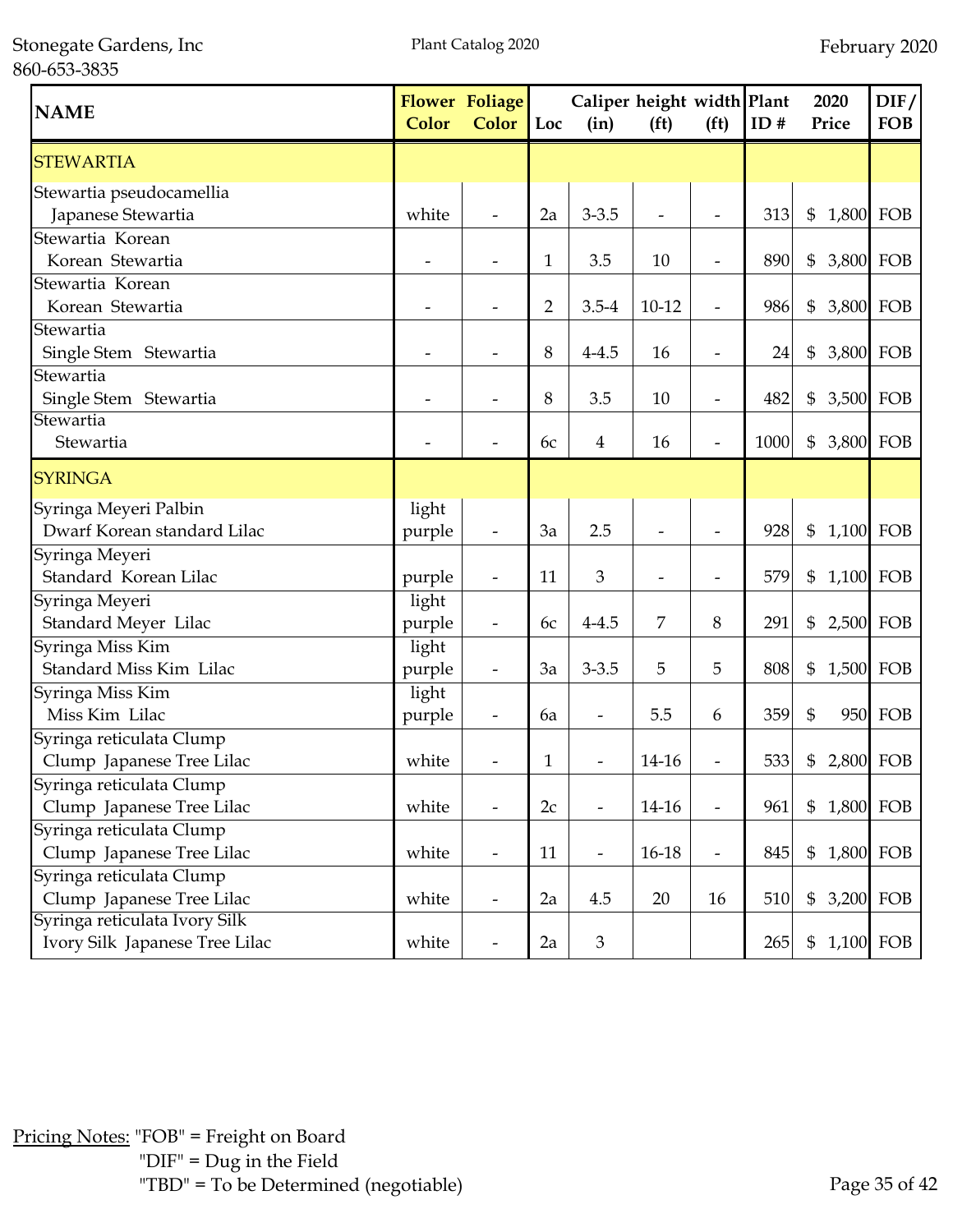| NAME | Flower Color | Foliage Color | Loc | Caliper (in) | height (ft) | width (ft) | Plant ID # | 2020 Price | DIF/ FOB |
|---|---|---|---|---|---|---|---|---|---|
| STEWARTIA | | | | | | | | | |
| Stewartia pseudocamellia Japanese Stewartia | white | - | 2a | 3-3.5 | - | - | 313 | $ 1,800 | FOB |
| Stewartia Korean Korean Stewartia | - | - | 1 | 3.5 | 10 | - | 890 | $ 3,800 | FOB |
| Stewartia Korean Korean Stewartia | - | - | 2 | 3.5-4 | 10-12 | - | 986 | $ 3,800 | FOB |
| Stewartia Single Stem Stewartia | - | - | 8 | 4-4.5 | 16 | - | 24 | $ 3,800 | FOB |
| Stewartia Single Stem Stewartia | - | - | 8 | 3.5 | 10 | - | 482 | $ 3,500 | FOB |
| Stewartia Stewartia | - | - | 6c | 4 | 16 | - | 1000 | $ 3,800 | FOB |
| SYRINGA | | | | | | | | | |
| Syringa Meyeri Palbin Dwarf Korean standard Lilac | light purple | - | 3a | 2.5 | - | - | 928 | $ 1,100 | FOB |
| Syringa Meyeri Standard Korean Lilac | purple | - | 11 | 3 | - | - | 579 | $ 1,100 | FOB |
| Syringa Meyeri Standard Meyer Lilac | light purple | - | 6c | 4-4.5 | 7 | 8 | 291 | $ 2,500 | FOB |
| Syringa Miss Kim Standard Miss Kim Lilac | light purple | - | 3a | 3-3.5 | 5 | 5 | 808 | $ 1,500 | FOB |
| Syringa Miss Kim Miss Kim Lilac | light purple | - | 6a | - | 5.5 | 6 | 359 | $ 950 | FOB |
| Syringa reticulata Clump Clump Japanese Tree Lilac | white | - | 1 | - | 14-16 | - | 533 | $ 2,800 | FOB |
| Syringa reticulata Clump Clump Japanese Tree Lilac | white | - | 2c | - | 14-16 | - | 961 | $ 1,800 | FOB |
| Syringa reticulata Clump Clump Japanese Tree Lilac | white | - | 11 | - | 16-18 | - | 845 | $ 1,800 | FOB |
| Syringa reticulata Clump Clump Japanese Tree Lilac | white | - | 2a | 4.5 | 20 | 16 | 510 | $ 3,200 | FOB |
| Syringa reticulata Ivory Silk Ivory Silk Japanese Tree Lilac | white | - | 2a | 3 | | | 265 | $ 1,100 | FOB |

Pricing Notes: "FOB" = Freight on Board
"DIF" = Dug in the Field
"TBD" = To be Determined (negotiable)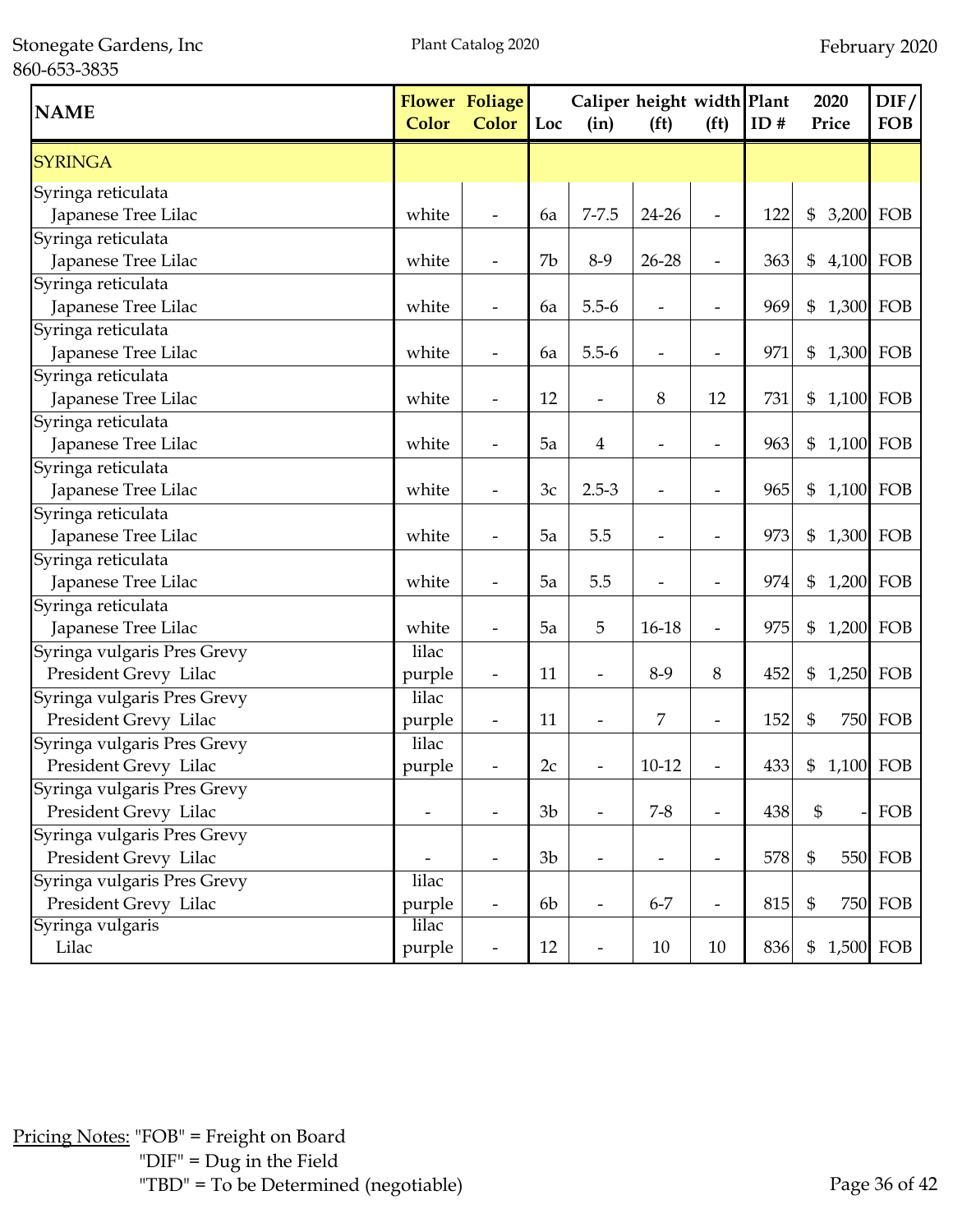| NAME | Flower Color | Foliage Color | Loc | Caliper (in) | height (ft) | width (ft) | Plant ID # | 2020 Price | DIF/ FOB |
|---|---|---|---|---|---|---|---|---|---|
| SYRINGA | | | | | | | | | |
| Syringa reticulata Japanese Tree Lilac | white | - | 6a | 7-7.5 | 24-26 | - | 122 | $ 3,200 | FOB |
| Syringa reticulata Japanese Tree Lilac | white | - | 7b | 8-9 | 26-28 | - | 363 | $ 4,100 | FOB |
| Syringa reticulata Japanese Tree Lilac | white | - | 6a | 5.5-6 | - | - | 969 | $ 1,300 | FOB |
| Syringa reticulata Japanese Tree Lilac | white | - | 6a | 5.5-6 | - | - | 971 | $ 1,300 | FOB |
| Syringa reticulata Japanese Tree Lilac | white | - | 12 | - | 8 | 12 | 731 | $ 1,100 | FOB |
| Syringa reticulata Japanese Tree Lilac | white | - | 5a | 4 | - | - | 963 | $ 1,100 | FOB |
| Syringa reticulata Japanese Tree Lilac | white | - | 3c | 2.5-3 | - | - | 965 | $ 1,100 | FOB |
| Syringa reticulata Japanese Tree Lilac | white | - | 5a | 5.5 | - | - | 973 | $ 1,300 | FOB |
| Syringa reticulata Japanese Tree Lilac | white | - | 5a | 5.5 | - | - | 974 | $ 1,200 | FOB |
| Syringa reticulata Japanese Tree Lilac | white | - | 5a | 5 | 16-18 | - | 975 | $ 1,200 | FOB |
| Syringa vulgaris Pres Grevy President Grevy Lilac | lilac purple | - | 11 | - | 8-9 | 8 | 452 | $ 1,250 | FOB |
| Syringa vulgaris Pres Grevy President Grevy Lilac | lilac purple | - | 11 | - | 7 | - | 152 | $ 750 | FOB |
| Syringa vulgaris Pres Grevy President Grevy Lilac | lilac purple | - | 2c | - | 10-12 | - | 433 | $ 1,100 | FOB |
| Syringa vulgaris Pres Grevy President Grevy Lilac | - | - | 3b | - | 7-8 | - | 438 | $ - | FOB |
| Syringa vulgaris Pres Grevy President Grevy Lilac | - | - | 3b | - | - | - | 578 | $ 550 | FOB |
| Syringa vulgaris Pres Grevy President Grevy Lilac | lilac purple | - | 6b | - | 6-7 | - | 815 | $ 750 | FOB |
| Syringa vulgaris Lilac | lilac purple | - | 12 | - | 10 | 10 | 836 | $ 1,500 | FOB |

Pricing Notes: "FOB" = Freight on Board
"DIF" = Dug in the Field
"TBD" = To be Determined (negotiable)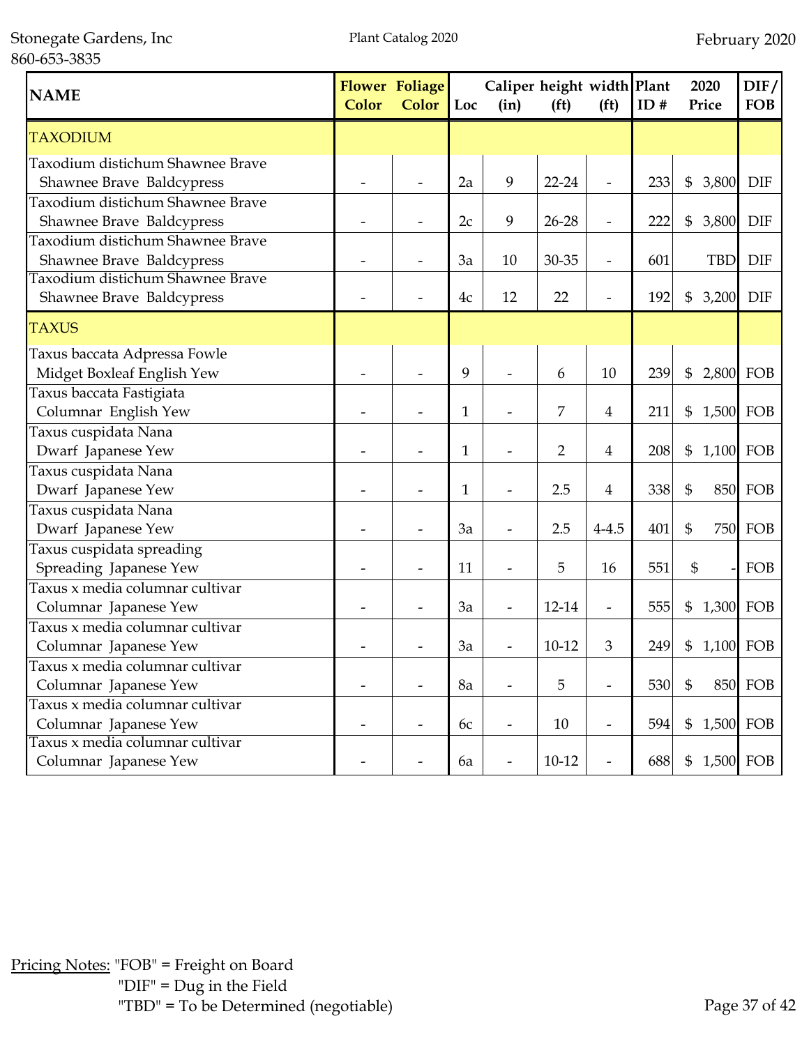Stonegate Gardens, Inc
860-653-3835

Plant Catalog 2020

February 2020

| NAME | Flower Color | Foliage Color | Loc | Caliper (in) | height (ft) | width (ft) | Plant ID # | 2020 Price | DIF/ FOB |
|---|---|---|---|---|---|---|---|---|---|
| TAXODIUM | | | | | | | | | |
| Taxodium distichum Shawnee Brave<br>Shawnee Brave Baldcypress | - | - | 2a | 9 | 22-24 | - | 233 | $ 3,800 | DIF |
| Taxodium distichum Shawnee Brave<br>Shawnee Brave Baldcypress | - | - | 2c | 9 | 26-28 | - | 222 | $ 3,800 | DIF |
| Taxodium distichum Shawnee Brave<br>Shawnee Brave Baldcypress | - | - | 3a | 10 | 30-35 | - | 601 | TBD | DIF |
| Taxodium distichum Shawnee Brave<br>Shawnee Brave Baldcypress | - | - | 4c | 12 | 22 | - | 192 | $ 3,200 | DIF |
| TAXUS | | | | | | | | | |
| Taxus baccata Adpressa Fowle<br>Midget Boxleaf English Yew | - | - | 9 | - | 6 | 10 | 239 | $ 2,800 | FOB |
| Taxus baccata Fastigiata<br>Columnar English Yew | - | - | 1 | - | 7 | 4 | 211 | $ 1,500 | FOB |
| Taxus cuspidata Nana<br>Dwarf Japanese Yew | - | - | 1 | - | 2 | 4 | 208 | $ 1,100 | FOB |
| Taxus cuspidata Nana<br>Dwarf Japanese Yew | - | - | 1 | - | 2.5 | 4 | 338 | $ 850 | FOB |
| Taxus cuspidata Nana<br>Dwarf Japanese Yew | - | - | 3a | - | 2.5 | 4-4.5 | 401 | $ 750 | FOB |
| Taxus cuspidata spreading<br>Spreading Japanese Yew | - | - | 11 | - | 5 | 16 | 551 | $ - | FOB |
| Taxus x media columnar cultivar<br>Columnar Japanese Yew | - | - | 3a | - | 12-14 | - | 555 | $ 1,300 | FOB |
| Taxus x media columnar cultivar<br>Columnar Japanese Yew | - | - | 3a | - | 10-12 | 3 | 249 | $ 1,100 | FOB |
| Taxus x media columnar cultivar<br>Columnar Japanese Yew | - | - | 8a | - | 5 | - | 530 | $ 850 | FOB |
| Taxus x media columnar cultivar<br>Columnar Japanese Yew | - | - | 6c | - | 10 | - | 594 | $ 1,500 | FOB |
| Taxus x media columnar cultivar<br>Columnar Japanese Yew | - | - | 6a | - | 10-12 | - | 688 | $ 1,500 | FOB |

Pricing Notes: "FOB" = Freight on Board
"DIF" = Dug in the Field
"TBD" = To be Determined (negotiable)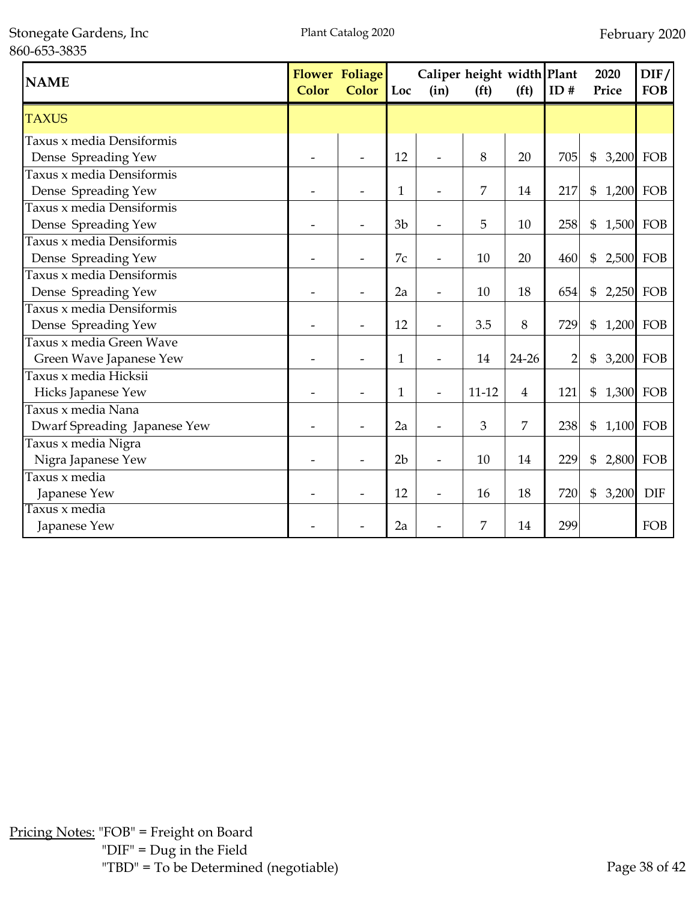| NAME | Flower Color | Foliage Color | Loc | Caliper (in) | height (ft) | width (ft) | Plant ID # | 2020 Price | DIF/FOB |
|---|---|---|---|---|---|---|---|---|---|
| TAXUS | | | | | | | | | |
| Taxus x media Densiformis Dense Spreading Yew | - | - | 12 | - | 8 | 20 | 705 | $ 3,200 | FOB |
| Taxus x media Densiformis Dense Spreading Yew | - | - | 1 | - | 7 | 14 | 217 | $ 1,200 | FOB |
| Taxus x media Densiformis Dense Spreading Yew | - | - | 3b | - | 5 | 10 | 258 | $ 1,500 | FOB |
| Taxus x media Densiformis Dense Spreading Yew | - | - | 7c | - | 10 | 20 | 460 | $ 2,500 | FOB |
| Taxus x media Densiformis Dense Spreading Yew | - | - | 2a | - | 10 | 18 | 654 | $ 2,250 | FOB |
| Taxus x media Densiformis Dense Spreading Yew | - | - | 12 | - | 3.5 | 8 | 729 | $ 1,200 | FOB |
| Taxus x media Green Wave Green Wave Japanese Yew | - | - | 1 | - | 14 | 24-26 | 2 | $ 3,200 | FOB |
| Taxus x media Hicksii Hicks Japanese Yew | - | - | 1 | - | 11-12 | 4 | 121 | $ 1,300 | FOB |
| Taxus x media Nana Dwarf Spreading Japanese Yew | - | - | 2a | - | 3 | 7 | 238 | $ 1,100 | FOB |
| Taxus x media Nigra Nigra Japanese Yew | - | - | 2b | - | 10 | 14 | 229 | $ 2,800 | FOB |
| Taxus x media Japanese Yew | - | - | 12 | - | 16 | 18 | 720 | $ 3,200 | DIF |
| Taxus x media Japanese Yew | - | - | 2a | - | 7 | 14 | 299 | | FOB |

Pricing Notes: "FOB" = Freight on Board
"DIF" = Dug in the Field
"TBD" = To be Determined (negotiable)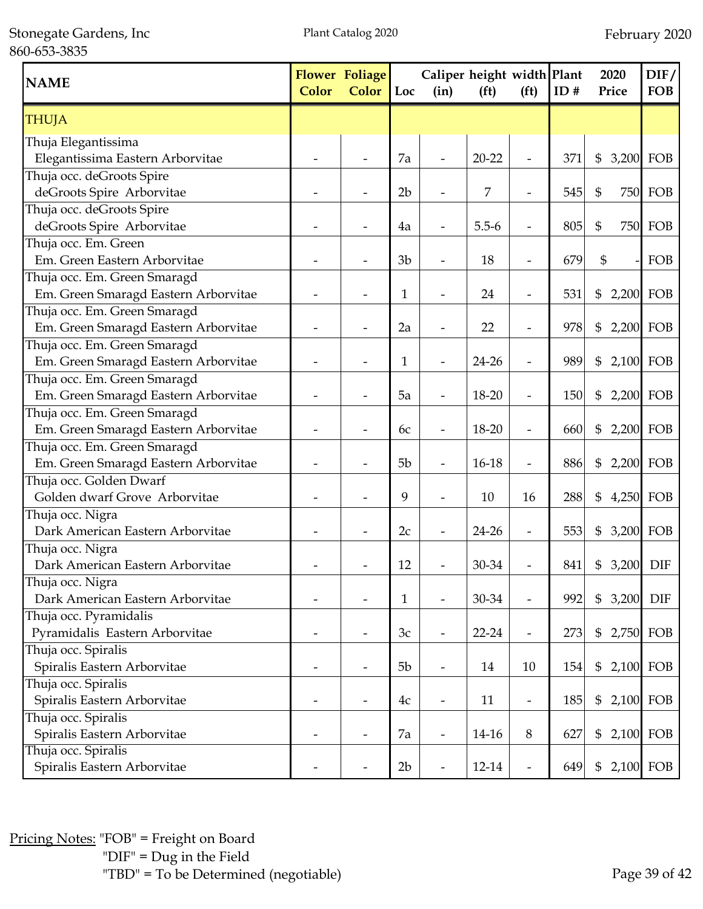Stonegate Gardens, Inc
860-653-3835

Plant Catalog 2020

February 2020

| NAME | Flower Color | Foliage Color | Loc | Caliper (in) | height (ft) | width (ft) | Plant ID # | 2020 Price | DIF/ FOB |
|---|---|---|---|---|---|---|---|---|---|
| THUJA | | | | | | | | | |
| Thuja Elegantissima<br>Elegantissima Eastern Arborvitae | - | - | 7a | - | 20-22 | - | 371 | $ 3,200 | FOB |
| Thuja occ. deGroots Spire<br>deGroots Spire Arborvitae | - | - | 2b | - | 7 | - | 545 | $ 750 | FOB |
| Thuja occ. deGroots Spire<br>deGroots Spire Arborvitae | - | - | 4a | - | 5.5-6 | - | 805 | $ 750 | FOB |
| Thuja occ. Em. Green<br>Em. Green Eastern Arborvitae | - | - | 3b | - | 18 | - | 679 | $ - | FOB |
| Thuja occ. Em. Green Smaragd<br>Em. Green Smaragd Eastern Arborvitae | - | - | 1 | - | 24 | - | 531 | $ 2,200 | FOB |
| Thuja occ. Em. Green Smaragd<br>Em. Green Smaragd Eastern Arborvitae | - | - | 2a | - | 22 | - | 978 | $ 2,200 | FOB |
| Thuja occ. Em. Green Smaragd<br>Em. Green Smaragd Eastern Arborvitae | - | - | 1 | - | 24-26 | - | 989 | $ 2,100 | FOB |
| Thuja occ. Em. Green Smaragd<br>Em. Green Smaragd Eastern Arborvitae | - | - | 5a | - | 18-20 | - | 150 | $ 2,200 | FOB |
| Thuja occ. Em. Green Smaragd<br>Em. Green Smaragd Eastern Arborvitae | - | - | 6c | - | 18-20 | - | 660 | $ 2,200 | FOB |
| Thuja occ. Em. Green Smaragd<br>Em. Green Smaragd Eastern Arborvitae | - | - | 5b | - | 16-18 | - | 886 | $ 2,200 | FOB |
| Thuja occ. Golden Dwarf<br>Golden dwarf Grove Arborvitae | - | - | 9 | - | 10 | 16 | 288 | $ 4,250 | FOB |
| Thuja occ. Nigra<br>Dark American Eastern Arborvitae | - | - | 2c | - | 24-26 | - | 553 | $ 3,200 | FOB |
| Thuja occ. Nigra<br>Dark American Eastern Arborvitae | - | - | 12 | - | 30-34 | - | 841 | $ 3,200 | DIF |
| Thuja occ. Nigra<br>Dark American Eastern Arborvitae | - | - | 1 | - | 30-34 | - | 992 | $ 3,200 | DIF |
| Thuja occ. Pyramidalis<br>Pyramidalis Eastern Arborvitae | - | - | 3c | - | 22-24 | - | 273 | $ 2,750 | FOB |
| Thuja occ. Spiralis<br>Spiralis Eastern Arborvitae | - | - | 5b | - | 14 | 10 | 154 | $ 2,100 | FOB |
| Thuja occ. Spiralis<br>Spiralis Eastern Arborvitae | - | - | 4c | - | 11 | - | 185 | $ 2,100 | FOB |
| Thuja occ. Spiralis<br>Spiralis Eastern Arborvitae | - | - | 7a | - | 14-16 | 8 | 627 | $ 2,100 | FOB |
| Thuja occ. Spiralis<br>Spiralis Eastern Arborvitae | - | - | 2b | - | 12-14 | - | 649 | $ 2,100 | FOB |

Pricing Notes: "FOB" = Freight on Board
"DIF" = Dug in the Field
"TBD" = To be Determined (negotiable)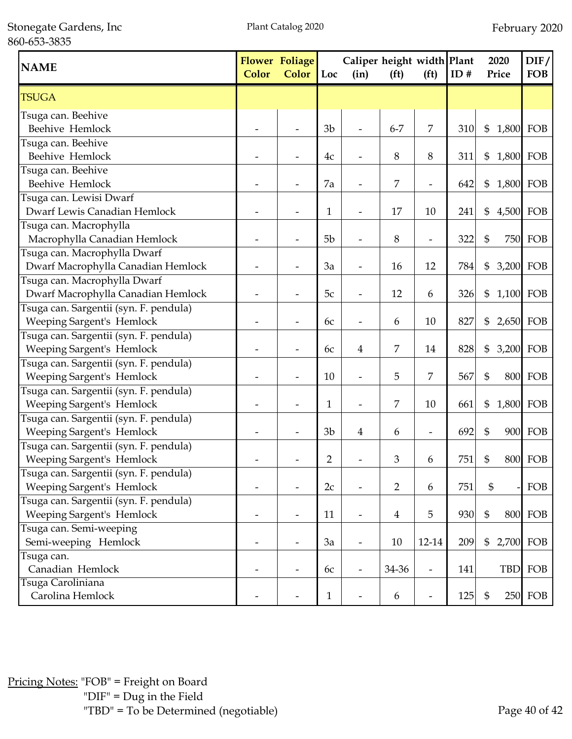| NAME | Flower Color | Foliage Color | Loc | Caliper (in) | height (ft) | width (ft) | Plant ID # | 2020 Price | DIF/ FOB |
|---|---|---|---|---|---|---|---|---|---|
| TSUGA | | | | | | | | | |
| Tsuga can. Beehive<br>Beehive Hemlock | - | - | 3b | - | 6-7 | 7 | 310 | $ 1,800 | FOB |
| Tsuga can. Beehive<br>Beehive Hemlock | - | - | 4c | - | 8 | 8 | 311 | $ 1,800 | FOB |
| Tsuga can. Beehive<br>Beehive Hemlock | - | - | 7a | - | 7 | - | 642 | $ 1,800 | FOB |
| Tsuga can. Lewisi Dwarf<br>Dwarf Lewis Canadian Hemlock | - | - | 1 | - | 17 | 10 | 241 | $ 4,500 | FOB |
| Tsuga can. Macrophylla<br>Macrophylla Canadian Hemlock | - | - | 5b | - | 8 | - | 322 | $ 750 | FOB |
| Tsuga can. Macrophylla Dwarf<br>Dwarf Macrophylla Canadian Hemlock | - | - | 3a | - | 16 | 12 | 784 | $ 3,200 | FOB |
| Tsuga can. Macrophylla Dwarf<br>Dwarf Macrophylla Canadian Hemlock | - | - | 5c | - | 12 | 6 | 326 | $ 1,100 | FOB |
| Tsuga can. Sargentii (syn. F. pendula)<br>Weeping Sargent's Hemlock | - | - | 6c | - | 6 | 10 | 827 | $ 2,650 | FOB |
| Tsuga can. Sargentii (syn. F. pendula)<br>Weeping Sargent's Hemlock | - | - | 6c | 4 | 7 | 14 | 828 | $ 3,200 | FOB |
| Tsuga can. Sargentii (syn. F. pendula)<br>Weeping Sargent's Hemlock | - | - | 10 | - | 5 | 7 | 567 | $ 800 | FOB |
| Tsuga can. Sargentii (syn. F. pendula)<br>Weeping Sargent's Hemlock | - | - | 1 | - | 7 | 10 | 661 | $ 1,800 | FOB |
| Tsuga can. Sargentii (syn. F. pendula)<br>Weeping Sargent's Hemlock | - | - | 3b | 4 | 6 | - | 692 | $ 900 | FOB |
| Tsuga can. Sargentii (syn. F. pendula)<br>Weeping Sargent's Hemlock | - | - | 2 | - | 3 | 6 | 751 | $ 800 | FOB |
| Tsuga can. Sargentii (syn. F. pendula)<br>Weeping Sargent's Hemlock | - | - | 2c | - | 2 | 6 | 751 | $ - | FOB |
| Tsuga can. Sargentii (syn. F. pendula)<br>Weeping Sargent's Hemlock | - | - | 11 | - | 4 | 5 | 930 | $ 800 | FOB |
| Tsuga can. Semi-weeping<br>Semi-weeping Hemlock | - | - | 3a | - | 10 | 12-14 | 209 | $ 2,700 | FOB |
| Tsuga can.<br>Canadian Hemlock | - | - | 6c | - | 34-36 | - | 141 | TBD | FOB |
| Tsuga Caroliniana<br>Carolina Hemlock | - | - | 1 | - | 6 | - | 125 | $ 250 | FOB |

Pricing Notes: "FOB" = Freight on Board
"DIF" = Dug in the Field
"TBD" = To be Determined (negotiable)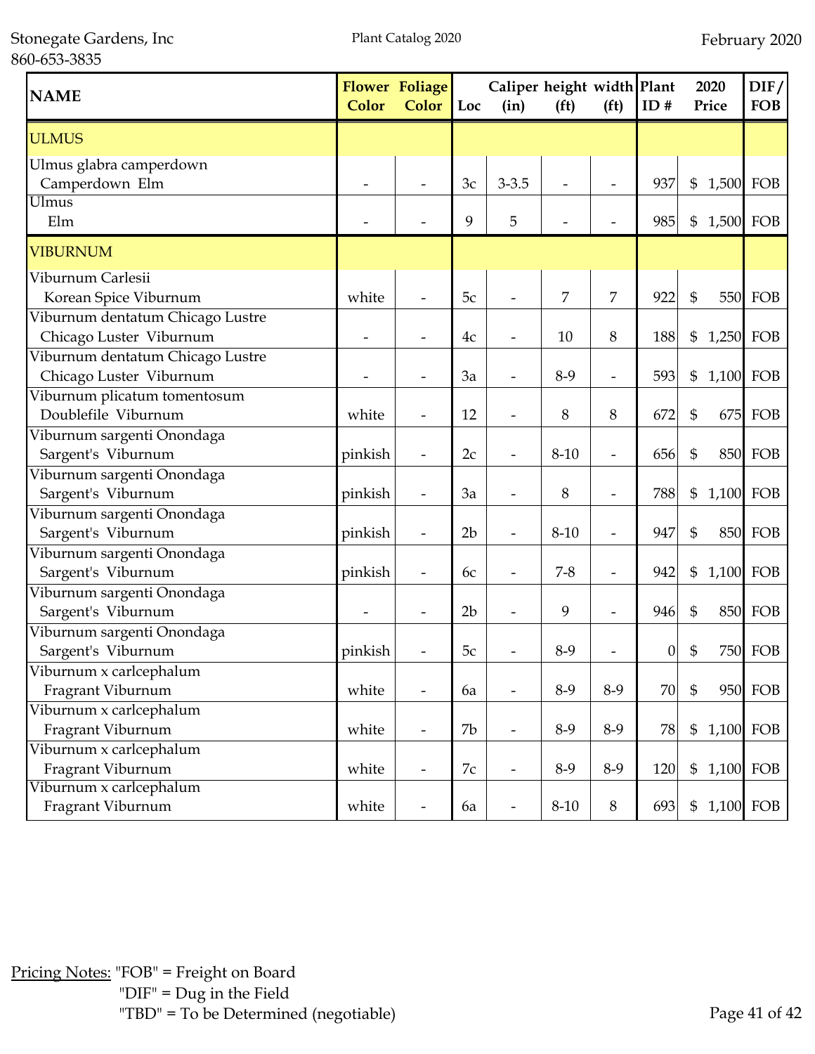| NAME | Flower Color | Foliage Color | Loc | Caliper (in) | height (ft) | width (ft) | Plant ID # | 2020 Price | DIF/ FOB |
|---|---|---|---|---|---|---|---|---|---|
| ULMUS | | | | | | | | | |
| Ulmus glabra camperdown Camperdown Elm | - | - | 3c | 3-3.5 | - | - | 937 | $ 1,500 | FOB |
| Ulmus Elm | - | - | 9 | 5 | - | - | 985 | $ 1,500 | FOB |
| VIBURNUM | | | | | | | | | |
| Viburnum Carlesii Korean Spice Viburnum | white | - | 5c | - | 7 | 7 | 922 | $ 550 | FOB |
| Viburnum dentatum Chicago Lustre Chicago Luster Viburnum | - | - | 4c | - | 10 | 8 | 188 | $ 1,250 | FOB |
| Viburnum dentatum Chicago Lustre Chicago Luster Viburnum | - | - | 3a | - | 8-9 | - | 593 | $ 1,100 | FOB |
| Viburnum plicatum tomentosum Doublefile Viburnum | white | - | 12 | - | 8 | 8 | 672 | $ 675 | FOB |
| Viburnum sargenti Onondaga Sargent's Viburnum | pinkish | - | 2c | - | 8-10 | - | 656 | $ 850 | FOB |
| Viburnum sargenti Onondaga Sargent's Viburnum | pinkish | - | 3a | - | 8 | - | 788 | $ 1,100 | FOB |
| Viburnum sargenti Onondaga Sargent's Viburnum | pinkish | - | 2b | - | 8-10 | - | 947 | $ 850 | FOB |
| Viburnum sargenti Onondaga Sargent's Viburnum | pinkish | - | 6c | - | 7-8 | - | 942 | $ 1,100 | FOB |
| Viburnum sargenti Onondaga Sargent's Viburnum | - | - | 2b | - | 9 | - | 946 | $ 850 | FOB |
| Viburnum sargenti Onondaga Sargent's Viburnum | pinkish | - | 5c | - | 8-9 | - | 0 | $ 750 | FOB |
| Viburnum x carlcephalum Fragrant Viburnum | white | - | 6a | - | 8-9 | 8-9 | 70 | $ 950 | FOB |
| Viburnum x carlcephalum Fragrant Viburnum | white | - | 7b | - | 8-9 | 8-9 | 78 | $ 1,100 | FOB |
| Viburnum x carlcephalum Fragrant Viburnum | white | - | 7c | - | 8-9 | 8-9 | 120 | $ 1,100 | FOB |
| Viburnum x carlcephalum Fragrant Viburnum | white | - | 6a | - | 8-10 | 8 | 693 | $ 1,100 | FOB |

Pricing Notes: "FOB" = Freight on Board
"DIF" = Dug in the Field
"TBD" = To be Determined (negotiable)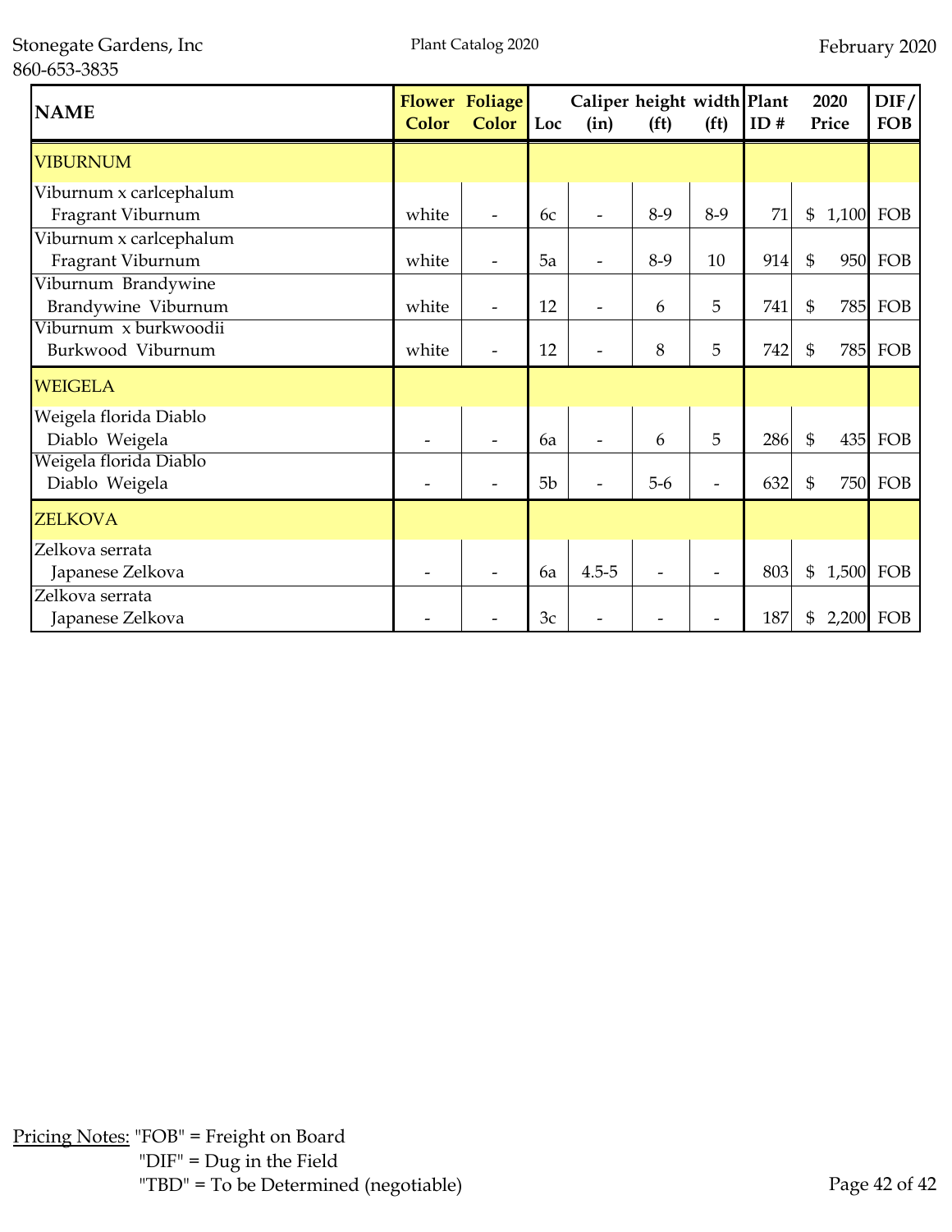| NAME | Flower Color | Foliage Color | Loc | Caliper (in) | height (ft) | width (ft) | Plant ID # | 2020 Price | DIF/ FOB |
|---|---|---|---|---|---|---|---|---|---|
| VIBURNUM | | | | | | | | | |
| Viburnum x carlcephalum Fragrant Viburnum | white | - | 6c | - | 8-9 | 8-9 | 71 | $ 1,100 | FOB |
| Viburnum x carlcephalum Fragrant Viburnum | white | - | 5a | - | 8-9 | 10 | 914 | $ 950 | FOB |
| Viburnum Brandywine Brandywine Viburnum | white | - | 12 | - | 6 | 5 | 741 | $ 785 | FOB |
| Viburnum x burkwoodii Burkwood Viburnum | white | - | 12 | - | 8 | 5 | 742 | $ 785 | FOB |
| WEIGELA | | | | | | | | | |
| Weigela florida Diablo Diablo Weigela | - | - | 6a | - | 6 | 5 | 286 | $ 435 | FOB |
| Weigela florida Diablo Diablo Weigela | - | - | 5b | - | 5-6 | - | 632 | $ 750 | FOB |
| ZELKOVA | | | | | | | | | |
| Zelkova serrata Japanese Zelkova | - | - | 6a | 4.5-5 | - | - | 803 | $ 1,500 | FOB |
| Zelkova serrata Japanese Zelkova | - | - | 3c | - | - | - | 187 | $ 2,200 | FOB |

Pricing Notes: "FOB" = Freight on Board
"DIF" = Dug in the Field
"TBD" = To be Determined (negotiable)